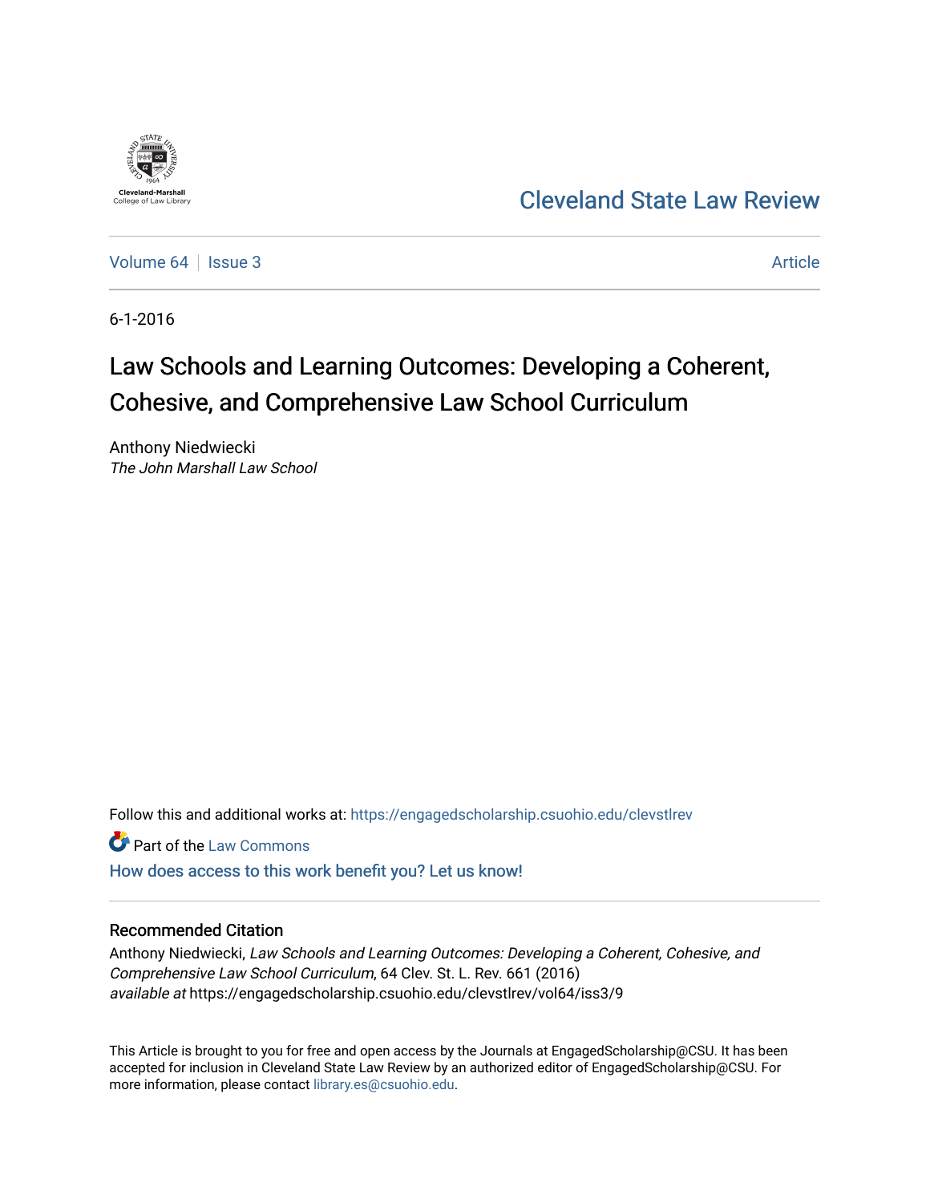Cleveland-Marshall College of Law Library

# Cleveland State Law Review

Volume 64 | Issue 3 | Article

6-1-2016

## Law Schools and Learning Outcomes: Developing a Coherent, Cohesive, and Comprehensive Law School Curriculum

Anthony Niedwiecki
*The John Marshall Law School*

Follow this and additional works at: https://engagedscholarship.csuohio.edu/clevstlrev

Part of the Law Commons

How does access to this work benefit you? Let us know!

### Recommended Citation

Anthony Niedwiecki, *Law Schools and Learning Outcomes: Developing a Coherent, Cohesive, and Comprehensive Law School Curriculum*, 64 Clev. St. L. Rev. 661 (2016)
*available at* https://engagedscholarship.csuohio.edu/clevstlrev/vol64/iss3/9

This Article is brought to you for free and open access by the Journals at EngagedScholarship@CSU. It has been accepted for inclusion in Cleveland State Law Review by an authorized editor of EngagedScholarship@CSU. For more information, please contact library.es@csuohio.edu.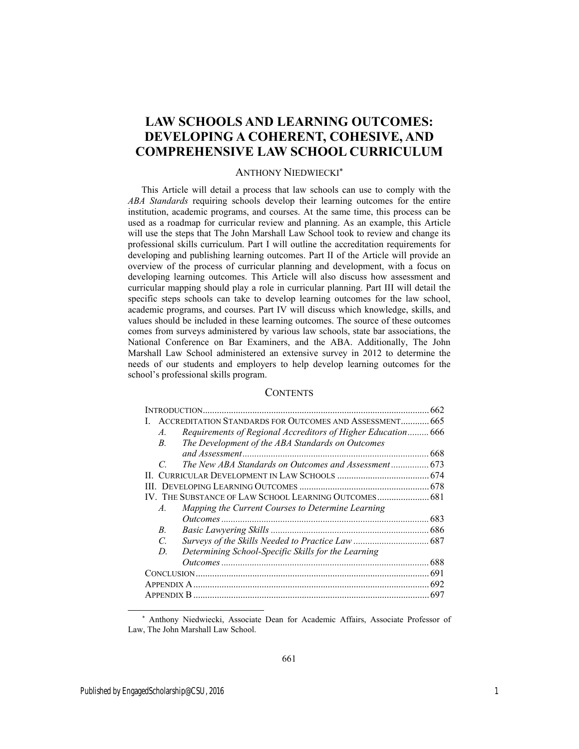# LAW SCHOOLS AND LEARNING OUTCOMES: DEVELOPING A COHERENT, COHESIVE, AND COMPREHENSIVE LAW SCHOOL CURRICULUM

ANTHONY NIEDWIECKI*

This Article will detail a process that law schools can use to comply with the *ABA Standards* requiring schools develop their learning outcomes for the entire institution, academic programs, and courses. At the same time, this process can be used as a roadmap for curricular review and planning. As an example, this Article will use the steps that The John Marshall Law School took to review and change its professional skills curriculum. Part I will outline the accreditation requirements for developing and publishing learning outcomes. Part II of the Article will provide an overview of the process of curricular planning and development, with a focus on developing learning outcomes. This Article will also discuss how assessment and curricular mapping should play a role in curricular planning. Part III will detail the specific steps schools can take to develop learning outcomes for the law school, academic programs, and courses. Part IV will discuss which knowledge, skills, and values should be included in these learning outcomes. The source of these outcomes comes from surveys administered by various law schools, state bar associations, the National Conference on Bar Examiners, and the ABA. Additionally, The John Marshall Law School administered an extensive survey in 2012 to determine the needs of our students and employers to help develop learning outcomes for the school's professional skills program.

## CONTENTS

| | |
|---|---|
| INTRODUCTION | 662 |
| I. ACCREDITATION STANDARDS FOR OUTCOMES AND ASSESSMENT | 665 |
| *A. Requirements of Regional Accreditors of Higher Education* | 666 |
| *B. The Development of the ABA Standards on Outcomes and Assessment* | 668 |
| *C. The New ABA Standards on Outcomes and Assessment* | 673 |
| II. CURRICULAR DEVELOPMENT IN LAW SCHOOLS | 674 |
| III. DEVELOPING LEARNING OUTCOMES | 678 |
| IV. THE SUBSTANCE OF LAW SCHOOL LEARNING OUTCOMES | 681 |
| *A. Mapping the Current Courses to Determine Learning Outcomes* | 683 |
| *B. Basic Lawyering Skills* | 686 |
| *C. Surveys of the Skills Needed to Practice Law* | 687 |
| *D. Determining School-Specific Skills for the Learning Outcomes* | 688 |
| CONCLUSION | 691 |
| APPENDIX A | 692 |
| APPENDIX B | 697 |

* Anthony Niedwiecki, Associate Dean for Academic Affairs, Associate Professor of Law, The John Marshall Law School.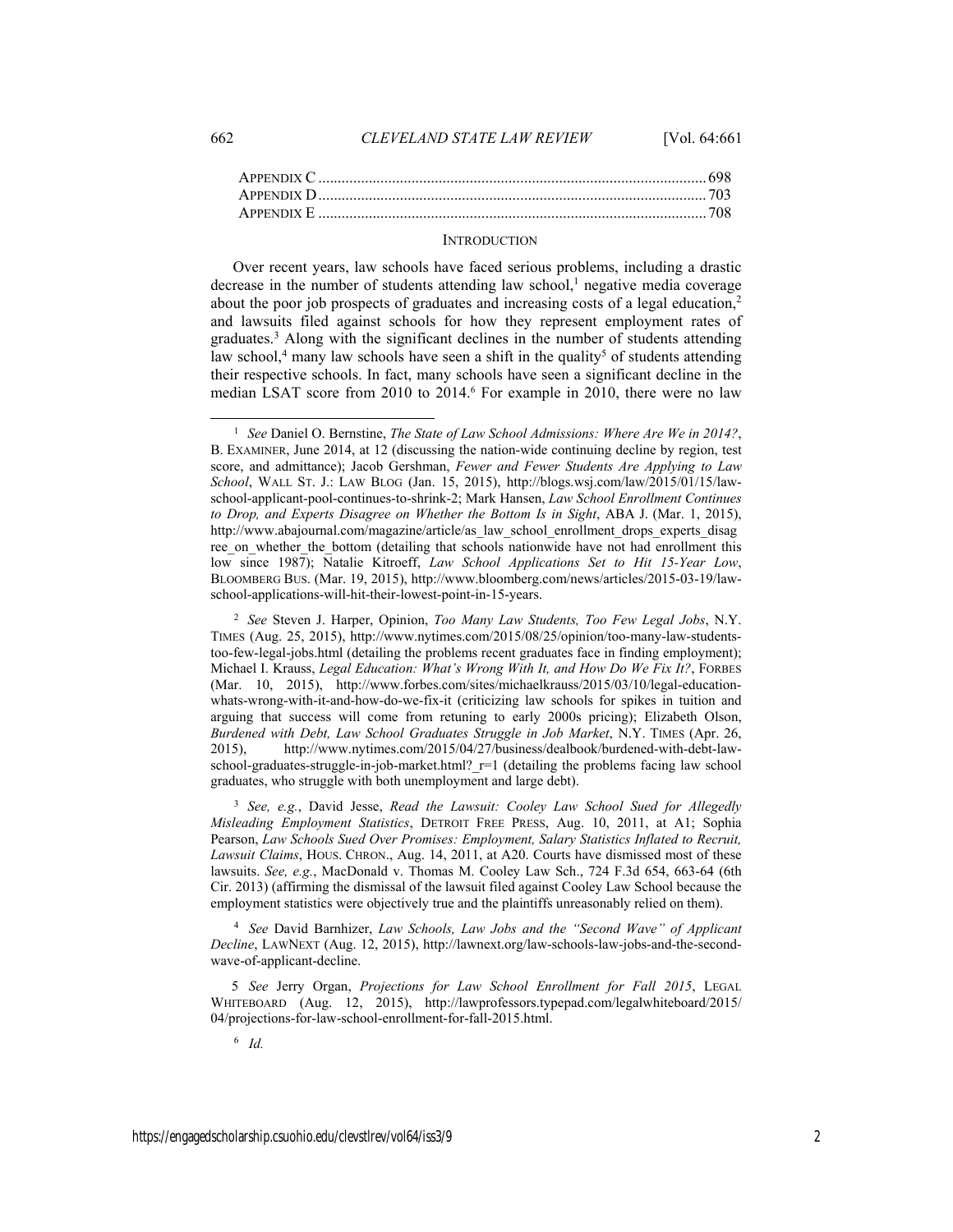| | |
|---|---|
| APPENDIX C | 698 |
| APPENDIX D | 703 |
| APPENDIX E | 708 |

## INTRODUCTION

Over recent years, law schools have faced serious problems, including a drastic decrease in the number of students attending law school,[1] negative media coverage about the poor job prospects of graduates and increasing costs of a legal education,[2] and lawsuits filed against schools for how they represent employment rates of graduates.[3] Along with the significant declines in the number of students attending law school,[4] many law schools have seen a shift in the quality[5] of students attending their respective schools. In fact, many schools have seen a significant decline in the median LSAT score from 2010 to 2014.[6] For example in 2010, there were no law

---

[1] *See* Daniel O. Bernstine, *The State of Law School Admissions: Where Are We in 2014?*, B. EXAMINER, June 2014, at 12 (discussing the nation-wide continuing decline by region, test score, and admittance); Jacob Gershman, *Fewer and Fewer Students Are Applying to Law School*, WALL ST. J.: LAW BLOG (Jan. 15, 2015), http://blogs.wsj.com/law/2015/01/15/law-school-applicant-pool-continues-to-shrink-2; Mark Hansen, *Law School Enrollment Continues to Drop, and Experts Disagree on Whether the Bottom Is in Sight*, ABA J. (Mar. 1, 2015), http://www.abajournal.com/magazine/article/as_law_school_enrollment_drops_experts_disagree_on_whether_the_bottom (detailing that schools nationwide have not had enrollment this low since 1987); Natalie Kitroeff, *Law School Applications Set to Hit 15-Year Low*, BLOOMBERG BUS. (Mar. 19, 2015), http://www.bloomberg.com/news/articles/2015-03-19/law-school-applications-will-hit-their-lowest-point-in-15-years.

[2] *See* Steven J. Harper, Opinion, *Too Many Law Students, Too Few Legal Jobs*, N.Y. TIMES (Aug. 25, 2015), http://www.nytimes.com/2015/08/25/opinion/too-many-law-students-too-few-legal-jobs.html (detailing the problems recent graduates face in finding employment); Michael I. Krauss, *Legal Education: What's Wrong With It, and How Do We Fix It?*, FORBES (Mar. 10, 2015), http://www.forbes.com/sites/michaelkrauss/2015/03/10/legal-education-whats-wrong-with-it-and-how-do-we-fix-it (criticizing law schools for spikes in tuition and arguing that success will come from retuning to early 2000s pricing); Elizabeth Olson, *Burdened with Debt, Law School Graduates Struggle in Job Market*, N.Y. TIMES (Apr. 26, 2015), http://www.nytimes.com/2015/04/27/business/dealbook/burdened-with-debt-law-school-graduates-struggle-in-job-market.html?_r=1 (detailing the problems facing law school graduates, who struggle with both unemployment and large debt).

[3] *See, e.g.*, David Jesse, *Read the Lawsuit: Cooley Law School Sued for Allegedly Misleading Employment Statistics*, DETROIT FREE PRESS, Aug. 10, 2011, at A1; Sophia Pearson, *Law Schools Sued Over Promises: Employment, Salary Statistics Inflated to Recruit, Lawsuit Claims*, HOUS. CHRON., Aug. 14, 2011, at A20. Courts have dismissed most of these lawsuits. *See, e.g.*, MacDonald v. Thomas M. Cooley Law Sch., 724 F.3d 654, 663-64 (6th Cir. 2013) (affirming the dismissal of the lawsuit filed against Cooley Law School because the employment statistics were objectively true and the plaintiffs unreasonably relied on them).

[4] *See* David Barnhizer, *Law Schools, Law Jobs and the "Second Wave" of Applicant Decline*, LAWNEXT (Aug. 12, 2015), http://lawnext.org/law-schools-law-jobs-and-the-second-wave-of-applicant-decline.

[5] *See* Jerry Organ, *Projections for Law School Enrollment for Fall 2015*, LEGAL WHITEBOARD (Aug. 12, 2015), http://lawprofessors.typepad.com/legalwhiteboard/2015/04/projections-for-law-school-enrollment-for-fall-2015.html.

[6] *Id.*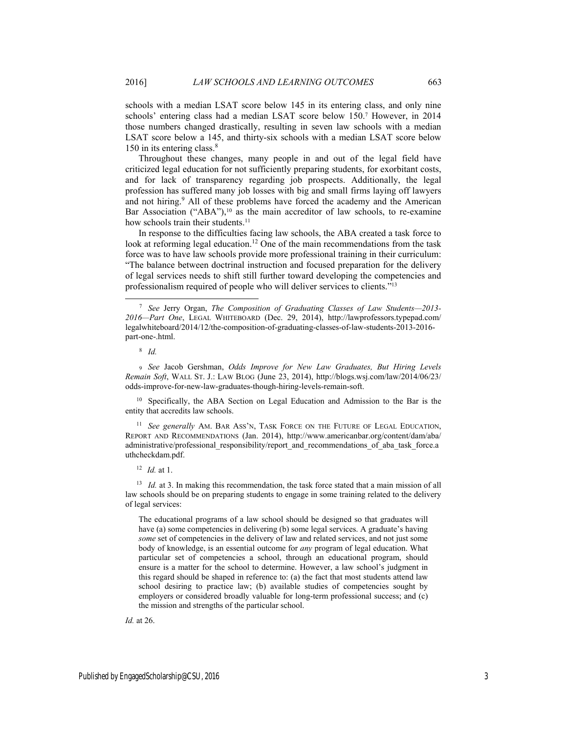schools with a median LSAT score below 145 in its entering class, and only nine schools' entering class had a median LSAT score below 150.[7] However, in 2014 those numbers changed drastically, resulting in seven law schools with a median LSAT score below a 145, and thirty-six schools with a median LSAT score below 150 in its entering class.[8]

Throughout these changes, many people in and out of the legal field have criticized legal education for not sufficiently preparing students, for exorbitant costs, and for lack of transparency regarding job prospects. Additionally, the legal profession has suffered many job losses with big and small firms laying off lawyers and not hiring.[9] All of these problems have forced the academy and the American Bar Association ("ABA"),[10] as the main accreditor of law schools, to re-examine how schools train their students.[11]

In response to the difficulties facing law schools, the ABA created a task force to look at reforming legal education.[12] One of the main recommendations from the task force was to have law schools provide more professional training in their curriculum: "The balance between doctrinal instruction and focused preparation for the delivery of legal services needs to shift still further toward developing the competencies and professionalism required of people who will deliver services to clients."[13]

---

[7] *See* Jerry Organ, *The Composition of Graduating Classes of Law Students—2013-2016—Part One*, LEGAL WHITEBOARD (Dec. 29, 2014), http://lawprofessors.typepad.com/legalwhiteboard/2014/12/the-composition-of-graduating-classes-of-law-students-2013-2016-part-one-.html.

[8] *Id.*

[9] *See* Jacob Gershman, *Odds Improve for New Law Graduates, But Hiring Levels Remain Soft*, WALL ST. J.: LAW BLOG (June 23, 2014), http://blogs.wsj.com/law/2014/06/23/odds-improve-for-new-law-graduates-though-hiring-levels-remain-soft.

[10] Specifically, the ABA Section on Legal Education and Admission to the Bar is the entity that accredits law schools.

[11] *See generally* AM. BAR ASS'N, TASK FORCE ON THE FUTURE OF LEGAL EDUCATION, REPORT AND RECOMMENDATIONS (Jan. 2014), http://www.americanbar.org/content/dam/aba/administrative/professional_responsibility/report_and_recommendations_of_aba_task_force.authcheckdam.pdf.

[12] *Id.* at 1.

[13] *Id.* at 3. In making this recommendation, the task force stated that a main mission of all law schools should be on preparing students to engage in some training related to the delivery of legal services:

> The educational programs of a law school should be designed so that graduates will have (a) some competencies in delivering (b) some legal services. A graduate's having *some* set of competencies in the delivery of law and related services, and not just some body of knowledge, is an essential outcome for *any* program of legal education. What particular set of competencies a school, through an educational program, should ensure is a matter for the school to determine. However, a law school's judgment in this regard should be shaped in reference to: (a) the fact that most students attend law school desiring to practice law; (b) available studies of competencies sought by employers or considered broadly valuable for long-term professional success; and (c) the mission and strengths of the particular school.

*Id.* at 26.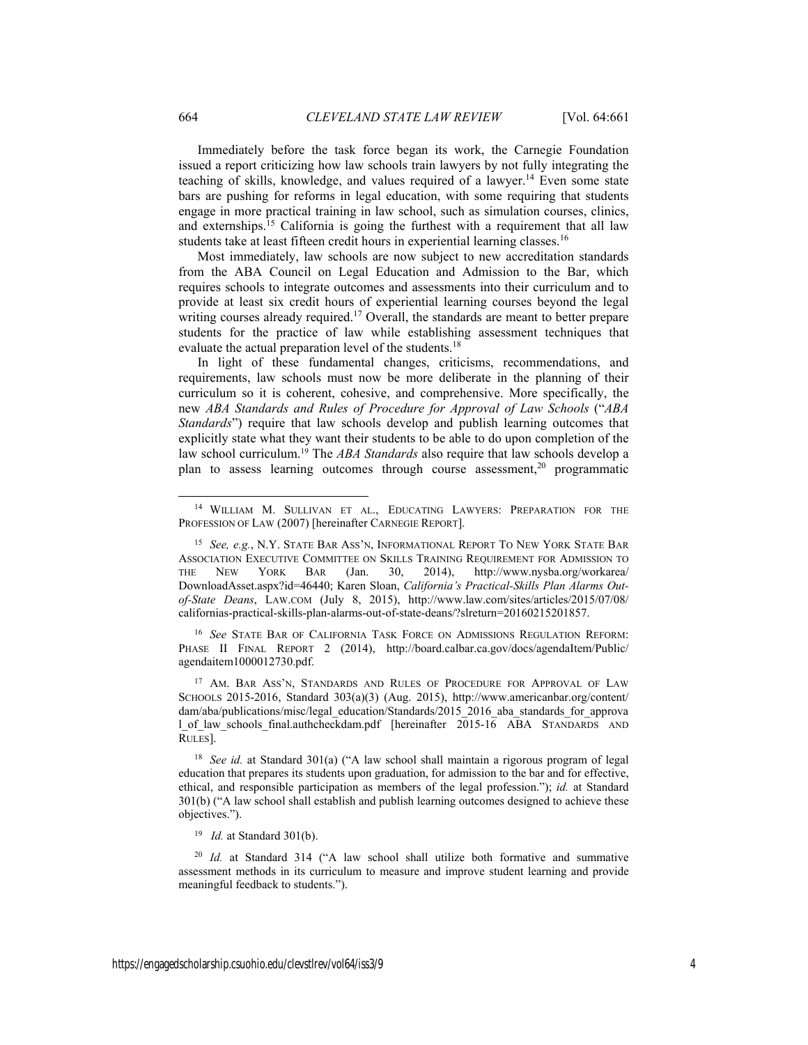Immediately before the task force began its work, the Carnegie Foundation issued a report criticizing how law schools train lawyers by not fully integrating the teaching of skills, knowledge, and values required of a lawyer.[14] Even some state bars are pushing for reforms in legal education, with some requiring that students engage in more practical training in law school, such as simulation courses, clinics, and externships.[15] California is going the furthest with a requirement that all law students take at least fifteen credit hours in experiential learning classes.[16]

Most immediately, law schools are now subject to new accreditation standards from the ABA Council on Legal Education and Admission to the Bar, which requires schools to integrate outcomes and assessments into their curriculum and to provide at least six credit hours of experiential learning courses beyond the legal writing courses already required.[17] Overall, the standards are meant to better prepare students for the practice of law while establishing assessment techniques that evaluate the actual preparation level of the students.[18]

In light of these fundamental changes, criticisms, recommendations, and requirements, law schools must now be more deliberate in the planning of their curriculum so it is coherent, cohesive, and comprehensive. More specifically, the new *ABA Standards and Rules of Procedure for Approval of Law Schools* ("*ABA Standards*") require that law schools develop and publish learning outcomes that explicitly state what they want their students to be able to do upon completion of the law school curriculum.[19] The *ABA Standards* also require that law schools develop a plan to assess learning outcomes through course assessment,[20] programmatic

---

[14] WILLIAM M. SULLIVAN ET AL., EDUCATING LAWYERS: PREPARATION FOR THE PROFESSION OF LAW (2007) [hereinafter CARNEGIE REPORT].

[15] *See, e.g.*, N.Y. STATE BAR ASS'N, INFORMATIONAL REPORT TO NEW YORK STATE BAR ASSOCIATION EXECUTIVE COMMITTEE ON SKILLS TRAINING REQUIREMENT FOR ADMISSION TO THE NEW YORK BAR (Jan. 30, 2014), http://www.nysba.org/workarea/DownloadAsset.aspx?id=46440; Karen Sloan, *California's Practical-Skills Plan Alarms Out-of-State Deans*, LAW.COM (July 8, 2015), http://www.law.com/sites/articles/2015/07/08/californias-practical-skills-plan-alarms-out-of-state-deans/?slreturn=20160215201857.

[16] *See* STATE BAR OF CALIFORNIA TASK FORCE ON ADMISSIONS REGULATION REFORM: PHASE II FINAL REPORT 2 (2014), http://board.calbar.ca.gov/docs/agendaItem/Public/agendaitem1000012730.pdf.

[17] AM. BAR ASS'N, STANDARDS AND RULES OF PROCEDURE FOR APPROVAL OF LAW SCHOOLS 2015-2016, Standard 303(a)(3) (Aug. 2015), http://www.americanbar.org/content/dam/aba/publications/misc/legal_education/Standards/2015_2016_aba_standards_for_approval_of_law_schools_final.authcheckdam.pdf [hereinafter 2015-16 ABA STANDARDS AND RULES].

[18] *See id.* at Standard 301(a) ("A law school shall maintain a rigorous program of legal education that prepares its students upon graduation, for admission to the bar and for effective, ethical, and responsible participation as members of the legal profession."); *id.* at Standard 301(b) ("A law school shall establish and publish learning outcomes designed to achieve these objectives.").

[19] *Id.* at Standard 301(b).

[20] *Id.* at Standard 314 ("A law school shall utilize both formative and summative assessment methods in its curriculum to measure and improve student learning and provide meaningful feedback to students.").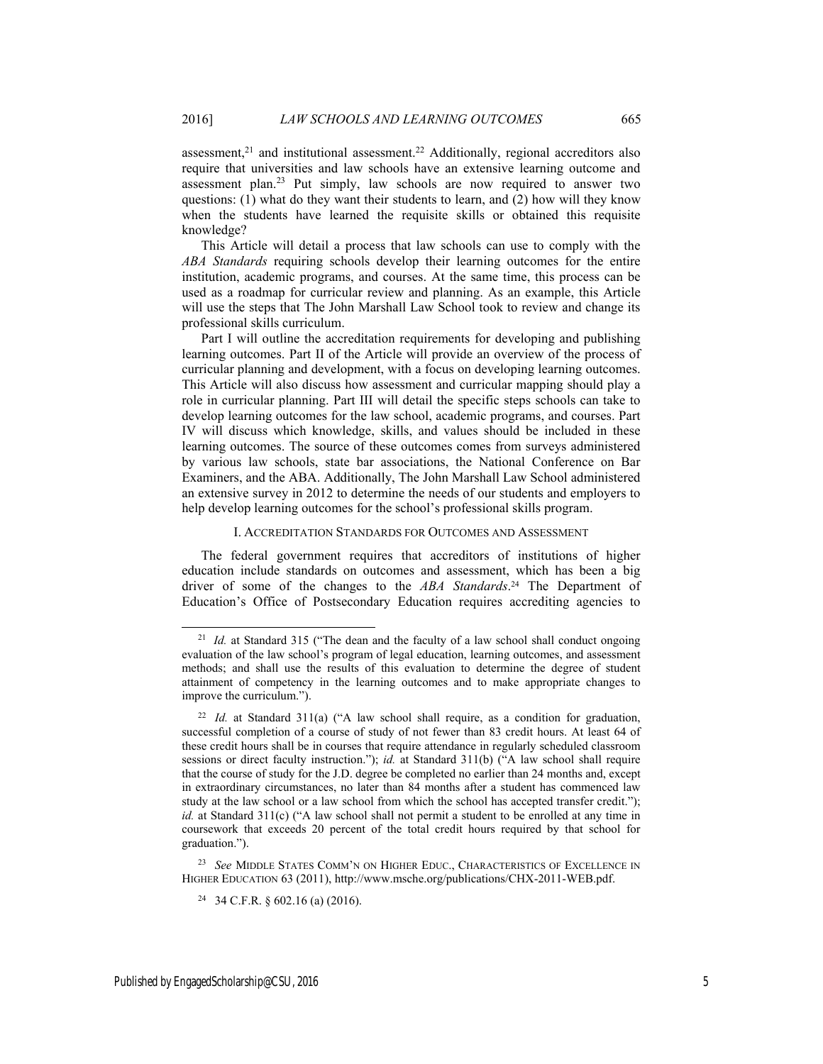assessment,[21] and institutional assessment.[22] Additionally, regional accreditors also require that universities and law schools have an extensive learning outcome and assessment plan.[23] Put simply, law schools are now required to answer two questions: (1) what do they want their students to learn, and (2) how will they know when the students have learned the requisite skills or obtained this requisite knowledge?

This Article will detail a process that law schools can use to comply with the *ABA Standards* requiring schools develop their learning outcomes for the entire institution, academic programs, and courses. At the same time, this process can be used as a roadmap for curricular review and planning. As an example, this Article will use the steps that The John Marshall Law School took to review and change its professional skills curriculum.

Part I will outline the accreditation requirements for developing and publishing learning outcomes. Part II of the Article will provide an overview of the process of curricular planning and development, with a focus on developing learning outcomes. This Article will also discuss how assessment and curricular mapping should play a role in curricular planning. Part III will detail the specific steps schools can take to develop learning outcomes for the law school, academic programs, and courses. Part IV will discuss which knowledge, skills, and values should be included in these learning outcomes. The source of these outcomes comes from surveys administered by various law schools, state bar associations, the National Conference on Bar Examiners, and the ABA. Additionally, The John Marshall Law School administered an extensive survey in 2012 to determine the needs of our students and employers to help develop learning outcomes for the school's professional skills program.

## I. Accreditation Standards for Outcomes and Assessment

The federal government requires that accreditors of institutions of higher education include standards on outcomes and assessment, which has been a big driver of some of the changes to the *ABA Standards*.[24] The Department of Education's Office of Postsecondary Education requires accrediting agencies to

---

[21] *Id.* at Standard 315 ("The dean and the faculty of a law school shall conduct ongoing evaluation of the law school's program of legal education, learning outcomes, and assessment methods; and shall use the results of this evaluation to determine the degree of student attainment of competency in the learning outcomes and to make appropriate changes to improve the curriculum.").

[22] *Id.* at Standard 311(a) ("A law school shall require, as a condition for graduation, successful completion of a course of study of not fewer than 83 credit hours. At least 64 of these credit hours shall be in courses that require attendance in regularly scheduled classroom sessions or direct faculty instruction."); *id.* at Standard 311(b) ("A law school shall require that the course of study for the J.D. degree be completed no earlier than 24 months and, except in extraordinary circumstances, no later than 84 months after a student has commenced law study at the law school or a law school from which the school has accepted transfer credit."); *id.* at Standard 311(c) ("A law school shall not permit a student to be enrolled at any time in coursework that exceeds 20 percent of the total credit hours required by that school for graduation.").

[23] *See* Middle States Comm'n on Higher Educ., Characteristics of Excellence in Higher Education 63 (2011), http://www.msche.org/publications/CHX-2011-WEB.pdf.

[24] 34 C.F.R. § 602.16 (a) (2016).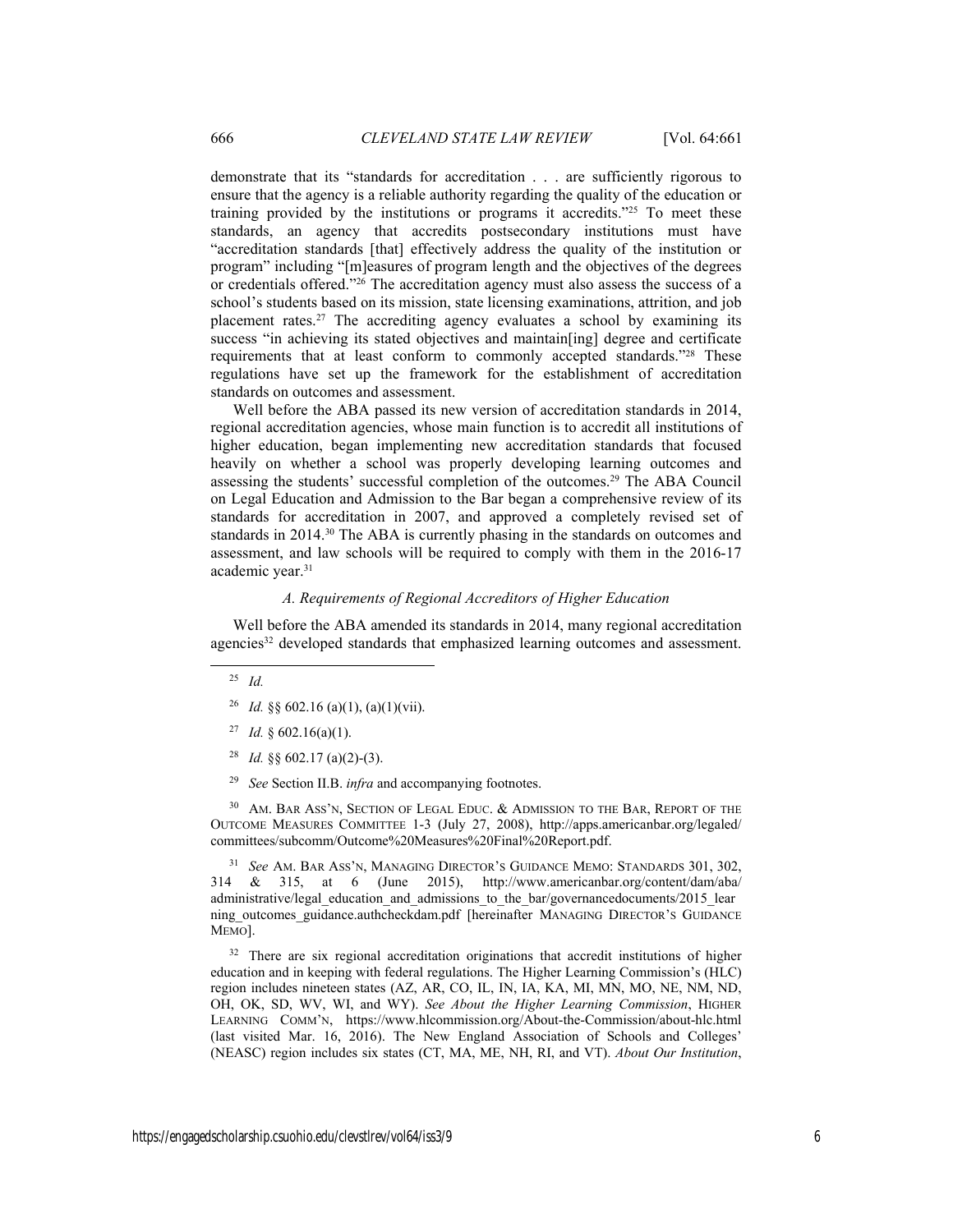demonstrate that its "standards for accreditation . . . are sufficiently rigorous to ensure that the agency is a reliable authority regarding the quality of the education or training provided by the institutions or programs it accredits."[25] To meet these standards, an agency that accredits postsecondary institutions must have "accreditation standards [that] effectively address the quality of the institution or program" including "[m]easures of program length and the objectives of the degrees or credentials offered."[26] The accreditation agency must also assess the success of a school's students based on its mission, state licensing examinations, attrition, and job placement rates.[27] The accrediting agency evaluates a school by examining its success "in achieving its stated objectives and maintain[ing] degree and certificate requirements that at least conform to commonly accepted standards."[28] These regulations have set up the framework for the establishment of accreditation standards on outcomes and assessment.

Well before the ABA passed its new version of accreditation standards in 2014, regional accreditation agencies, whose main function is to accredit all institutions of higher education, began implementing new accreditation standards that focused heavily on whether a school was properly developing learning outcomes and assessing the students' successful completion of the outcomes.[29] The ABA Council on Legal Education and Admission to the Bar began a comprehensive review of its standards for accreditation in 2007, and approved a completely revised set of standards in 2014.[30] The ABA is currently phasing in the standards on outcomes and assessment, and law schools will be required to comply with them in the 2016-17 academic year.[31]

### *A. Requirements of Regional Accreditors of Higher Education*

Well before the ABA amended its standards in 2014, many regional accreditation agencies[32] developed standards that emphasized learning outcomes and assessment.

---

[25] *Id.*

[26] *Id.* §§ 602.16 (a)(1), (a)(1)(vii).

[27] *Id.* § 602.16(a)(1).

[28] *Id.* §§ 602.17 (a)(2)-(3).

[29] *See* Section II.B. *infra* and accompanying footnotes.

[30] AM. BAR ASS'N, SECTION OF LEGAL EDUC. & ADMISSION TO THE BAR, REPORT OF THE OUTCOME MEASURES COMMITTEE 1-3 (July 27, 2008), http://apps.americanbar.org/legaled/committees/subcomm/Outcome%20Measures%20Final%20Report.pdf.

[31] *See* AM. BAR ASS'N, MANAGING DIRECTOR'S GUIDANCE MEMO: STANDARDS 301, 302, 314 & 315, at 6 (June 2015), http://www.americanbar.org/content/dam/aba/administrative/legal_education_and_admissions_to_the_bar/governancedocuments/2015_learning_outcomes_guidance.authcheckdam.pdf [hereinafter MANAGING DIRECTOR'S GUIDANCE MEMO].

[32] There are six regional accreditation originations that accredit institutions of higher education and in keeping with federal regulations. The Higher Learning Commission's (HLC) region includes nineteen states (AZ, AR, CO, IL, IN, IA, KA, MI, MN, MO, NE, NM, ND, OH, OK, SD, WV, WI, and WY). *See About the Higher Learning Commission*, HIGHER LEARNING COMM'N, https://www.hlcommission.org/About-the-Commission/about-hlc.html (last visited Mar. 16, 2016). The New England Association of Schools and Colleges' (NEASC) region includes six states (CT, MA, ME, NH, RI, and VT). *About Our Institution*,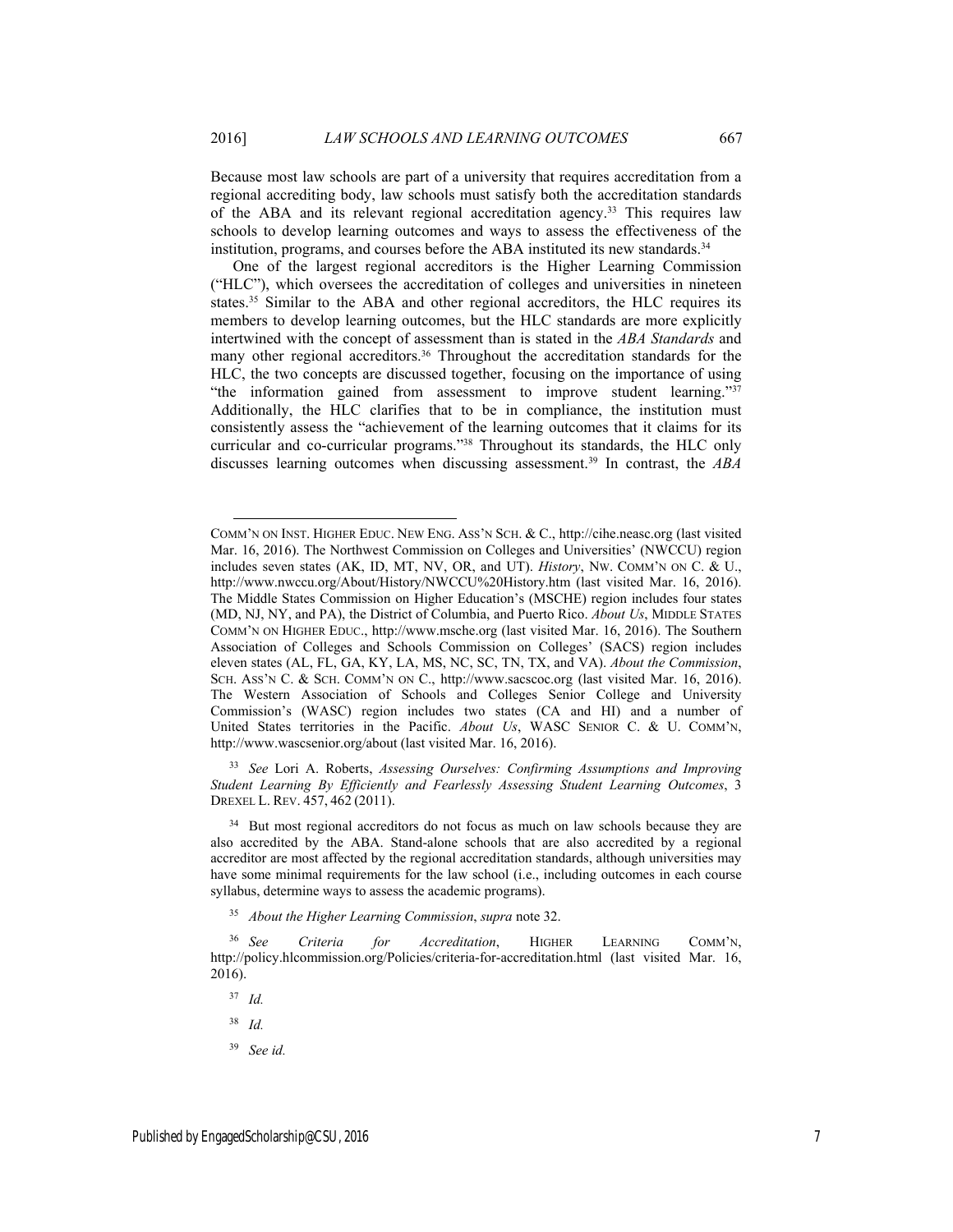Because most law schools are part of a university that requires accreditation from a regional accrediting body, law schools must satisfy both the accreditation standards of the ABA and its relevant regional accreditation agency.[33] This requires law schools to develop learning outcomes and ways to assess the effectiveness of the institution, programs, and courses before the ABA instituted its new standards.[34]

One of the largest regional accreditors is the Higher Learning Commission ("HLC"), which oversees the accreditation of colleges and universities in nineteen states.[35] Similar to the ABA and other regional accreditors, the HLC requires its members to develop learning outcomes, but the HLC standards are more explicitly intertwined with the concept of assessment than is stated in the *ABA Standards* and many other regional accreditors.[36] Throughout the accreditation standards for the HLC, the two concepts are discussed together, focusing on the importance of using "the information gained from assessment to improve student learning."[37] Additionally, the HLC clarifies that to be in compliance, the institution must consistently assess the "achievement of the learning outcomes that it claims for its curricular and co-curricular programs."[38] Throughout its standards, the HLC only discusses learning outcomes when discussing assessment.[39] In contrast, the *ABA*

---

COMM'N ON INST. HIGHER EDUC. NEW ENG. ASS'N SCH. & C., http://cihe.neasc.org (last visited Mar. 16, 2016). The Northwest Commission on Colleges and Universities' (NWCCU) region includes seven states (AK, ID, MT, NV, OR, and UT). *History*, NW. COMM'N ON C. & U., http://www.nwccu.org/About/History/NWCCU%20History.htm (last visited Mar. 16, 2016). The Middle States Commission on Higher Education's (MSCHE) region includes four states (MD, NJ, NY, and PA), the District of Columbia, and Puerto Rico. *About Us*, MIDDLE STATES COMM'N ON HIGHER EDUC., http://www.msche.org (last visited Mar. 16, 2016). The Southern Association of Colleges and Schools Commission on Colleges' (SACS) region includes eleven states (AL, FL, GA, KY, LA, MS, NC, SC, TN, TX, and VA). *About the Commission*, SCH. ASS'N C. & SCH. COMM'N ON C., http://www.sacscoc.org (last visited Mar. 16, 2016). The Western Association of Schools and Colleges Senior College and University Commission's (WASC) region includes two states (CA and HI) and a number of United States territories in the Pacific. *About Us*, WASC SENIOR C. & U. COMM'N, http://www.wascsenior.org/about (last visited Mar. 16, 2016).

[33] *See* Lori A. Roberts, *Assessing Ourselves: Confirming Assumptions and Improving Student Learning By Efficiently and Fearlessly Assessing Student Learning Outcomes*, 3 DREXEL L. REV. 457, 462 (2011).

[34] But most regional accreditors do not focus as much on law schools because they are also accredited by the ABA. Stand-alone schools that are also accredited by a regional accreditor are most affected by the regional accreditation standards, although universities may have some minimal requirements for the law school (i.e., including outcomes in each course syllabus, determine ways to assess the academic programs).

[35] *About the Higher Learning Commission*, *supra* note 32.

[36] *See Criteria for Accreditation*, HIGHER LEARNING COMM'N, http://policy.hlcommission.org/Policies/criteria-for-accreditation.html (last visited Mar. 16, 2016).

[37] *Id.*

[38] *Id.*

[39] *See id.*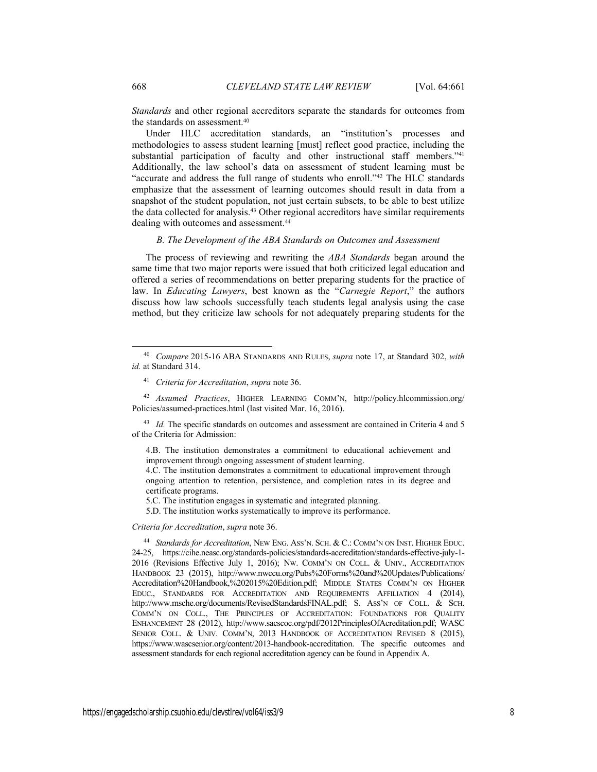*Standards* and other regional accreditors separate the standards for outcomes from the standards on assessment.[40]

Under HLC accreditation standards, an "institution's processes and methodologies to assess student learning [must] reflect good practice, including the substantial participation of faculty and other instructional staff members."[41] Additionally, the law school's data on assessment of student learning must be "accurate and address the full range of students who enroll."[42] The HLC standards emphasize that the assessment of learning outcomes should result in data from a snapshot of the student population, not just certain subsets, to be able to best utilize the data collected for analysis.[43] Other regional accreditors have similar requirements dealing with outcomes and assessment.[44]

### *B. The Development of the ABA Standards on Outcomes and Assessment*

The process of reviewing and rewriting the *ABA Standards* began around the same time that two major reports were issued that both criticized legal education and offered a series of recommendations on better preparing students for the practice of law. In *Educating Lawyers*, best known as the "*Carnegie Report*," the authors discuss how law schools successfully teach students legal analysis using the case method, but they criticize law schools for not adequately preparing students for the

---

[40] *Compare* 2015-16 ABA STANDARDS AND RULES, *supra* note 17, at Standard 302, *with id.* at Standard 314.

[41] *Criteria for Accreditation*, *supra* note 36.

[42] *Assumed Practices*, HIGHER LEARNING COMM'N, http://policy.hlcommission.org/Policies/assumed-practices.html (last visited Mar. 16, 2016).

[43] *Id.* The specific standards on outcomes and assessment are contained in Criteria 4 and 5 of the Criteria for Admission:

> 4.B. The institution demonstrates a commitment to educational achievement and improvement through ongoing assessment of student learning.
>
> 4.C. The institution demonstrates a commitment to educational improvement through ongoing attention to retention, persistence, and completion rates in its degree and certificate programs.
>
> 5.C. The institution engages in systematic and integrated planning.
>
> 5.D. The institution works systematically to improve its performance.

*Criteria for Accreditation*, *supra* note 36.

[44] *Standards for Accreditation*, NEW ENG. ASS'N. SCH. & C.: COMM'N ON INST. HIGHER EDUC. 24-25, https://cihe.neasc.org/standards-policies/standards-accreditation/standards-effective-july-1-2016 (Revisions Effective July 1, 2016); NW. COMM'N ON COLL. & UNIV., ACCREDITATION HANDBOOK 23 (2015), http://www.nwccu.org/Pubs%20Forms%20and%20Updates/Publications/Accreditation%20Handbook,%202015%20Edition.pdf; MIDDLE STATES COMM'N ON HIGHER EDUC., STANDARDS FOR ACCREDITATION AND REQUIREMENTS AFFILIATION 4 (2014), http://www.msche.org/documents/RevisedStandardsFINAL.pdf; S. ASS'N OF COLL. & SCH. COMM'N ON COLL., THE PRINCIPLES OF ACCREDITATION: FOUNDATIONS FOR QUALITY ENHANCEMENT 28 (2012), http://www.sacscoc.org/pdf/2012PrinciplesOfAcreditation.pdf; WASC SENIOR COLL. & UNIV. COMM'N, 2013 HANDBOOK OF ACCREDITATION REVISED 8 (2015), https://www.wascsenior.org/content/2013-handbook-accreditation. The specific outcomes and assessment standards for each regional accreditation agency can be found in Appendix A.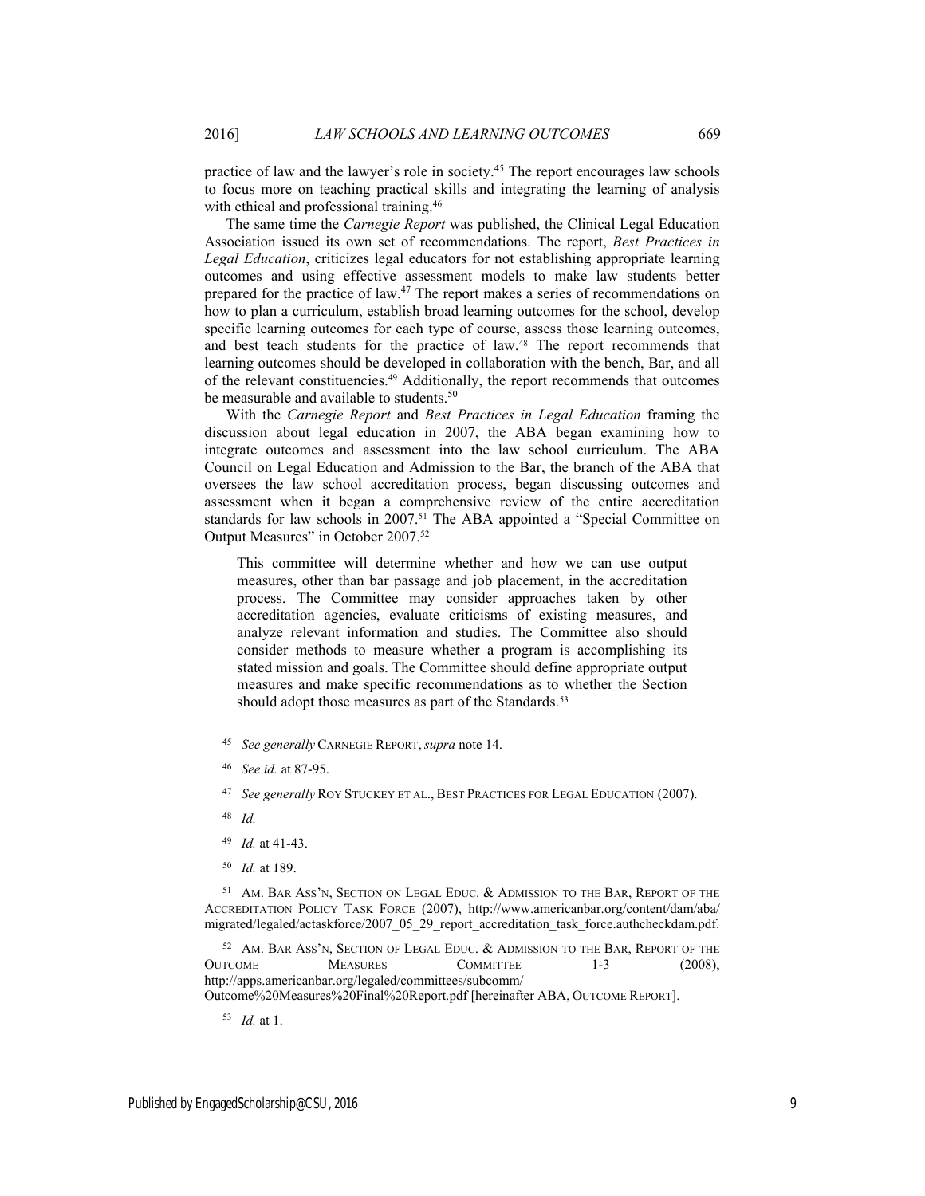practice of law and the lawyer's role in society.[45] The report encourages law schools to focus more on teaching practical skills and integrating the learning of analysis with ethical and professional training.[46]

The same time the *Carnegie Report* was published, the Clinical Legal Education Association issued its own set of recommendations. The report, *Best Practices in Legal Education*, criticizes legal educators for not establishing appropriate learning outcomes and using effective assessment models to make law students better prepared for the practice of law.[47] The report makes a series of recommendations on how to plan a curriculum, establish broad learning outcomes for the school, develop specific learning outcomes for each type of course, assess those learning outcomes, and best teach students for the practice of law.[48] The report recommends that learning outcomes should be developed in collaboration with the bench, Bar, and all of the relevant constituencies.[49] Additionally, the report recommends that outcomes be measurable and available to students.[50]

With the *Carnegie Report* and *Best Practices in Legal Education* framing the discussion about legal education in 2007, the ABA began examining how to integrate outcomes and assessment into the law school curriculum. The ABA Council on Legal Education and Admission to the Bar, the branch of the ABA that oversees the law school accreditation process, began discussing outcomes and assessment when it began a comprehensive review of the entire accreditation standards for law schools in 2007.[51] The ABA appointed a "Special Committee on Output Measures" in October 2007.[52]

> This committee will determine whether and how we can use output measures, other than bar passage and job placement, in the accreditation process. The Committee may consider approaches taken by other accreditation agencies, evaluate criticisms of existing measures, and analyze relevant information and studies. The Committee also should consider methods to measure whether a program is accomplishing its stated mission and goals. The Committee should define appropriate output measures and make specific recommendations as to whether the Section should adopt those measures as part of the Standards.[53]

---

[45] *See generally* CARNEGIE REPORT, *supra* note 14.

[46] *See id.* at 87-95.

[47] *See generally* ROY STUCKEY ET AL., BEST PRACTICES FOR LEGAL EDUCATION (2007).

[48] *Id.*

[49] *Id.* at 41-43.

[50] *Id.* at 189.

[51] AM. BAR ASS'N, SECTION ON LEGAL EDUC. & ADMISSION TO THE BAR, REPORT OF THE ACCREDITATION POLICY TASK FORCE (2007), http://www.americanbar.org/content/dam/aba/migrated/legaled/actaskforce/2007_05_29_report_accreditation_task_force.authcheckdam.pdf.

[52] AM. BAR ASS'N, SECTION OF LEGAL EDUC. & ADMISSION TO THE BAR, REPORT OF THE OUTCOME MEASURES COMMITTEE 1-3 (2008), http://apps.americanbar.org/legaled/committees/subcomm/Outcome%20Measures%20Final%20Report.pdf [hereinafter ABA, OUTCOME REPORT].

[53] *Id.* at 1.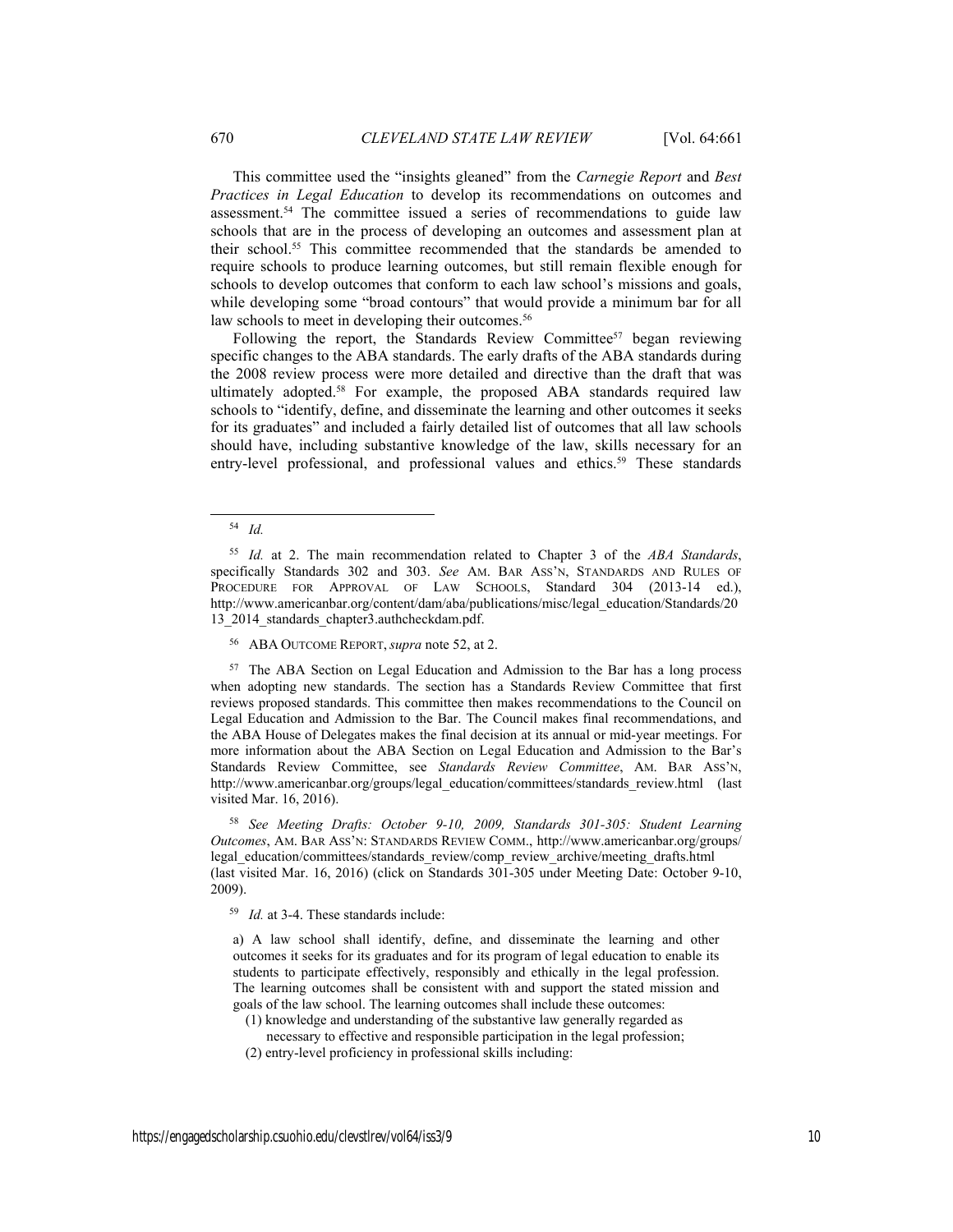This committee used the "insights gleaned" from the *Carnegie Report* and *Best Practices in Legal Education* to develop its recommendations on outcomes and assessment.[54] The committee issued a series of recommendations to guide law schools that are in the process of developing an outcomes and assessment plan at their school.[55] This committee recommended that the standards be amended to require schools to produce learning outcomes, but still remain flexible enough for schools to develop outcomes that conform to each law school's missions and goals, while developing some "broad contours" that would provide a minimum bar for all law schools to meet in developing their outcomes.[56]

Following the report, the Standards Review Committee[57] began reviewing specific changes to the ABA standards. The early drafts of the ABA standards during the 2008 review process were more detailed and directive than the draft that was ultimately adopted.[58] For example, the proposed ABA standards required law schools to "identify, define, and disseminate the learning and other outcomes it seeks for its graduates" and included a fairly detailed list of outcomes that all law schools should have, including substantive knowledge of the law, skills necessary for an entry-level professional, and professional values and ethics.[59] These standards

---

[54] *Id.*

[55] *Id.* at 2. The main recommendation related to Chapter 3 of the *ABA Standards*, specifically Standards 302 and 303. *See* AM. BAR ASS'N, STANDARDS AND RULES OF PROCEDURE FOR APPROVAL OF LAW SCHOOLS, Standard 304 (2013-14 ed.), http://www.americanbar.org/content/dam/aba/publications/misc/legal_education/Standards/2013_2014_standards_chapter3.authcheckdam.pdf.

[56] ABA OUTCOME REPORT, *supra* note 52, at 2.

[57] The ABA Section on Legal Education and Admission to the Bar has a long process when adopting new standards. The section has a Standards Review Committee that first reviews proposed standards. This committee then makes recommendations to the Council on Legal Education and Admission to the Bar. The Council makes final recommendations, and the ABA House of Delegates makes the final decision at its annual or mid-year meetings. For more information about the ABA Section on Legal Education and Admission to the Bar's Standards Review Committee, see *Standards Review Committee*, AM. BAR ASS'N, http://www.americanbar.org/groups/legal_education/committees/standards_review.html (last visited Mar. 16, 2016).

[58] *See Meeting Drafts: October 9-10, 2009, Standards 301-305: Student Learning Outcomes*, AM. BAR ASS'N: STANDARDS REVIEW COMM., http://www.americanbar.org/groups/legal_education/committees/standards_review/comp_review_archive/meeting_drafts.html (last visited Mar. 16, 2016) (click on Standards 301-305 under Meeting Date: October 9-10, 2009).

[59] *Id.* at 3-4. These standards include:

> a) A law school shall identify, define, and disseminate the learning and other outcomes it seeks for its graduates and for its program of legal education to enable its students to participate effectively, responsibly and ethically in the legal profession. The learning outcomes shall be consistent with and support the stated mission and goals of the law school. The learning outcomes shall include these outcomes:
>
> (1) knowledge and understanding of the substantive law generally regarded as necessary to effective and responsible participation in the legal profession;
>
> (2) entry-level proficiency in professional skills including: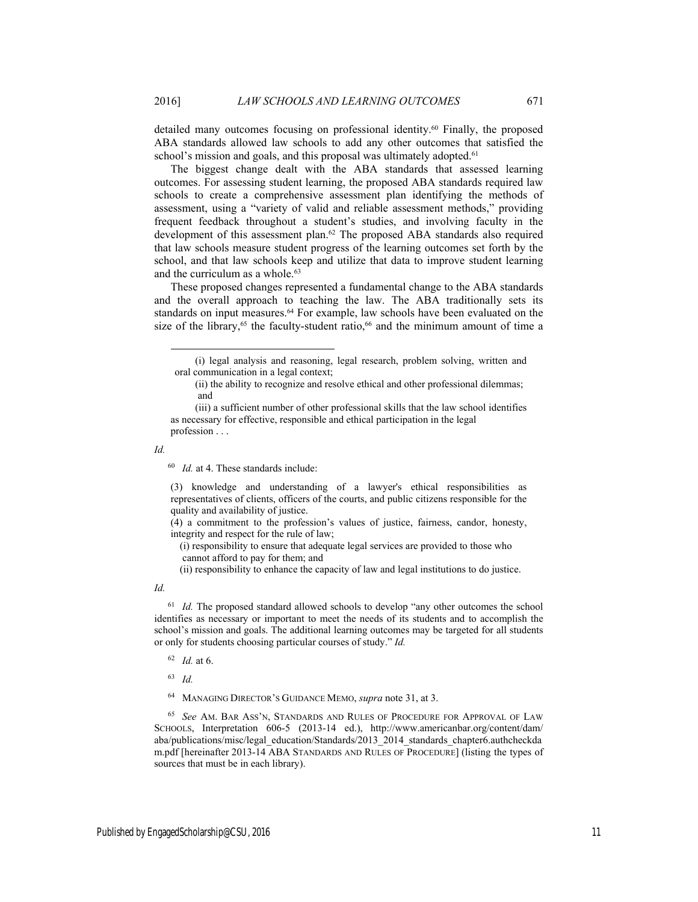detailed many outcomes focusing on professional identity.[60] Finally, the proposed ABA standards allowed law schools to add any other outcomes that satisfied the school's mission and goals, and this proposal was ultimately adopted.[61]

The biggest change dealt with the ABA standards that assessed learning outcomes. For assessing student learning, the proposed ABA standards required law schools to create a comprehensive assessment plan identifying the methods of assessment, using a "variety of valid and reliable assessment methods," providing frequent feedback throughout a student's studies, and involving faculty in the development of this assessment plan.[62] The proposed ABA standards also required that law schools measure student progress of the learning outcomes set forth by the school, and that law schools keep and utilize that data to improve student learning and the curriculum as a whole.[63]

These proposed changes represented a fundamental change to the ABA standards and the overall approach to teaching the law. The ABA traditionally sets its standards on input measures.[64] For example, law schools have been evaluated on the size of the library,[65] the faculty-student ratio,[66] and the minimum amount of time a

---

(i) legal analysis and reasoning, legal research, problem solving, written and oral communication in a legal context;

(ii) the ability to recognize and resolve ethical and other professional dilemmas; and

(iii) a sufficient number of other professional skills that the law school identifies as necessary for effective, responsible and ethical participation in the legal profession . . .

*Id.*

[60] *Id.* at 4. These standards include:

(3) knowledge and understanding of a lawyer's ethical responsibilities as representatives of clients, officers of the courts, and public citizens responsible for the quality and availability of justice.

(4) a commitment to the profession's values of justice, fairness, candor, honesty, integrity and respect for the rule of law;

(i) responsibility to ensure that adequate legal services are provided to those who cannot afford to pay for them; and

(ii) responsibility to enhance the capacity of law and legal institutions to do justice.

*Id.*

[61] *Id.* The proposed standard allowed schools to develop "any other outcomes the school identifies as necessary or important to meet the needs of its students and to accomplish the school's mission and goals. The additional learning outcomes may be targeted for all students or only for students choosing particular courses of study." *Id.*

[62] *Id.* at 6.

[63] *Id.*

[64] MANAGING DIRECTOR'S GUIDANCE MEMO, *supra* note 31, at 3.

[65] *See* AM. BAR ASS'N, STANDARDS AND RULES OF PROCEDURE FOR APPROVAL OF LAW SCHOOLS, Interpretation 606-5 (2013-14 ed.), http://www.americanbar.org/content/dam/aba/publications/misc/legal_education/Standards/2013_2014_standards_chapter6.authcheckdam.pdf [hereinafter 2013-14 ABA STANDARDS AND RULES OF PROCEDURE] (listing the types of sources that must be in each library).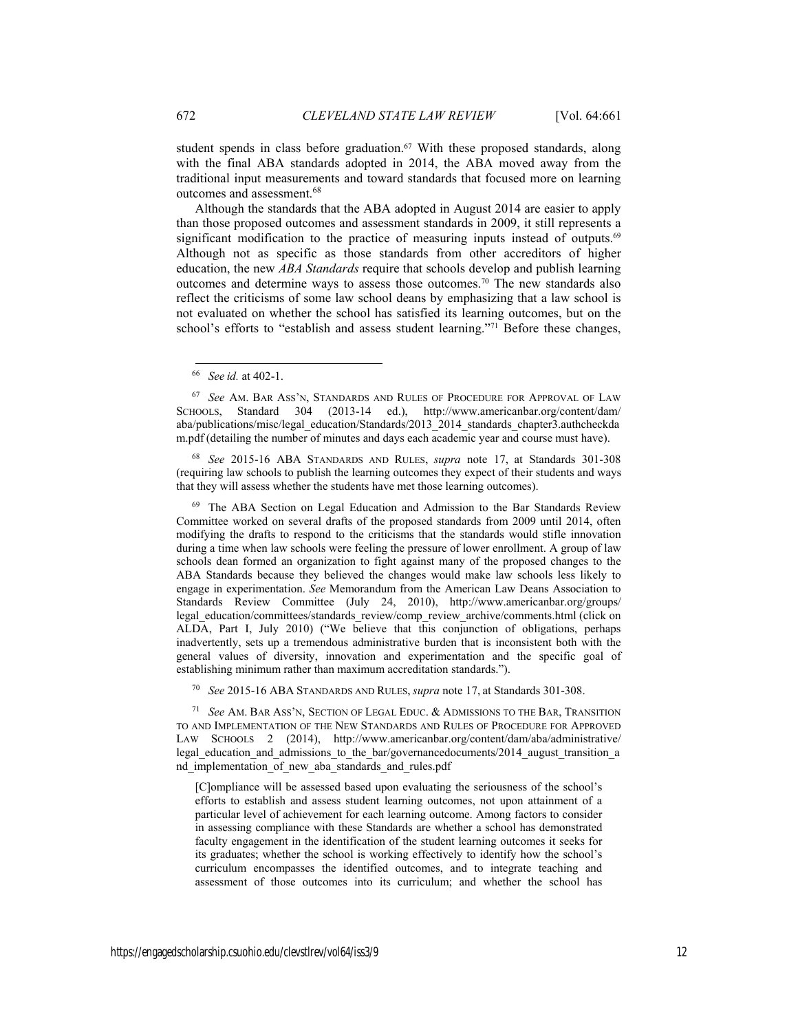student spends in class before graduation.[67] With these proposed standards, along with the final ABA standards adopted in 2014, the ABA moved away from the traditional input measurements and toward standards that focused more on learning outcomes and assessment.[68]

Although the standards that the ABA adopted in August 2014 are easier to apply than those proposed outcomes and assessment standards in 2009, it still represents a significant modification to the practice of measuring inputs instead of outputs.[69] Although not as specific as those standards from other accreditors of higher education, the new *ABA Standards* require that schools develop and publish learning outcomes and determine ways to assess those outcomes.[70] The new standards also reflect the criticisms of some law school deans by emphasizing that a law school is not evaluated on whether the school has satisfied its learning outcomes, but on the school's efforts to "establish and assess student learning."[71] Before these changes,

---

[66] *See id.* at 402-1.

[67] *See* AM. BAR ASS'N, STANDARDS AND RULES OF PROCEDURE FOR APPROVAL OF LAW SCHOOLS, Standard 304 (2013-14 ed.), http://www.americanbar.org/content/dam/aba/publications/misc/legal_education/Standards/2013_2014_standards_chapter3.authcheckdam.pdf (detailing the number of minutes and days each academic year and course must have).

[68] *See* 2015-16 ABA STANDARDS AND RULES, *supra* note 17, at Standards 301-308 (requiring law schools to publish the learning outcomes they expect of their students and ways that they will assess whether the students have met those learning outcomes).

[69] The ABA Section on Legal Education and Admission to the Bar Standards Review Committee worked on several drafts of the proposed standards from 2009 until 2014, often modifying the drafts to respond to the criticisms that the standards would stifle innovation during a time when law schools were feeling the pressure of lower enrollment. A group of law schools dean formed an organization to fight against many of the proposed changes to the ABA Standards because they believed the changes would make law schools less likely to engage in experimentation. *See* Memorandum from the American Law Deans Association to Standards Review Committee (July 24, 2010), http://www.americanbar.org/groups/legal_education/committees/standards_review/comp_review_archive/comments.html (click on ALDA, Part I, July 2010) ("We believe that this conjunction of obligations, perhaps inadvertently, sets up a tremendous administrative burden that is inconsistent both with the general values of diversity, innovation and experimentation and the specific goal of establishing minimum rather than maximum accreditation standards.").

[70] *See* 2015-16 ABA STANDARDS AND RULES, *supra* note 17, at Standards 301-308.

[71] *See* AM. BAR ASS'N, SECTION OF LEGAL EDUC. & ADMISSIONS TO THE BAR, TRANSITION TO AND IMPLEMENTATION OF THE NEW STANDARDS AND RULES OF PROCEDURE FOR APPROVED LAW SCHOOLS 2 (2014), http://www.americanbar.org/content/dam/aba/administrative/legal_education_and_admissions_to_the_bar/governancedocuments/2014_august_transition_and_implementation_of_new_aba_standards_and_rules.pdf

> [C]ompliance will be assessed based upon evaluating the seriousness of the school's efforts to establish and assess student learning outcomes, not upon attainment of a particular level of achievement for each learning outcome. Among factors to consider in assessing compliance with these Standards are whether a school has demonstrated faculty engagement in the identification of the student learning outcomes it seeks for its graduates; whether the school is working effectively to identify how the school's curriculum encompasses the identified outcomes, and to integrate teaching and assessment of those outcomes into its curriculum; and whether the school has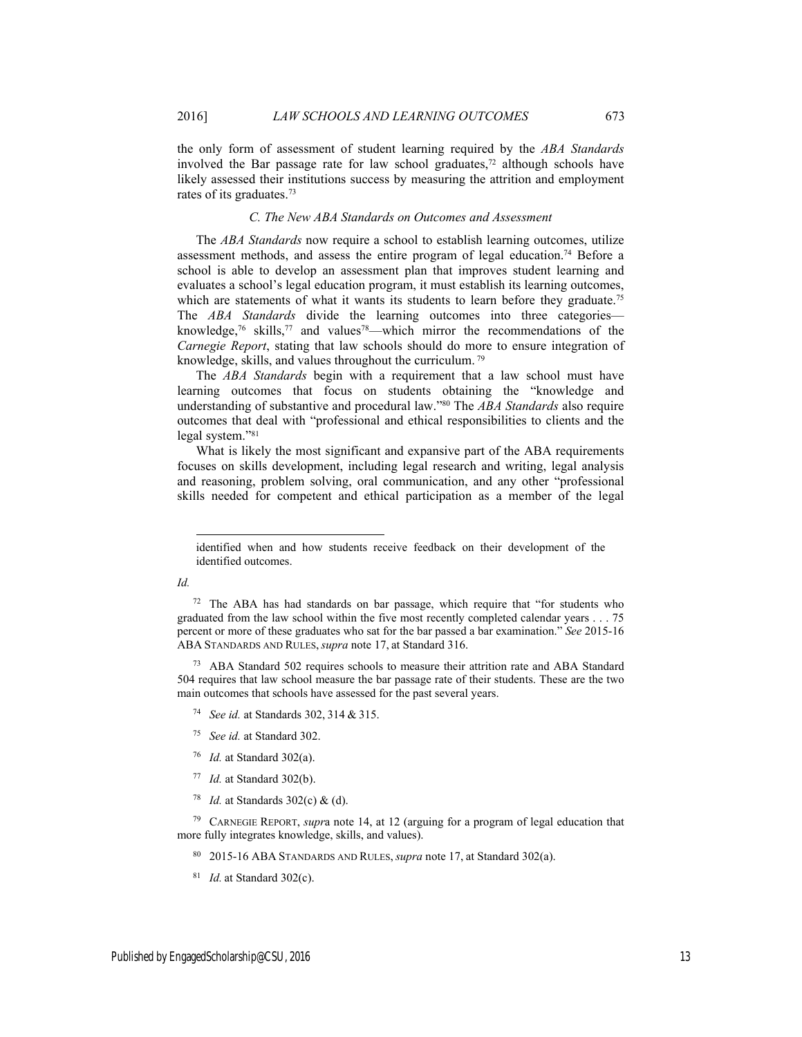the only form of assessment of student learning required by the *ABA Standards* involved the Bar passage rate for law school graduates,[72] although schools have likely assessed their institutions success by measuring the attrition and employment rates of its graduates.[73]

### C. The New ABA Standards on Outcomes and Assessment

The *ABA Standards* now require a school to establish learning outcomes, utilize assessment methods, and assess the entire program of legal education.[74] Before a school is able to develop an assessment plan that improves student learning and evaluates a school's legal education program, it must establish its learning outcomes, which are statements of what it wants its students to learn before they graduate.[75] The *ABA Standards* divide the learning outcomes into three categories—knowledge,[76] skills,[77] and values[78]—which mirror the recommendations of the *Carnegie Report*, stating that law schools should do more to ensure integration of knowledge, skills, and values throughout the curriculum.[79]

The *ABA Standards* begin with a requirement that a law school must have learning outcomes that focus on students obtaining the "knowledge and understanding of substantive and procedural law."[80] The *ABA Standards* also require outcomes that deal with "professional and ethical responsibilities to clients and the legal system."[81]

What is likely the most significant and expansive part of the ABA requirements focuses on skills development, including legal research and writing, legal analysis and reasoning, problem solving, oral communication, and any other "professional skills needed for competent and ethical participation as a member of the legal

---

identified when and how students receive feedback on their development of the identified outcomes.

*Id.*

[72] The ABA has had standards on bar passage, which require that "for students who graduated from the law school within the five most recently completed calendar years . . . 75 percent or more of these graduates who sat for the bar passed a bar examination." *See* 2015-16 ABA STANDARDS AND RULES, *supra* note 17, at Standard 316.

[73] ABA Standard 502 requires schools to measure their attrition rate and ABA Standard 504 requires that law school measure the bar passage rate of their students. These are the two main outcomes that schools have assessed for the past several years.

[74] *See id.* at Standards 302, 314 & 315.

[75] *See id.* at Standard 302.

[76] *Id.* at Standard 302(a).

[77] *Id.* at Standard 302(b).

[78] *Id.* at Standards 302(c) & (d).

[79] CARNEGIE REPORT, *supra* note 14, at 12 (arguing for a program of legal education that more fully integrates knowledge, skills, and values).

[80] 2015-16 ABA STANDARDS AND RULES, *supra* note 17, at Standard 302(a).

[81] *Id.* at Standard 302(c).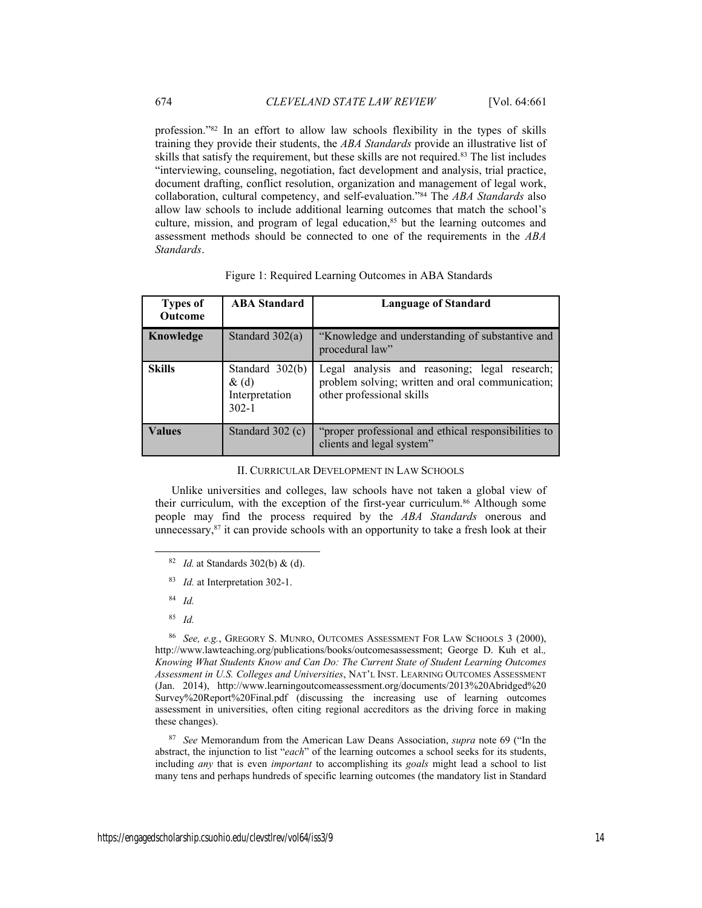profession."[82] In an effort to allow law schools flexibility in the types of skills training they provide their students, the *ABA Standards* provide an illustrative list of skills that satisfy the requirement, but these skills are not required.[83] The list includes "interviewing, counseling, negotiation, fact development and analysis, trial practice, document drafting, conflict resolution, organization and management of legal work, collaboration, cultural competency, and self-evaluation."[84] The *ABA Standards* also allow law schools to include additional learning outcomes that match the school's culture, mission, and program of legal education,[85] but the learning outcomes and assessment methods should be connected to one of the requirements in the *ABA Standards*.

Figure 1: Required Learning Outcomes in ABA Standards

| Types of Outcome | ABA Standard | Language of Standard |
|---|---|---|
| **Knowledge** | Standard 302(a) | "Knowledge and understanding of substantive and procedural law" |
| **Skills** | Standard 302(b) & (d) Interpretation 302-1 | Legal analysis and reasoning; legal research; problem solving; written and oral communication; other professional skills |
| **Values** | Standard 302 (c) | "proper professional and ethical responsibilities to clients and legal system" |

## II. Curricular Development in Law Schools

Unlike universities and colleges, law schools have not taken a global view of their curriculum, with the exception of the first-year curriculum.[86] Although some people may find the process required by the *ABA Standards* onerous and unnecessary,[87] it can provide schools with an opportunity to take a fresh look at their

---

[82] *Id.* at Standards 302(b) & (d).

[83] *Id.* at Interpretation 302-1.

[84] *Id.*

[85] *Id.*

[86] *See, e.g.*, Gregory S. Munro, Outcomes Assessment For Law Schools 3 (2000), http://www.lawteaching.org/publications/books/outcomesassessment; George D. Kuh et al., *Knowing What Students Know and Can Do: The Current State of Student Learning Outcomes Assessment in U.S. Colleges and Universities*, Nat'l Inst. Learning Outcomes Assessment (Jan. 2014), http://www.learningoutcomeassessment.org/documents/2013%20Abridged%20 Survey%20Report%20Final.pdf (discussing the increasing use of learning outcomes assessment in universities, often citing regional accreditors as the driving force in making these changes).

[87] *See* Memorandum from the American Law Deans Association, *supra* note 69 ("In the abstract, the injunction to list "*each*" of the learning outcomes a school seeks for its students, including *any* that is even *important* to accomplishing its *goals* might lead a school to list many tens and perhaps hundreds of specific learning outcomes (the mandatory list in Standard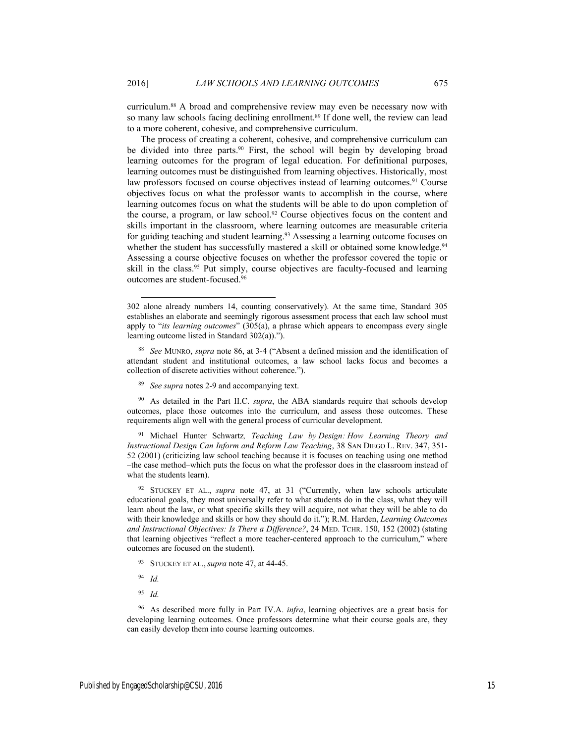curriculum.[88] A broad and comprehensive review may even be necessary now with so many law schools facing declining enrollment.[89] If done well, the review can lead to a more coherent, cohesive, and comprehensive curriculum.

The process of creating a coherent, cohesive, and comprehensive curriculum can be divided into three parts.[90] First, the school will begin by developing broad learning outcomes for the program of legal education. For definitional purposes, learning outcomes must be distinguished from learning objectives. Historically, most law professors focused on course objectives instead of learning outcomes.[91] Course objectives focus on what the professor wants to accomplish in the course, where learning outcomes focus on what the students will be able to do upon completion of the course, a program, or law school.[92] Course objectives focus on the content and skills important in the classroom, where learning outcomes are measurable criteria for guiding teaching and student learning.[93] Assessing a learning outcome focuses on whether the student has successfully mastered a skill or obtained some knowledge.[94] Assessing a course objective focuses on whether the professor covered the topic or skill in the class.[95] Put simply, course objectives are faculty-focused and learning outcomes are student-focused.[96]

---

302 alone already numbers 14, counting conservatively). At the same time, Standard 305 establishes an elaborate and seemingly rigorous assessment process that each law school must apply to "*its learning outcomes*" (305(a), a phrase which appears to encompass every single learning outcome listed in Standard 302(a)).").

[88] *See* MUNRO, *supra* note 86, at 3-4 ("Absent a defined mission and the identification of attendant student and institutional outcomes, a law school lacks focus and becomes a collection of discrete activities without coherence.").

[89] *See supra* notes 2-9 and accompanying text.

[90] As detailed in the Part II.C. *supra*, the ABA standards require that schools develop outcomes, place those outcomes into the curriculum, and assess those outcomes. These requirements align well with the general process of curricular development.

[91] Michael Hunter Schwartz*, Teaching Law by Design: How Learning Theory and Instructional Design Can Inform and Reform Law Teaching*, 38 SAN DIEGO L. REV. 347, 351-52 (2001) (criticizing law school teaching because it is focuses on teaching using one method –the case method–which puts the focus on what the professor does in the classroom instead of what the students learn).

[92] STUCKEY ET AL., *supra* note 47, at 31 ("Currently, when law schools articulate educational goals, they most universally refer to what students do in the class, what they will learn about the law, or what specific skills they will acquire, not what they will be able to do with their knowledge and skills or how they should do it."); R.M. Harden, *Learning Outcomes and Instructional Objectives: Is There a Difference?*, 24 MED. TCHR. 150, 152 (2002) (stating that learning objectives "reflect a more teacher-centered approach to the curriculum," where outcomes are focused on the student).

[93] STUCKEY ET AL., *supra* note 47, at 44-45.

[94] *Id.*

[95] *Id.*

[96] As described more fully in Part IV.A. *infra*, learning objectives are a great basis for developing learning outcomes. Once professors determine what their course goals are, they can easily develop them into course learning outcomes.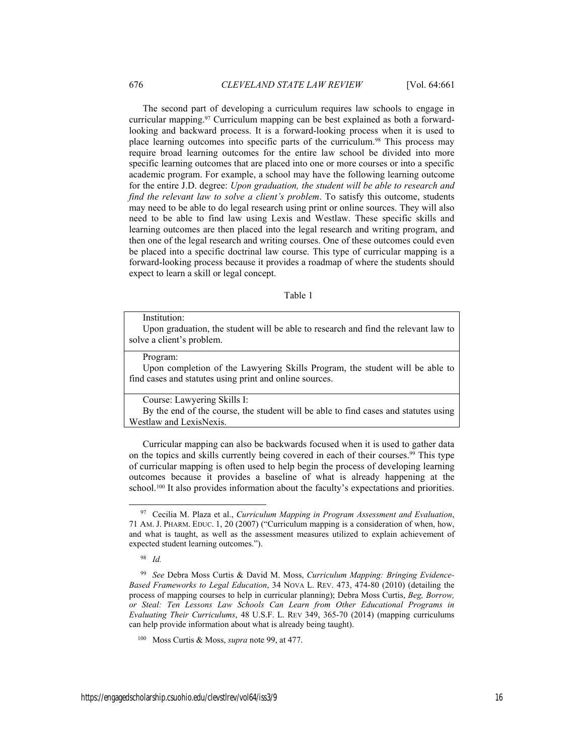The second part of developing a curriculum requires law schools to engage in curricular mapping.[97] Curriculum mapping can be best explained as both a forward-looking and backward process. It is a forward-looking process when it is used to place learning outcomes into specific parts of the curriculum.[98] This process may require broad learning outcomes for the entire law school be divided into more specific learning outcomes that are placed into one or more courses or into a specific academic program. For example, a school may have the following learning outcome for the entire J.D. degree: *Upon graduation, the student will be able to research and find the relevant law to solve a client's problem*. To satisfy this outcome, students may need to be able to do legal research using print or online sources. They will also need to be able to find law using Lexis and Westlaw. These specific skills and learning outcomes are then placed into the legal research and writing program, and then one of the legal research and writing courses. One of these outcomes could even be placed into a specific doctrinal law course. This type of curricular mapping is a forward-looking process because it provides a roadmap of where the students should expect to learn a skill or legal concept.

Table 1

| |
|---|
| Institution: Upon graduation, the student will be able to research and find the relevant law to solve a client's problem. |
| Program: Upon completion of the Lawyering Skills Program, the student will be able to find cases and statutes using print and online sources. |
| Course: Lawyering Skills I: By the end of the course, the student will be able to find cases and statutes using Westlaw and LexisNexis. |

Curricular mapping can also be backwards focused when it is used to gather data on the topics and skills currently being covered in each of their courses.[99] This type of curricular mapping is often used to help begin the process of developing learning outcomes because it provides a baseline of what is already happening at the school.[100] It also provides information about the faculty's expectations and priorities.

---

[97] Cecilia M. Plaza et al., *Curriculum Mapping in Program Assessment and Evaluation*, 71 AM. J. PHARM. EDUC. 1, 20 (2007) ("Curriculum mapping is a consideration of when, how, and what is taught, as well as the assessment measures utilized to explain achievement of expected student learning outcomes.").

[98] *Id.*

[99] *See* Debra Moss Curtis & David M. Moss, *Curriculum Mapping: Bringing Evidence-Based Frameworks to Legal Education*, 34 NOVA L. REV. 473, 474-80 (2010) (detailing the process of mapping courses to help in curricular planning); Debra Moss Curtis, *Beg, Borrow, or Steal: Ten Lessons Law Schools Can Learn from Other Educational Programs in Evaluating Their Curriculums*, 48 U.S.F. L. REV 349, 365-70 (2014) (mapping curriculums can help provide information about what is already being taught).

[100] Moss Curtis & Moss, *supra* note 99, at 477.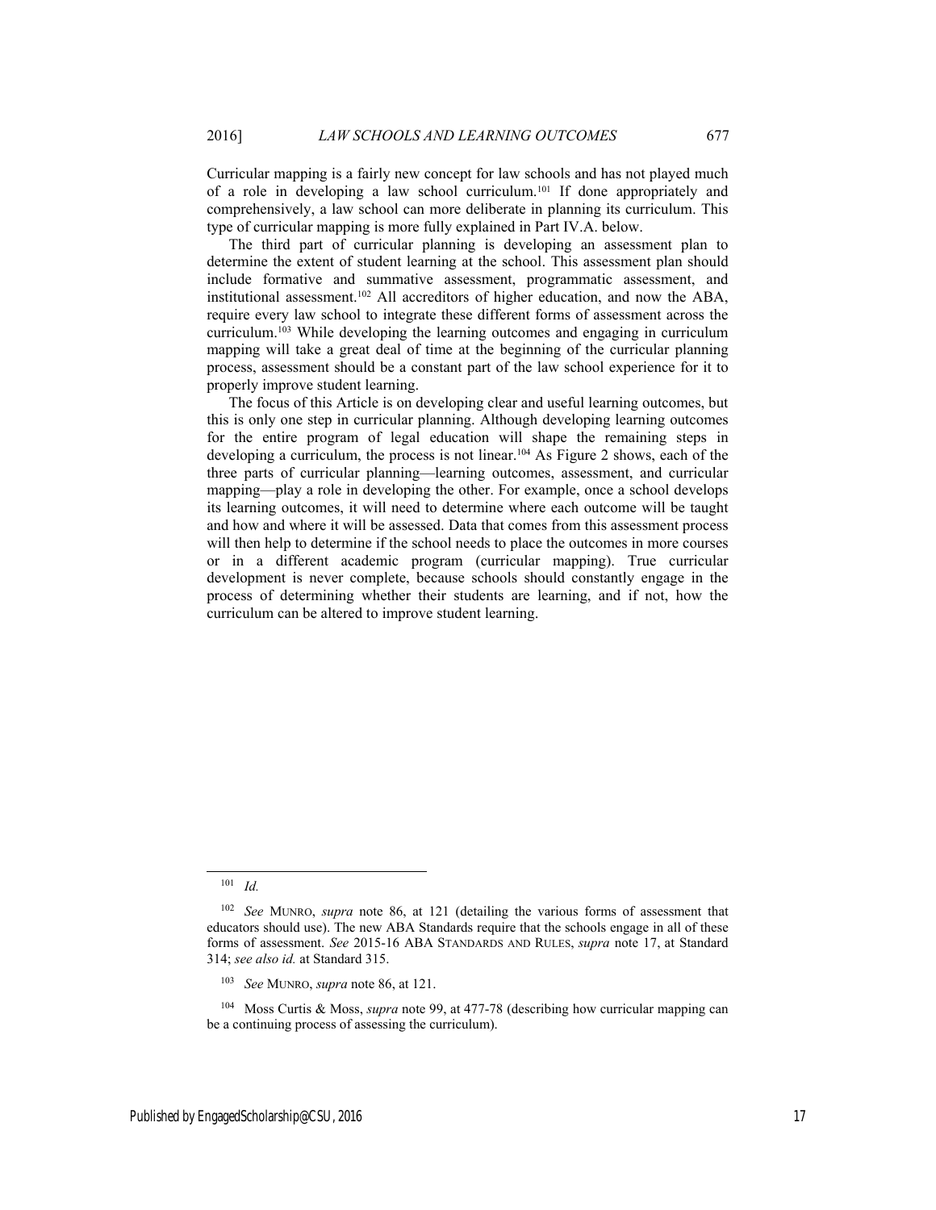Curricular mapping is a fairly new concept for law schools and has not played much of a role in developing a law school curriculum.[101] If done appropriately and comprehensively, a law school can more deliberate in planning its curriculum. This type of curricular mapping is more fully explained in Part IV.A. below.

The third part of curricular planning is developing an assessment plan to determine the extent of student learning at the school. This assessment plan should include formative and summative assessment, programmatic assessment, and institutional assessment.[102] All accreditors of higher education, and now the ABA, require every law school to integrate these different forms of assessment across the curriculum.[103] While developing the learning outcomes and engaging in curriculum mapping will take a great deal of time at the beginning of the curricular planning process, assessment should be a constant part of the law school experience for it to properly improve student learning.

The focus of this Article is on developing clear and useful learning outcomes, but this is only one step in curricular planning. Although developing learning outcomes for the entire program of legal education will shape the remaining steps in developing a curriculum, the process is not linear.[104] As Figure 2 shows, each of the three parts of curricular planning—learning outcomes, assessment, and curricular mapping—play a role in developing the other. For example, once a school develops its learning outcomes, it will need to determine where each outcome will be taught and how and where it will be assessed. Data that comes from this assessment process will then help to determine if the school needs to place the outcomes in more courses or in a different academic program (curricular mapping). True curricular development is never complete, because schools should constantly engage in the process of determining whether their students are learning, and if not, how the curriculum can be altered to improve student learning.

---

[101] *Id.*

[102] *See* MUNRO, *supra* note 86, at 121 (detailing the various forms of assessment that educators should use). The new ABA Standards require that the schools engage in all of these forms of assessment. *See* 2015-16 ABA STANDARDS AND RULES, *supra* note 17, at Standard 314; *see also id.* at Standard 315.

[103] *See* MUNRO, *supra* note 86, at 121.

[104] Moss Curtis & Moss, *supra* note 99, at 477-78 (describing how curricular mapping can be a continuing process of assessing the curriculum).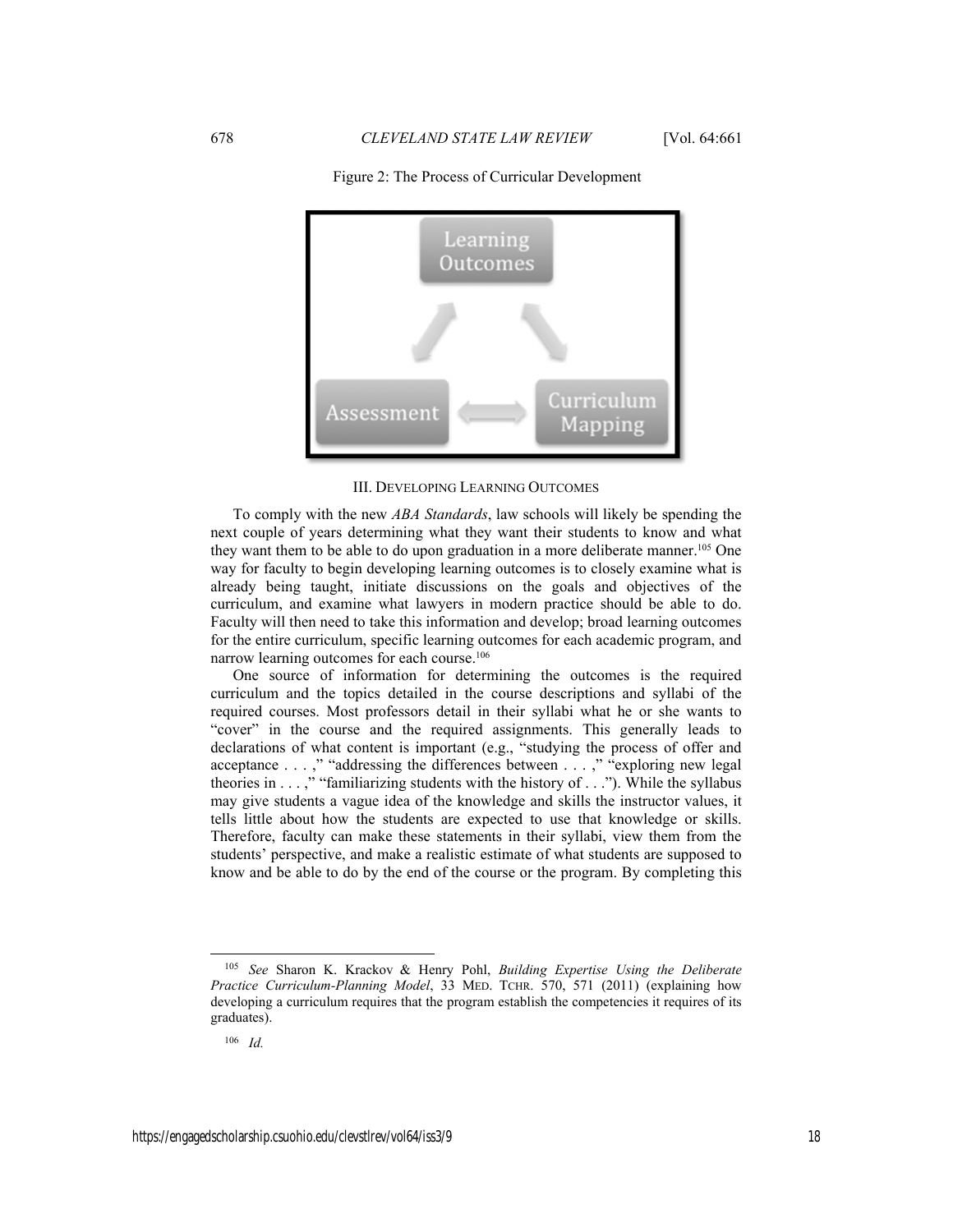Figure 2: The Process of Curricular Development

Learning Outcomes

Assessment

Curriculum Mapping

### III. DEVELOPING LEARNING OUTCOMES

To comply with the new *ABA Standards*, law schools will likely be spending the next couple of years determining what they want their students to know and what they want them to be able to do upon graduation in a more deliberate manner.[105] One way for faculty to begin developing learning outcomes is to closely examine what is already being taught, initiate discussions on the goals and objectives of the curriculum, and examine what lawyers in modern practice should be able to do. Faculty will then need to take this information and develop; broad learning outcomes for the entire curriculum, specific learning outcomes for each academic program, and narrow learning outcomes for each course.[106]

One source of information for determining the outcomes is the required curriculum and the topics detailed in the course descriptions and syllabi of the required courses. Most professors detail in their syllabi what he or she wants to "cover" in the course and the required assignments. This generally leads to declarations of what content is important (e.g., "studying the process of offer and acceptance . . . ," "addressing the differences between . . . ," "exploring new legal theories in . . . ," "familiarizing students with the history of . . ."). While the syllabus may give students a vague idea of the knowledge and skills the instructor values, it tells little about how the students are expected to use that knowledge or skills. Therefore, faculty can make these statements in their syllabi, view them from the students' perspective, and make a realistic estimate of what students are supposed to know and be able to do by the end of the course or the program. By completing this

---

[105] *See* Sharon K. Krackov & Henry Pohl, *Building Expertise Using the Deliberate Practice Curriculum-Planning Model*, 33 MED. TCHR. 570, 571 (2011) (explaining how developing a curriculum requires that the program establish the competencies it requires of its graduates).

[106] *Id.*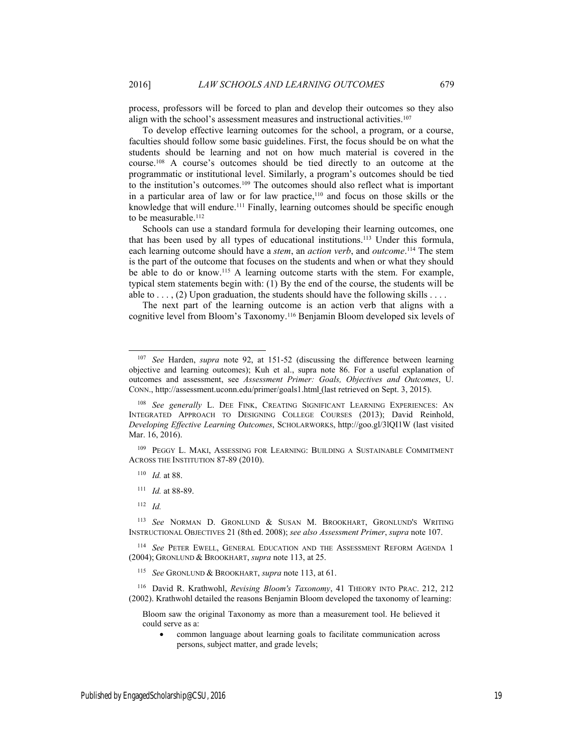process, professors will be forced to plan and develop their outcomes so they also align with the school's assessment measures and instructional activities.[107]

To develop effective learning outcomes for the school, a program, or a course, faculties should follow some basic guidelines. First, the focus should be on what the students should be learning and not on how much material is covered in the course.[108] A course's outcomes should be tied directly to an outcome at the programmatic or institutional level. Similarly, a program's outcomes should be tied to the institution's outcomes.[109] The outcomes should also reflect what is important in a particular area of law or for law practice,[110] and focus on those skills or the knowledge that will endure.[111] Finally, learning outcomes should be specific enough to be measurable.[112]

Schools can use a standard formula for developing their learning outcomes, one that has been used by all types of educational institutions.[113] Under this formula, each learning outcome should have a *stem*, an *action verb*, and *outcome*.[114] The stem is the part of the outcome that focuses on the students and when or what they should be able to do or know.[115] A learning outcome starts with the stem. For example, typical stem statements begin with: (1) By the end of the course, the students will be able to . . . , (2) Upon graduation, the students should have the following skills . . . .

The next part of the learning outcome is an action verb that aligns with a cognitive level from Bloom's Taxonomy.[116] Benjamin Bloom developed six levels of

---

[107] *See* Harden, *supra* note 92, at 151-52 (discussing the difference between learning objective and learning outcomes); Kuh et al., supra note 86. For a useful explanation of outcomes and assessment, see *Assessment Primer: Goals, Objectives and Outcomes*, U. CONN., http://assessment.uconn.edu/primer/goals1.html (last retrieved on Sept. 3, 2015).

[108] *See generally* L. DEE FINK, CREATING SIGNIFICANT LEARNING EXPERIENCES: AN INTEGRATED APPROACH TO DESIGNING COLLEGE COURSES (2013); David Reinhold, *Developing Effective Learning Outcomes*, SCHOLARWORKS, http://goo.gl/3lQI1W (last visited Mar. 16, 2016).

[109] PEGGY L. MAKI, ASSESSING FOR LEARNING: BUILDING A SUSTAINABLE COMMITMENT ACROSS THE INSTITUTION 87-89 (2010).

[110] *Id.* at 88.

[111] *Id.* at 88-89.

[112] *Id.*

[113] *See* NORMAN D. GRONLUND & SUSAN M. BROOKHART, GRONLUND'S WRITING INSTRUCTIONAL OBJECTIVES 21 (8th ed. 2008); *see also Assessment Primer*, *supra* note 107.

[114] *See* PETER EWELL, GENERAL EDUCATION AND THE ASSESSMENT REFORM AGENDA 1 (2004); GRONLUND & BROOKHART, *supra* note 113, at 25.

[115] *See* GRONLUND & BROOKHART, *supra* note 113, at 61.

[116] David R. Krathwohl, *Revising Bloom's Taxonomy*, 41 THEORY INTO PRAC. 212, 212 (2002). Krathwohl detailed the reasons Benjamin Bloom developed the taxonomy of learning:

> Bloom saw the original Taxonomy as more than a measurement tool. He believed it could serve as a:
>
> - common language about learning goals to facilitate communication across persons, subject matter, and grade levels;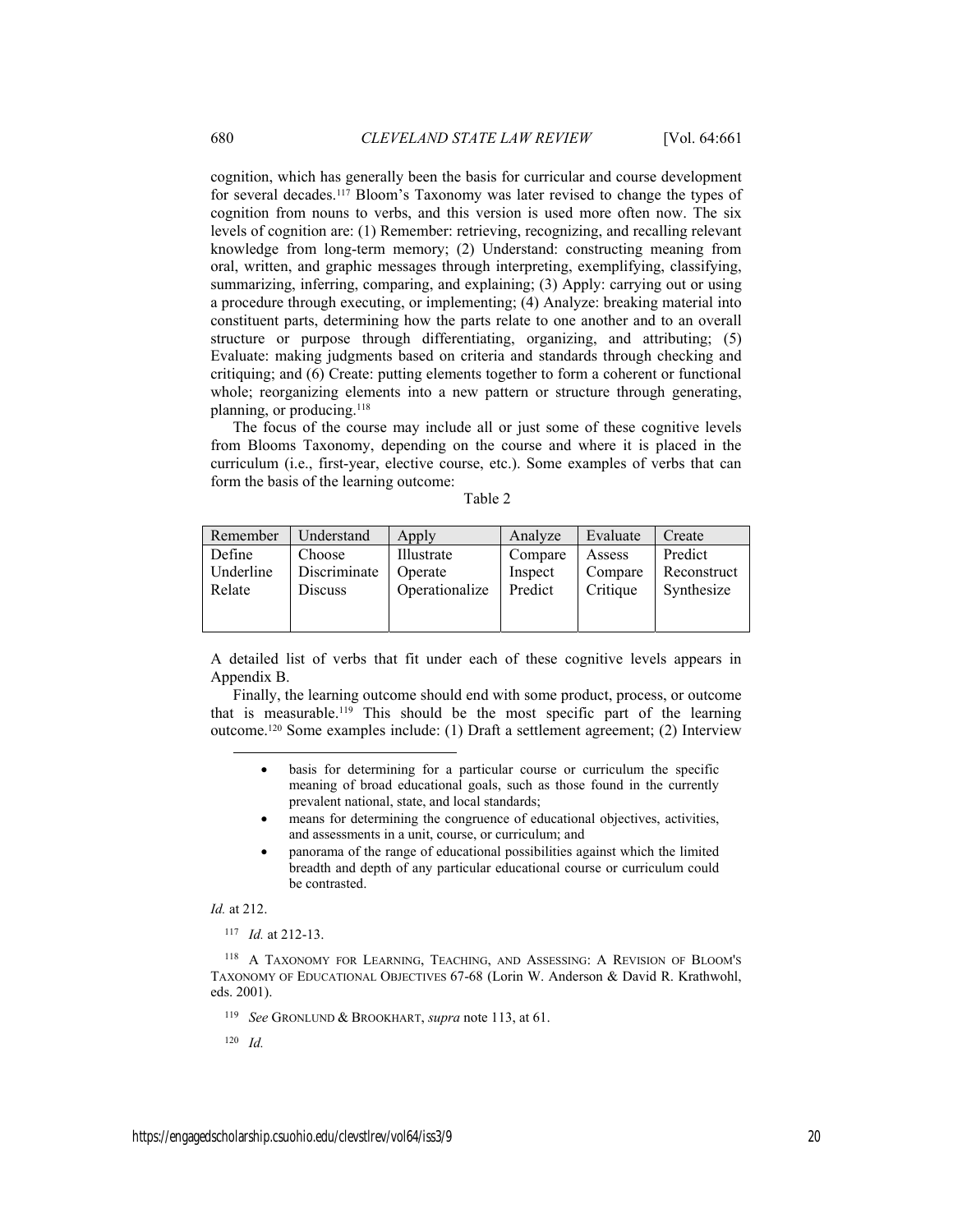cognition, which has generally been the basis for curricular and course development for several decades.[117] Bloom's Taxonomy was later revised to change the types of cognition from nouns to verbs, and this version is used more often now. The six levels of cognition are: (1) Remember: retrieving, recognizing, and recalling relevant knowledge from long-term memory; (2) Understand: constructing meaning from oral, written, and graphic messages through interpreting, exemplifying, classifying, summarizing, inferring, comparing, and explaining; (3) Apply: carrying out or using a procedure through executing, or implementing; (4) Analyze: breaking material into constituent parts, determining how the parts relate to one another and to an overall structure or purpose through differentiating, organizing, and attributing; (5) Evaluate: making judgments based on criteria and standards through checking and critiquing; and (6) Create: putting elements together to form a coherent or functional whole; reorganizing elements into a new pattern or structure through generating, planning, or producing.[118]

The focus of the course may include all or just some of these cognitive levels from Blooms Taxonomy, depending on the course and where it is placed in the curriculum (i.e., first-year, elective course, etc.). Some examples of verbs that can form the basis of the learning outcome:

Table 2

| Remember | Understand | Apply | Analyze | Evaluate | Create |
|---|---|---|---|---|---|
| Define<br>Underline<br>Relate | Choose<br>Discriminate<br>Discuss | Illustrate<br>Operate<br>Operationalize | Compare<br>Inspect<br>Predict | Assess<br>Compare<br>Critique | Predict<br>Reconstruct<br>Synthesize |

A detailed list of verbs that fit under each of these cognitive levels appears in Appendix B.

Finally, the learning outcome should end with some product, process, or outcome that is measurable.[119] This should be the most specific part of the learning outcome.[120] Some examples include: (1) Draft a settlement agreement; (2) Interview

- basis for determining for a particular course or curriculum the specific meaning of broad educational goals, such as those found in the currently prevalent national, state, and local standards;
- means for determining the congruence of educational objectives, activities, and assessments in a unit, course, or curriculum; and
- panorama of the range of educational possibilities against which the limited breadth and depth of any particular educational course or curriculum could be contrasted.

*Id.* at 212.

[117] *Id.* at 212-13.

[118] A TAXONOMY FOR LEARNING, TEACHING, AND ASSESSING: A REVISION OF BLOOM'S TAXONOMY OF EDUCATIONAL OBJECTIVES 67-68 (Lorin W. Anderson & David R. Krathwohl, eds. 2001).

[119] *See* GRONLUND & BROOKHART, *supra* note 113, at 61.

[120] *Id.*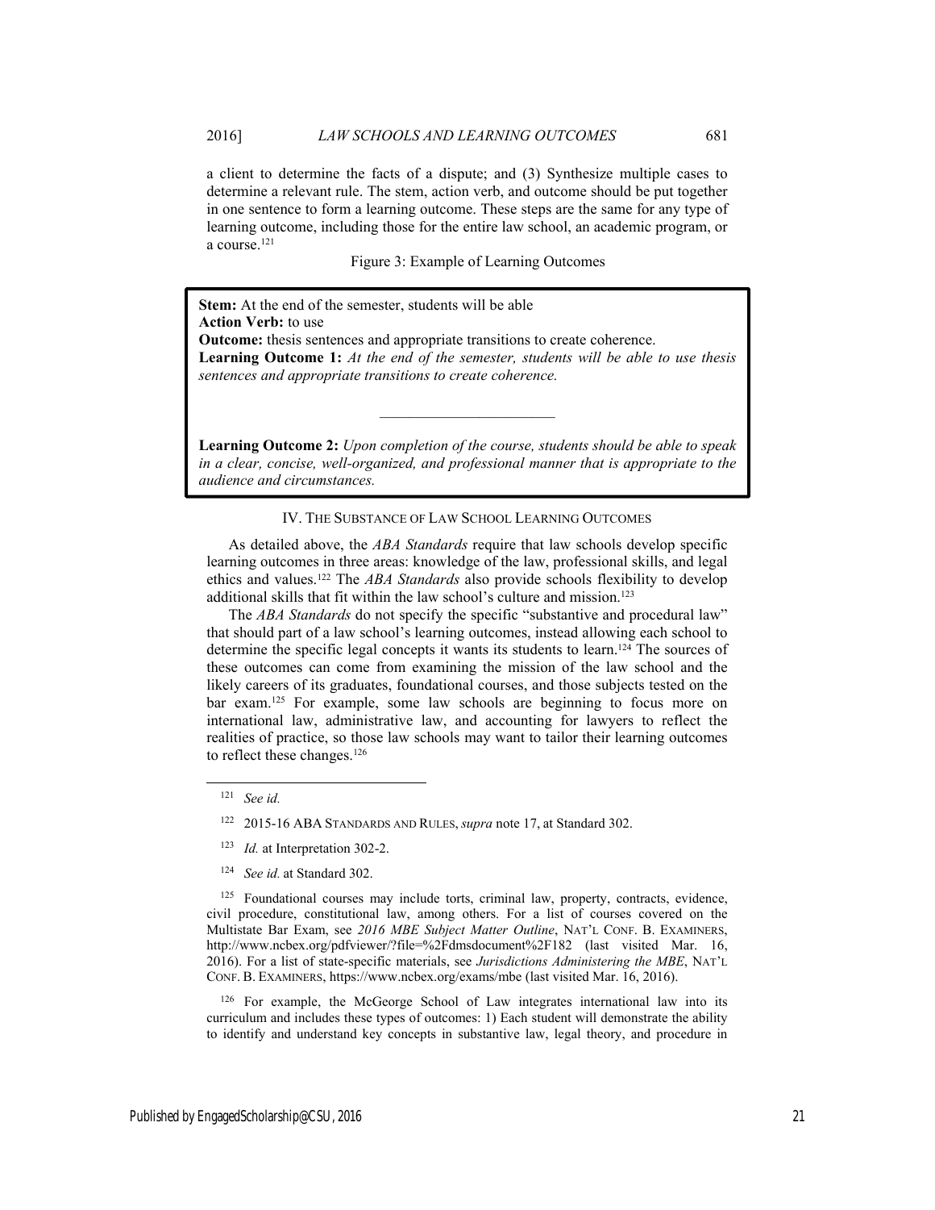a client to determine the facts of a dispute; and (3) Synthesize multiple cases to determine a relevant rule. The stem, action verb, and outcome should be put together in one sentence to form a learning outcome. These steps are the same for any type of learning outcome, including those for the entire law school, an academic program, or a course.[121]

Figure 3: Example of Learning Outcomes

**Stem:** At the end of the semester, students will be able
**Action Verb:** to use
**Outcome:** thesis sentences and appropriate transitions to create coherence.
**Learning Outcome 1:** *At the end of the semester, students will be able to use thesis sentences and appropriate transitions to create coherence.*

---

**Learning Outcome 2:** *Upon completion of the course, students should be able to speak in a clear, concise, well-organized, and professional manner that is appropriate to the audience and circumstances.*

## IV. THE SUBSTANCE OF LAW SCHOOL LEARNING OUTCOMES

As detailed above, the *ABA Standards* require that law schools develop specific learning outcomes in three areas: knowledge of the law, professional skills, and legal ethics and values.[122] The *ABA Standards* also provide schools flexibility to develop additional skills that fit within the law school's culture and mission.[123]

The *ABA Standards* do not specify the specific "substantive and procedural law" that should part of a law school's learning outcomes, instead allowing each school to determine the specific legal concepts it wants its students to learn.[124] The sources of these outcomes can come from examining the mission of the law school and the likely careers of its graduates, foundational courses, and those subjects tested on the bar exam.[125] For example, some law schools are beginning to focus more on international law, administrative law, and accounting for lawyers to reflect the realities of practice, so those law schools may want to tailor their learning outcomes to reflect these changes.[126]

---

[121] *See id.*

[122] 2015-16 ABA STANDARDS AND RULES, *supra* note 17, at Standard 302.

[123] *Id.* at Interpretation 302-2.

[124] *See id.* at Standard 302.

[125] Foundational courses may include torts, criminal law, property, contracts, evidence, civil procedure, constitutional law, among others. For a list of courses covered on the Multistate Bar Exam, see *2016 MBE Subject Matter Outline*, NAT'L CONF. B. EXAMINERS, http://www.ncbex.org/pdfviewer/?file=%2Fdmsdocument%2F182 (last visited Mar. 16, 2016). For a list of state-specific materials, see *Jurisdictions Administering the MBE*, NAT'L CONF. B. EXAMINERS, https://www.ncbex.org/exams/mbe (last visited Mar. 16, 2016).

[126] For example, the McGeorge School of Law integrates international law into its curriculum and includes these types of outcomes: 1) Each student will demonstrate the ability to identify and understand key concepts in substantive law, legal theory, and procedure in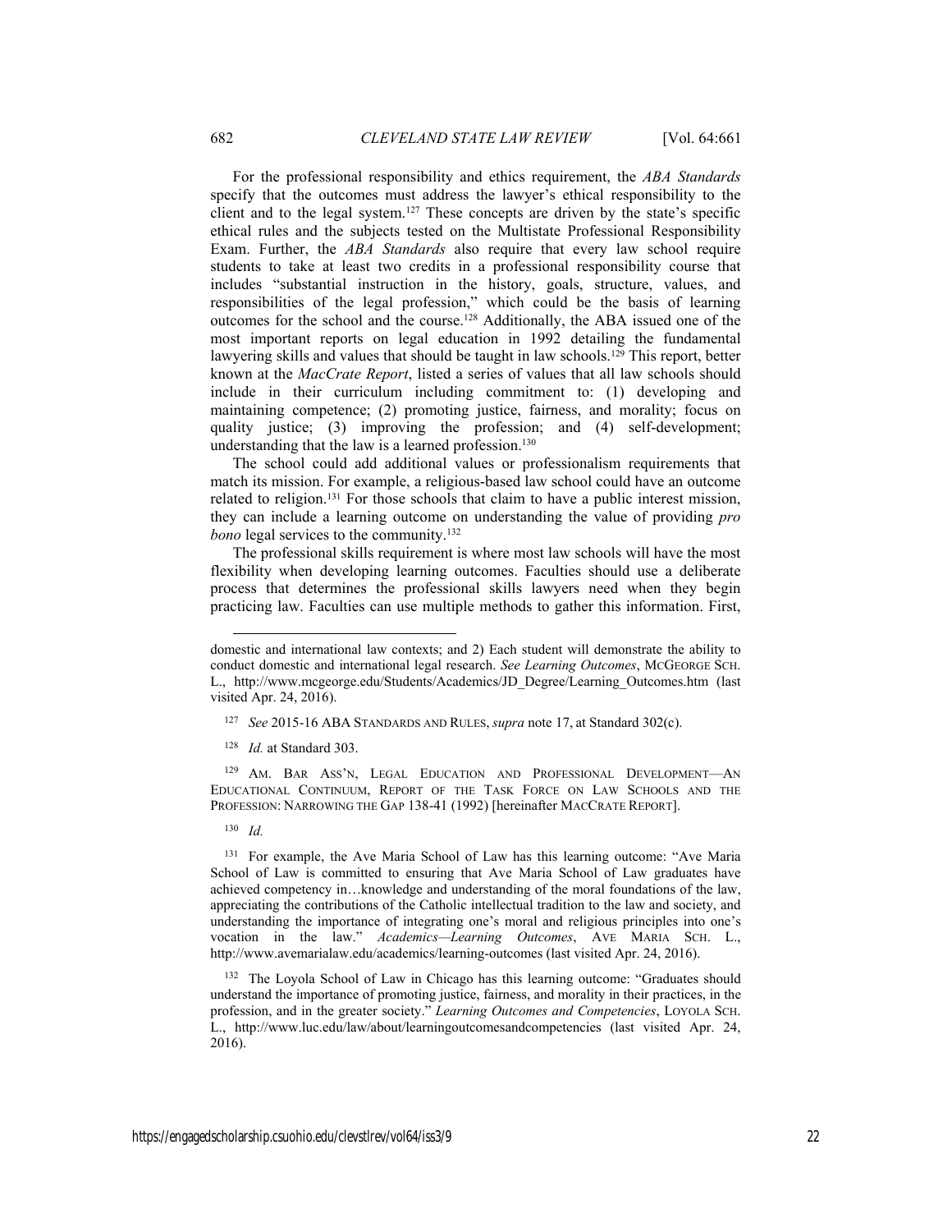For the professional responsibility and ethics requirement, the *ABA Standards* specify that the outcomes must address the lawyer's ethical responsibility to the client and to the legal system.[127] These concepts are driven by the state's specific ethical rules and the subjects tested on the Multistate Professional Responsibility Exam. Further, the *ABA Standards* also require that every law school require students to take at least two credits in a professional responsibility course that includes "substantial instruction in the history, goals, structure, values, and responsibilities of the legal profession," which could be the basis of learning outcomes for the school and the course.[128] Additionally, the ABA issued one of the most important reports on legal education in 1992 detailing the fundamental lawyering skills and values that should be taught in law schools.[129] This report, better known at the *MacCrate Report*, listed a series of values that all law schools should include in their curriculum including commitment to: (1) developing and maintaining competence; (2) promoting justice, fairness, and morality; focus on quality justice; (3) improving the profession; and (4) self-development; understanding that the law is a learned profession.[130]

The school could add additional values or professionalism requirements that match its mission. For example, a religious-based law school could have an outcome related to religion.[131] For those schools that claim to have a public interest mission, they can include a learning outcome on understanding the value of providing *pro bono* legal services to the community.[132]

The professional skills requirement is where most law schools will have the most flexibility when developing learning outcomes. Faculties should use a deliberate process that determines the professional skills lawyers need when they begin practicing law. Faculties can use multiple methods to gather this information. First,

---

domestic and international law contexts; and 2) Each student will demonstrate the ability to conduct domestic and international legal research. *See Learning Outcomes*, MCGEORGE SCH. L., http://www.mcgeorge.edu/Students/Academics/JD_Degree/Learning_Outcomes.htm (last visited Apr. 24, 2016).

[127] *See* 2015-16 ABA STANDARDS AND RULES, *supra* note 17, at Standard 302(c).

[128] *Id.* at Standard 303.

[129] AM. BAR ASS'N, LEGAL EDUCATION AND PROFESSIONAL DEVELOPMENT—AN EDUCATIONAL CONTINUUM, REPORT OF THE TASK FORCE ON LAW SCHOOLS AND THE PROFESSION: NARROWING THE GAP 138-41 (1992) [hereinafter MACCRATE REPORT].

[130] *Id.*

[131] For example, the Ave Maria School of Law has this learning outcome: "Ave Maria School of Law is committed to ensuring that Ave Maria School of Law graduates have achieved competency in…knowledge and understanding of the moral foundations of the law, appreciating the contributions of the Catholic intellectual tradition to the law and society, and understanding the importance of integrating one's moral and religious principles into one's vocation in the law." *Academics—Learning Outcomes*, AVE MARIA SCH. L., http://www.avemarialaw.edu/academics/learning-outcomes (last visited Apr. 24, 2016).

[132] The Loyola School of Law in Chicago has this learning outcome: "Graduates should understand the importance of promoting justice, fairness, and morality in their practices, in the profession, and in the greater society." *Learning Outcomes and Competencies*, LOYOLA SCH. L., http://www.luc.edu/law/about/learningoutcomesandcompetencies (last visited Apr. 24, 2016).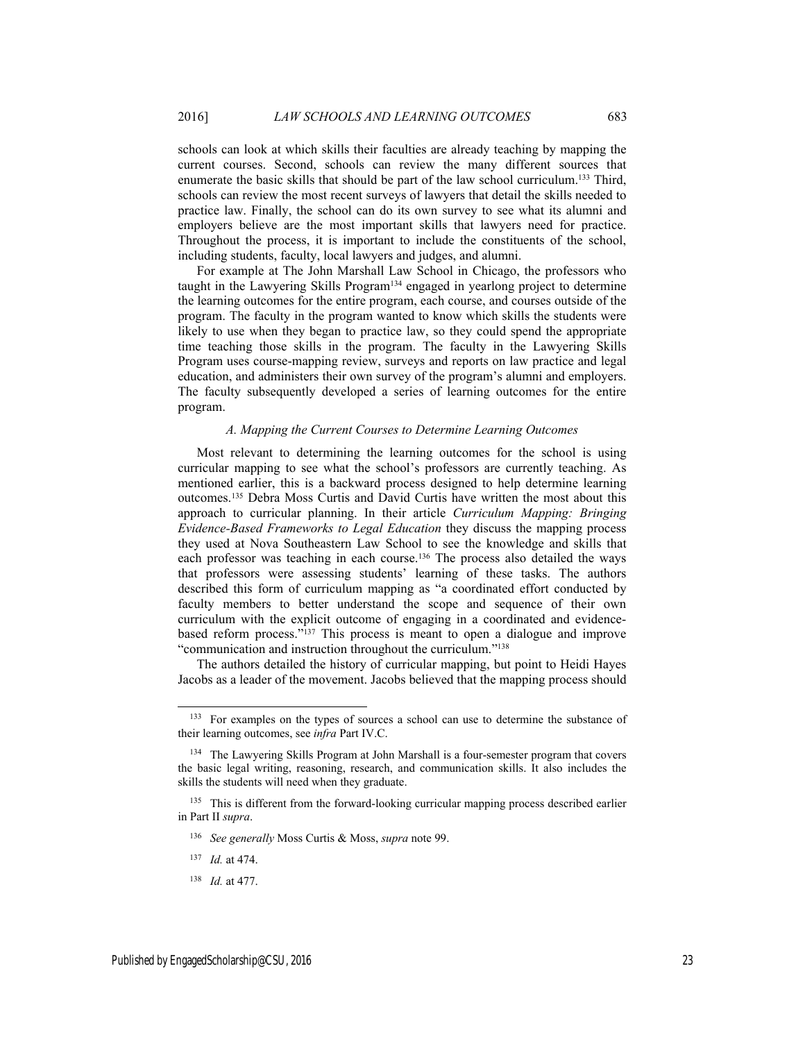schools can look at which skills their faculties are already teaching by mapping the current courses. Second, schools can review the many different sources that enumerate the basic skills that should be part of the law school curriculum.[133] Third, schools can review the most recent surveys of lawyers that detail the skills needed to practice law. Finally, the school can do its own survey to see what its alumni and employers believe are the most important skills that lawyers need for practice. Throughout the process, it is important to include the constituents of the school, including students, faculty, local lawyers and judges, and alumni.

For example at The John Marshall Law School in Chicago, the professors who taught in the Lawyering Skills Program[134] engaged in yearlong project to determine the learning outcomes for the entire program, each course, and courses outside of the program. The faculty in the program wanted to know which skills the students were likely to use when they began to practice law, so they could spend the appropriate time teaching those skills in the program. The faculty in the Lawyering Skills Program uses course-mapping review, surveys and reports on law practice and legal education, and administers their own survey of the program's alumni and employers. The faculty subsequently developed a series of learning outcomes for the entire program.

### *A. Mapping the Current Courses to Determine Learning Outcomes*

Most relevant to determining the learning outcomes for the school is using curricular mapping to see what the school's professors are currently teaching. As mentioned earlier, this is a backward process designed to help determine learning outcomes.[135] Debra Moss Curtis and David Curtis have written the most about this approach to curricular planning. In their article *Curriculum Mapping: Bringing Evidence-Based Frameworks to Legal Education* they discuss the mapping process they used at Nova Southeastern Law School to see the knowledge and skills that each professor was teaching in each course.[136] The process also detailed the ways that professors were assessing students' learning of these tasks. The authors described this form of curriculum mapping as "a coordinated effort conducted by faculty members to better understand the scope and sequence of their own curriculum with the explicit outcome of engaging in a coordinated and evidence-based reform process."[137] This process is meant to open a dialogue and improve "communication and instruction throughout the curriculum."[138]

The authors detailed the history of curricular mapping, but point to Heidi Hayes Jacobs as a leader of the movement. Jacobs believed that the mapping process should

---

[133] For examples on the types of sources a school can use to determine the substance of their learning outcomes, see *infra* Part IV.C.

[134] The Lawyering Skills Program at John Marshall is a four-semester program that covers the basic legal writing, reasoning, research, and communication skills. It also includes the skills the students will need when they graduate.

[135] This is different from the forward-looking curricular mapping process described earlier in Part II *supra*.

[136] *See generally* Moss Curtis & Moss, *supra* note 99.

[137] *Id.* at 474.

[138] *Id.* at 477.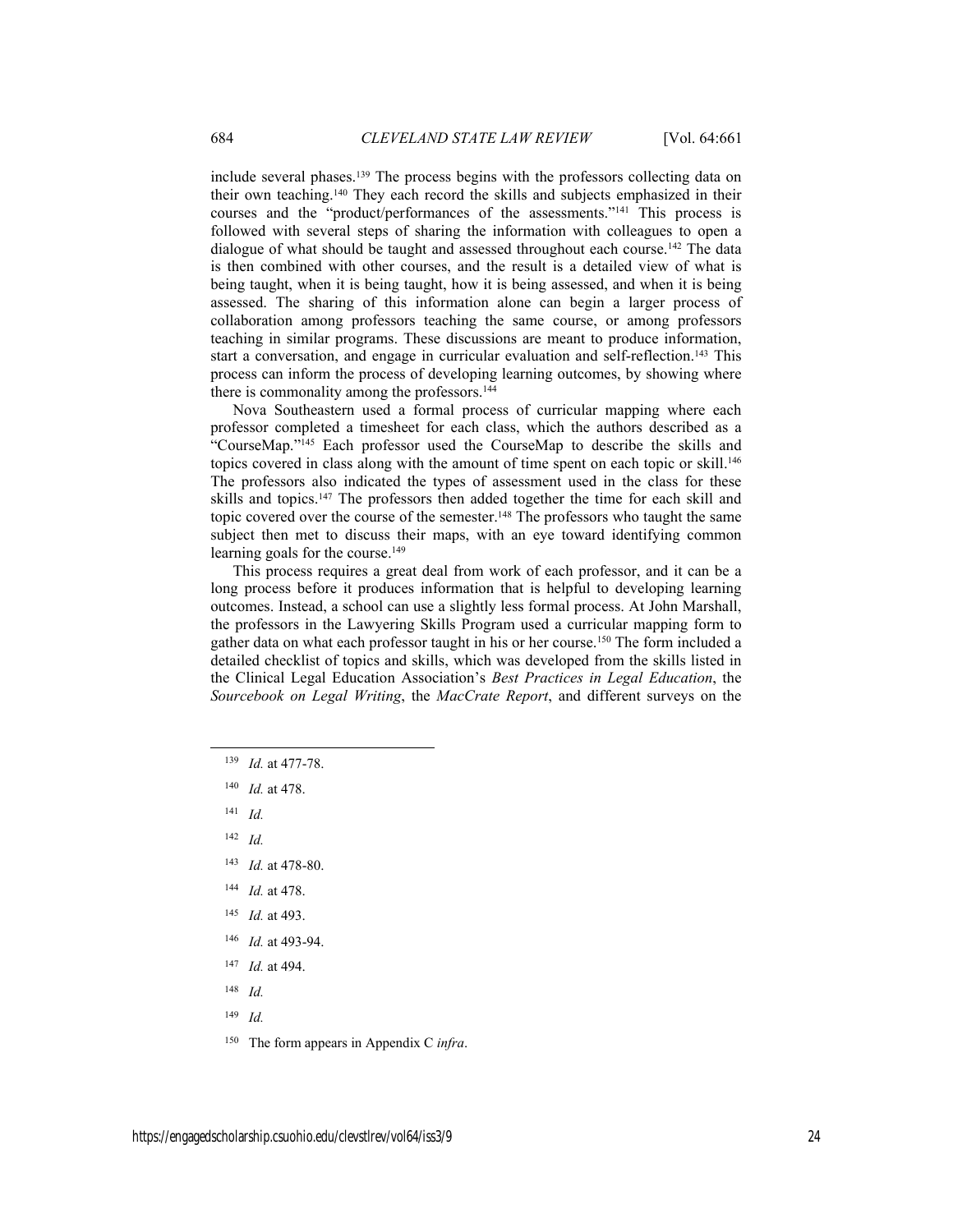include several phases.[139] The process begins with the professors collecting data on their own teaching.[140] They each record the skills and subjects emphasized in their courses and the "product/performances of the assessments."[141] This process is followed with several steps of sharing the information with colleagues to open a dialogue of what should be taught and assessed throughout each course.[142] The data is then combined with other courses, and the result is a detailed view of what is being taught, when it is being taught, how it is being assessed, and when it is being assessed. The sharing of this information alone can begin a larger process of collaboration among professors teaching the same course, or among professors teaching in similar programs. These discussions are meant to produce information, start a conversation, and engage in curricular evaluation and self-reflection.[143] This process can inform the process of developing learning outcomes, by showing where there is commonality among the professors.[144]

Nova Southeastern used a formal process of curricular mapping where each professor completed a timesheet for each class, which the authors described as a "CourseMap."[145] Each professor used the CourseMap to describe the skills and topics covered in class along with the amount of time spent on each topic or skill.[146] The professors also indicated the types of assessment used in the class for these skills and topics.[147] The professors then added together the time for each skill and topic covered over the course of the semester.[148] The professors who taught the same subject then met to discuss their maps, with an eye toward identifying common learning goals for the course.[149]

This process requires a great deal from work of each professor, and it can be a long process before it produces information that is helpful to developing learning outcomes. Instead, a school can use a slightly less formal process. At John Marshall, the professors in the Lawyering Skills Program used a curricular mapping form to gather data on what each professor taught in his or her course.[150] The form included a detailed checklist of topics and skills, which was developed from the skills listed in the Clinical Legal Education Association's *Best Practices in Legal Education*, the *Sourcebook on Legal Writing*, the *MacCrate Report*, and different surveys on the

---

[139] *Id.* at 477-78.

[140] *Id.* at 478.

[141] *Id.*

[142] *Id.*

[143] *Id.* at 478-80.

[144] *Id.* at 478.

[145] *Id.* at 493.

[146] *Id.* at 493-94.

[147] *Id.* at 494.

[148] *Id.*

[149] *Id.*

[150] The form appears in Appendix C *infra*.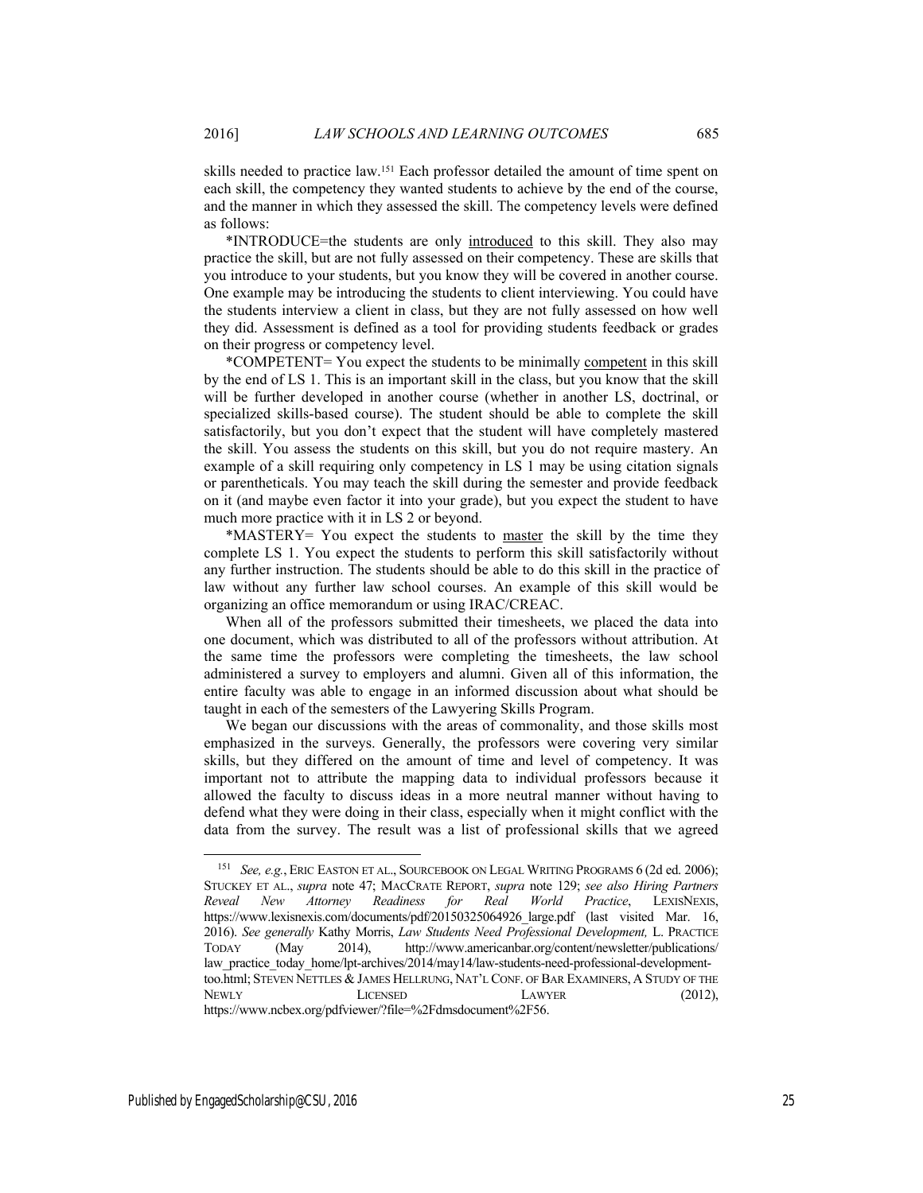skills needed to practice law.[151] Each professor detailed the amount of time spent on each skill, the competency they wanted students to achieve by the end of the course, and the manner in which they assessed the skill. The competency levels were defined as follows:

*INTRODUCE=the students are only introduced to this skill. They also may practice the skill, but are not fully assessed on their competency. These are skills that you introduce to your students, but you know they will be covered in another course. One example may be introducing the students to client interviewing. You could have the students interview a client in class, but they are not fully assessed on how well they did. Assessment is defined as a tool for providing students feedback or grades on their progress or competency level.

*COMPETENT= You expect the students to be minimally competent in this skill by the end of LS 1. This is an important skill in the class, but you know that the skill will be further developed in another course (whether in another LS, doctrinal, or specialized skills-based course). The student should be able to complete the skill satisfactorily, but you don't expect that the student will have completely mastered the skill. You assess the students on this skill, but you do not require mastery. An example of a skill requiring only competency in LS 1 may be using citation signals or parentheticals. You may teach the skill during the semester and provide feedback on it (and maybe even factor it into your grade), but you expect the student to have much more practice with it in LS 2 or beyond.

*MASTERY= You expect the students to master the skill by the time they complete LS 1. You expect the students to perform this skill satisfactorily without any further instruction. The students should be able to do this skill in the practice of law without any further law school courses. An example of this skill would be organizing an office memorandum or using IRAC/CREAC.

When all of the professors submitted their timesheets, we placed the data into one document, which was distributed to all of the professors without attribution. At the same time the professors were completing the timesheets, the law school administered a survey to employers and alumni. Given all of this information, the entire faculty was able to engage in an informed discussion about what should be taught in each of the semesters of the Lawyering Skills Program.

We began our discussions with the areas of commonality, and those skills most emphasized in the surveys. Generally, the professors were covering very similar skills, but they differed on the amount of time and level of competency. It was important not to attribute the mapping data to individual professors because it allowed the faculty to discuss ideas in a more neutral manner without having to defend what they were doing in their class, especially when it might conflict with the data from the survey. The result was a list of professional skills that we agreed

---

[151] *See, e.g.*, ERIC EASTON ET AL., SOURCEBOOK ON LEGAL WRITING PROGRAMS 6 (2d ed. 2006); STUCKEY ET AL., *supra* note 47; MACCRATE REPORT, *supra* note 129; *see also Hiring Partners Reveal New Attorney Readiness for Real World Practice*, LEXISNEXIS, https://www.lexisnexis.com/documents/pdf/20150325064926_large.pdf (last visited Mar. 16, 2016). *See generally* Kathy Morris, *Law Students Need Professional Development,* L. PRACTICE TODAY (May 2014), http://www.americanbar.org/content/newsletter/publications/law_practice_today_home/lpt-archives/2014/may14/law-students-need-professional-development-too.html; STEVEN NETTLES & JAMES HELLRUNG, NAT'L CONF. OF BAR EXAMINERS, A STUDY OF THE NEWLY LICENSED LAWYER (2012), https://www.ncbex.org/pdfviewer/?file=%2Fdmsdocument%2F56.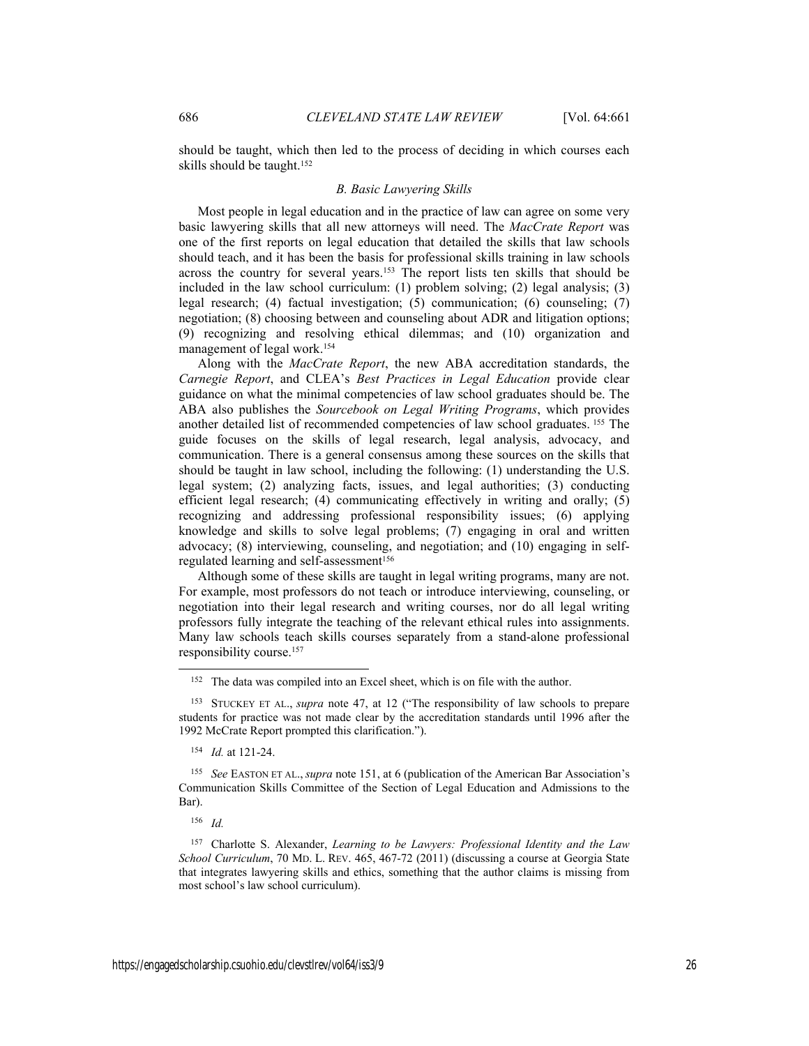should be taught, which then led to the process of deciding in which courses each skills should be taught.[152]

### *B. Basic Lawyering Skills*

Most people in legal education and in the practice of law can agree on some very basic lawyering skills that all new attorneys will need. The *MacCrate Report* was one of the first reports on legal education that detailed the skills that law schools should teach, and it has been the basis for professional skills training in law schools across the country for several years.[153] The report lists ten skills that should be included in the law school curriculum: (1) problem solving; (2) legal analysis; (3) legal research; (4) factual investigation; (5) communication; (6) counseling; (7) negotiation; (8) choosing between and counseling about ADR and litigation options; (9) recognizing and resolving ethical dilemmas; and (10) organization and management of legal work.[154]

Along with the *MacCrate Report*, the new ABA accreditation standards, the *Carnegie Report*, and CLEA's *Best Practices in Legal Education* provide clear guidance on what the minimal competencies of law school graduates should be. The ABA also publishes the *Sourcebook on Legal Writing Programs*, which provides another detailed list of recommended competencies of law school graduates. [155] The guide focuses on the skills of legal research, legal analysis, advocacy, and communication. There is a general consensus among these sources on the skills that should be taught in law school, including the following: (1) understanding the U.S. legal system; (2) analyzing facts, issues, and legal authorities; (3) conducting efficient legal research; (4) communicating effectively in writing and orally; (5) recognizing and addressing professional responsibility issues; (6) applying knowledge and skills to solve legal problems; (7) engaging in oral and written advocacy; (8) interviewing, counseling, and negotiation; and (10) engaging in self-regulated learning and self-assessment[156]

Although some of these skills are taught in legal writing programs, many are not. For example, most professors do not teach or introduce interviewing, counseling, or negotiation into their legal research and writing courses, nor do all legal writing professors fully integrate the teaching of the relevant ethical rules into assignments. Many law schools teach skills courses separately from a stand-alone professional responsibility course.[157]

---

[152] The data was compiled into an Excel sheet, which is on file with the author.

[153] STUCKEY ET AL., *supra* note 47, at 12 ("The responsibility of law schools to prepare students for practice was not made clear by the accreditation standards until 1996 after the 1992 McCrate Report prompted this clarification.").

[154] *Id.* at 121-24.

[155] *See* EASTON ET AL., *supra* note 151, at 6 (publication of the American Bar Association's Communication Skills Committee of the Section of Legal Education and Admissions to the Bar).

[156] *Id.*

[157] Charlotte S. Alexander, *Learning to be Lawyers: Professional Identity and the Law School Curriculum*, 70 MD. L. REV. 465, 467-72 (2011) (discussing a course at Georgia State that integrates lawyering skills and ethics, something that the author claims is missing from most school's law school curriculum).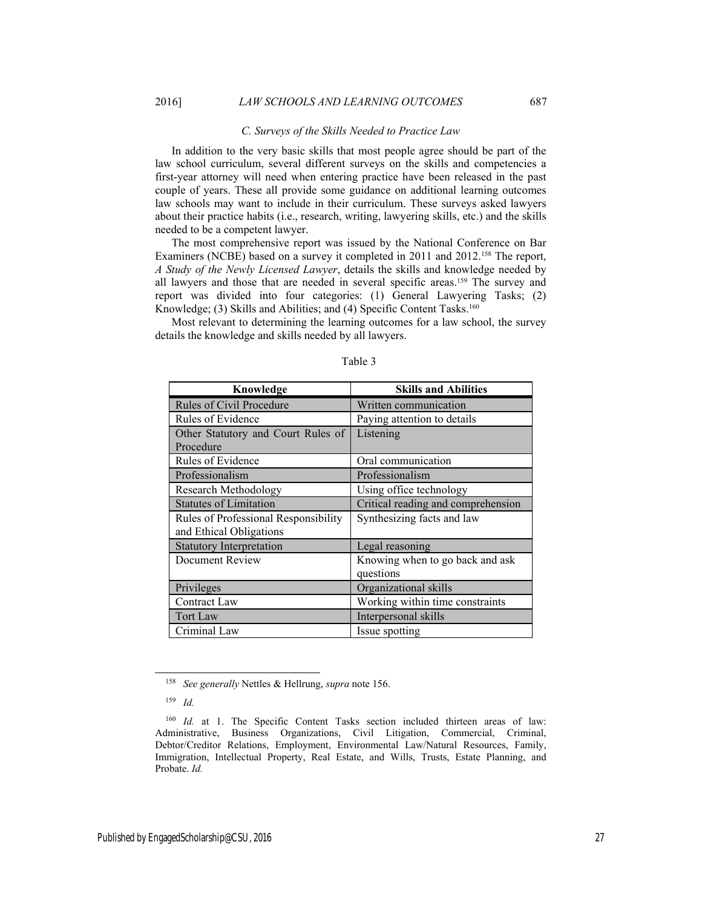### *C. Surveys of the Skills Needed to Practice Law*

In addition to the very basic skills that most people agree should be part of the law school curriculum, several different surveys on the skills and competencies a first-year attorney will need when entering practice have been released in the past couple of years. These all provide some guidance on additional learning outcomes law schools may want to include in their curriculum. These surveys asked lawyers about their practice habits (i.e., research, writing, lawyering skills, etc.) and the skills needed to be a competent lawyer.

The most comprehensive report was issued by the National Conference on Bar Examiners (NCBE) based on a survey it completed in 2011 and 2012.[158] The report, *A Study of the Newly Licensed Lawyer*, details the skills and knowledge needed by all lawyers and those that are needed in several specific areas.[159] The survey and report was divided into four categories: (1) General Lawyering Tasks; (2) Knowledge; (3) Skills and Abilities; and (4) Specific Content Tasks.[160]

Most relevant to determining the learning outcomes for a law school, the survey details the knowledge and skills needed by all lawyers.

Table 3

| Knowledge | Skills and Abilities |
|---|---|
| Rules of Civil Procedure | Written communication |
| Rules of Evidence | Paying attention to details |
| Other Statutory and Court Rules of Procedure | Listening |
| Rules of Evidence | Oral communication |
| Professionalism | Professionalism |
| Research Methodology | Using office technology |
| Statutes of Limitation | Critical reading and comprehension |
| Rules of Professional Responsibility and Ethical Obligations | Synthesizing facts and law |
| Statutory Interpretation | Legal reasoning |
| Document Review | Knowing when to go back and ask questions |
| Privileges | Organizational skills |
| Contract Law | Working within time constraints |
| Tort Law | Interpersonal skills |
| Criminal Law | Issue spotting |

---

[158] *See generally* Nettles & Hellrung, *supra* note 156.

[159] *Id.*

[160] *Id.* at 1. The Specific Content Tasks section included thirteen areas of law: Administrative, Business Organizations, Civil Litigation, Commercial, Criminal, Debtor/Creditor Relations, Employment, Environmental Law/Natural Resources, Family, Immigration, Intellectual Property, Real Estate, and Wills, Trusts, Estate Planning, and Probate. *Id.*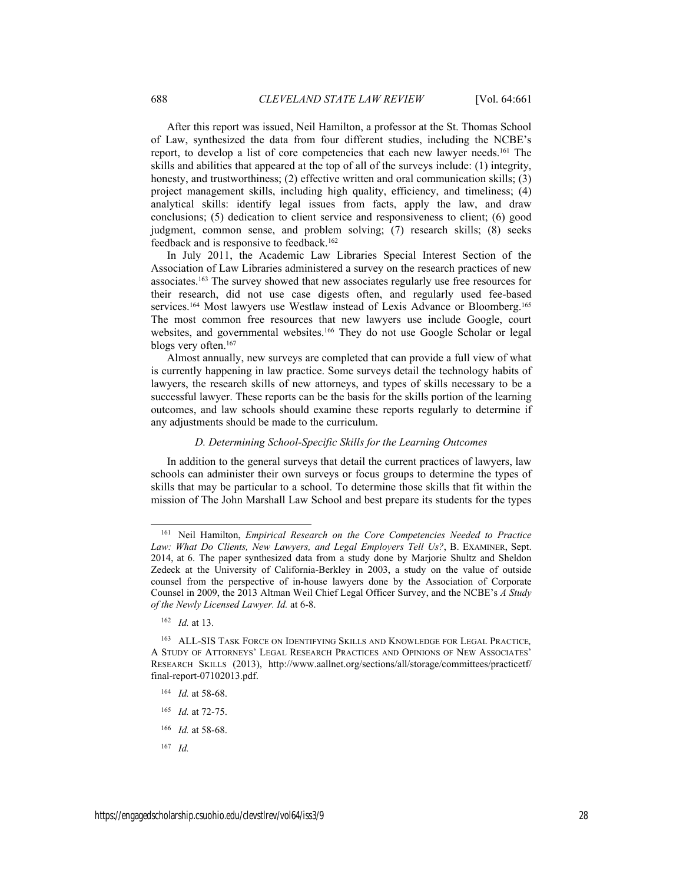After this report was issued, Neil Hamilton, a professor at the St. Thomas School of Law, synthesized the data from four different studies, including the NCBE's report, to develop a list of core competencies that each new lawyer needs.[161] The skills and abilities that appeared at the top of all of the surveys include: (1) integrity, honesty, and trustworthiness; (2) effective written and oral communication skills; (3) project management skills, including high quality, efficiency, and timeliness; (4) analytical skills: identify legal issues from facts, apply the law, and draw conclusions; (5) dedication to client service and responsiveness to client; (6) good judgment, common sense, and problem solving; (7) research skills; (8) seeks feedback and is responsive to feedback.[162]

In July 2011, the Academic Law Libraries Special Interest Section of the Association of Law Libraries administered a survey on the research practices of new associates.[163] The survey showed that new associates regularly use free resources for their research, did not use case digests often, and regularly used fee-based services.[164] Most lawyers use Westlaw instead of Lexis Advance or Bloomberg.[165] The most common free resources that new lawyers use include Google, court websites, and governmental websites.[166] They do not use Google Scholar or legal blogs very often.[167]

Almost annually, new surveys are completed that can provide a full view of what is currently happening in law practice. Some surveys detail the technology habits of lawyers, the research skills of new attorneys, and types of skills necessary to be a successful lawyer. These reports can be the basis for the skills portion of the learning outcomes, and law schools should examine these reports regularly to determine if any adjustments should be made to the curriculum.

### *D. Determining School-Specific Skills for the Learning Outcomes*

In addition to the general surveys that detail the current practices of lawyers, law schools can administer their own surveys or focus groups to determine the types of skills that may be particular to a school. To determine those skills that fit within the mission of The John Marshall Law School and best prepare its students for the types

---

[161] Neil Hamilton, *Empirical Research on the Core Competencies Needed to Practice Law: What Do Clients, New Lawyers, and Legal Employers Tell Us?*, B. EXAMINER, Sept. 2014, at 6. The paper synthesized data from a study done by Marjorie Shultz and Sheldon Zedeck at the University of California-Berkley in 2003, a study on the value of outside counsel from the perspective of in-house lawyers done by the Association of Corporate Counsel in 2009, the 2013 Altman Weil Chief Legal Officer Survey, and the NCBE's *A Study of the Newly Licensed Lawyer. Id.* at 6-8.

[162] *Id.* at 13.

[163] ALL-SIS TASK FORCE ON IDENTIFYING SKILLS AND KNOWLEDGE FOR LEGAL PRACTICE, A STUDY OF ATTORNEYS' LEGAL RESEARCH PRACTICES AND OPINIONS OF NEW ASSOCIATES' RESEARCH SKILLS (2013), http://www.aallnet.org/sections/all/storage/committees/practicetf/final-report-07102013.pdf.

[164] *Id.* at 58-68.

[165] *Id.* at 72-75.

[166] *Id.* at 58-68.

[167] *Id.*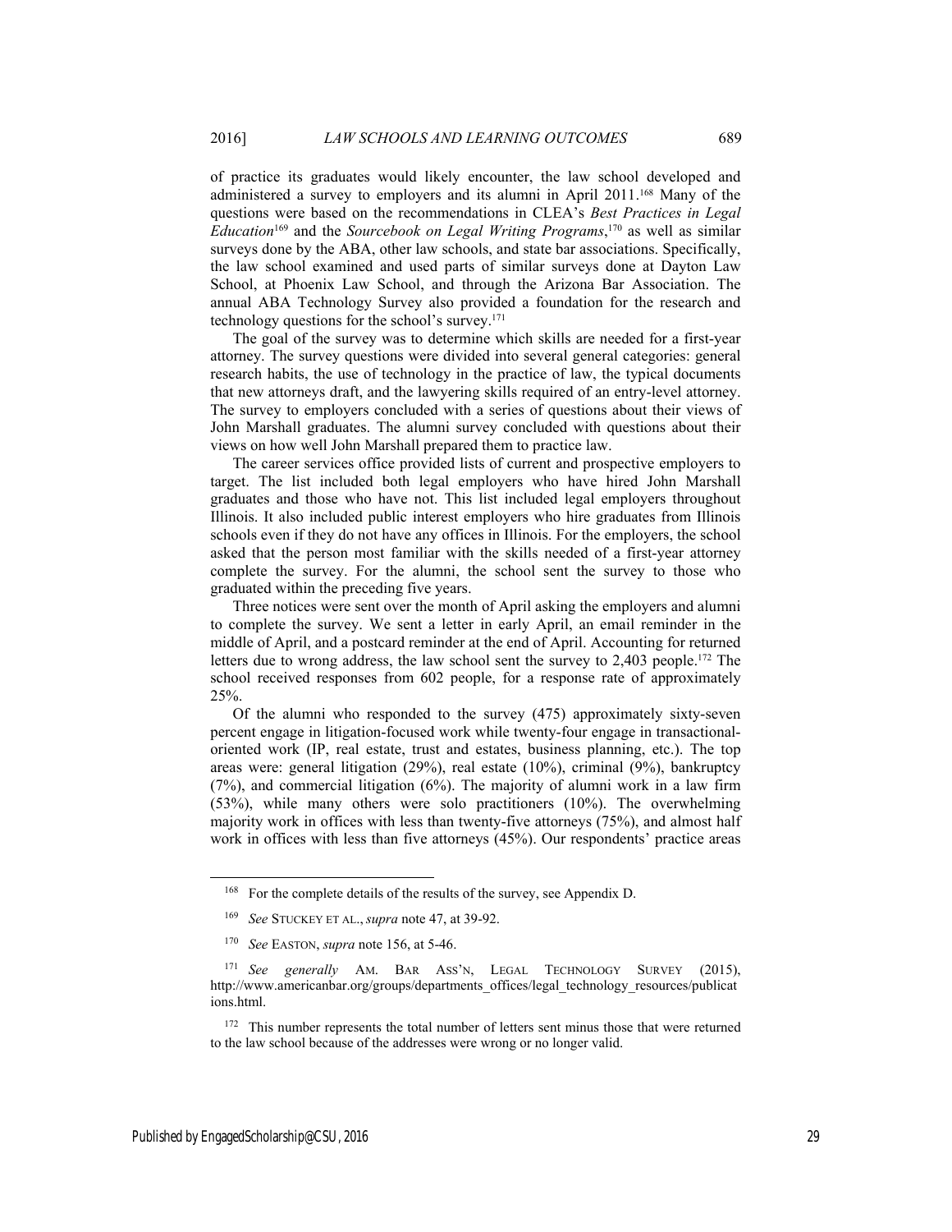of practice its graduates would likely encounter, the law school developed and administered a survey to employers and its alumni in April 2011.[168] Many of the questions were based on the recommendations in CLEA's *Best Practices in Legal Education*[169] and the *Sourcebook on Legal Writing Programs*,[170] as well as similar surveys done by the ABA, other law schools, and state bar associations. Specifically, the law school examined and used parts of similar surveys done at Dayton Law School, at Phoenix Law School, and through the Arizona Bar Association. The annual ABA Technology Survey also provided a foundation for the research and technology questions for the school's survey.[171]

The goal of the survey was to determine which skills are needed for a first-year attorney. The survey questions were divided into several general categories: general research habits, the use of technology in the practice of law, the typical documents that new attorneys draft, and the lawyering skills required of an entry-level attorney. The survey to employers concluded with a series of questions about their views of John Marshall graduates. The alumni survey concluded with questions about their views on how well John Marshall prepared them to practice law.

The career services office provided lists of current and prospective employers to target. The list included both legal employers who have hired John Marshall graduates and those who have not. This list included legal employers throughout Illinois. It also included public interest employers who hire graduates from Illinois schools even if they do not have any offices in Illinois. For the employers, the school asked that the person most familiar with the skills needed of a first-year attorney complete the survey. For the alumni, the school sent the survey to those who graduated within the preceding five years.

Three notices were sent over the month of April asking the employers and alumni to complete the survey. We sent a letter in early April, an email reminder in the middle of April, and a postcard reminder at the end of April. Accounting for returned letters due to wrong address, the law school sent the survey to 2,403 people.[172] The school received responses from 602 people, for a response rate of approximately 25%.

Of the alumni who responded to the survey (475) approximately sixty-seven percent engage in litigation-focused work while twenty-four engage in transactional-oriented work (IP, real estate, trust and estates, business planning, etc.). The top areas were: general litigation (29%), real estate (10%), criminal (9%), bankruptcy (7%), and commercial litigation (6%). The majority of alumni work in a law firm (53%), while many others were solo practitioners (10%). The overwhelming majority work in offices with less than twenty-five attorneys (75%), and almost half work in offices with less than five attorneys (45%). Our respondents' practice areas

---

[168] For the complete details of the results of the survey, see Appendix D.

[169] *See* STUCKEY ET AL., *supra* note 47, at 39-92.

[170] *See* EASTON, *supra* note 156, at 5-46.

[171] *See generally* AM. BAR ASS'N, LEGAL TECHNOLOGY SURVEY (2015), http://www.americanbar.org/groups/departments_offices/legal_technology_resources/publications.html.

[172] This number represents the total number of letters sent minus those that were returned to the law school because of the addresses were wrong or no longer valid.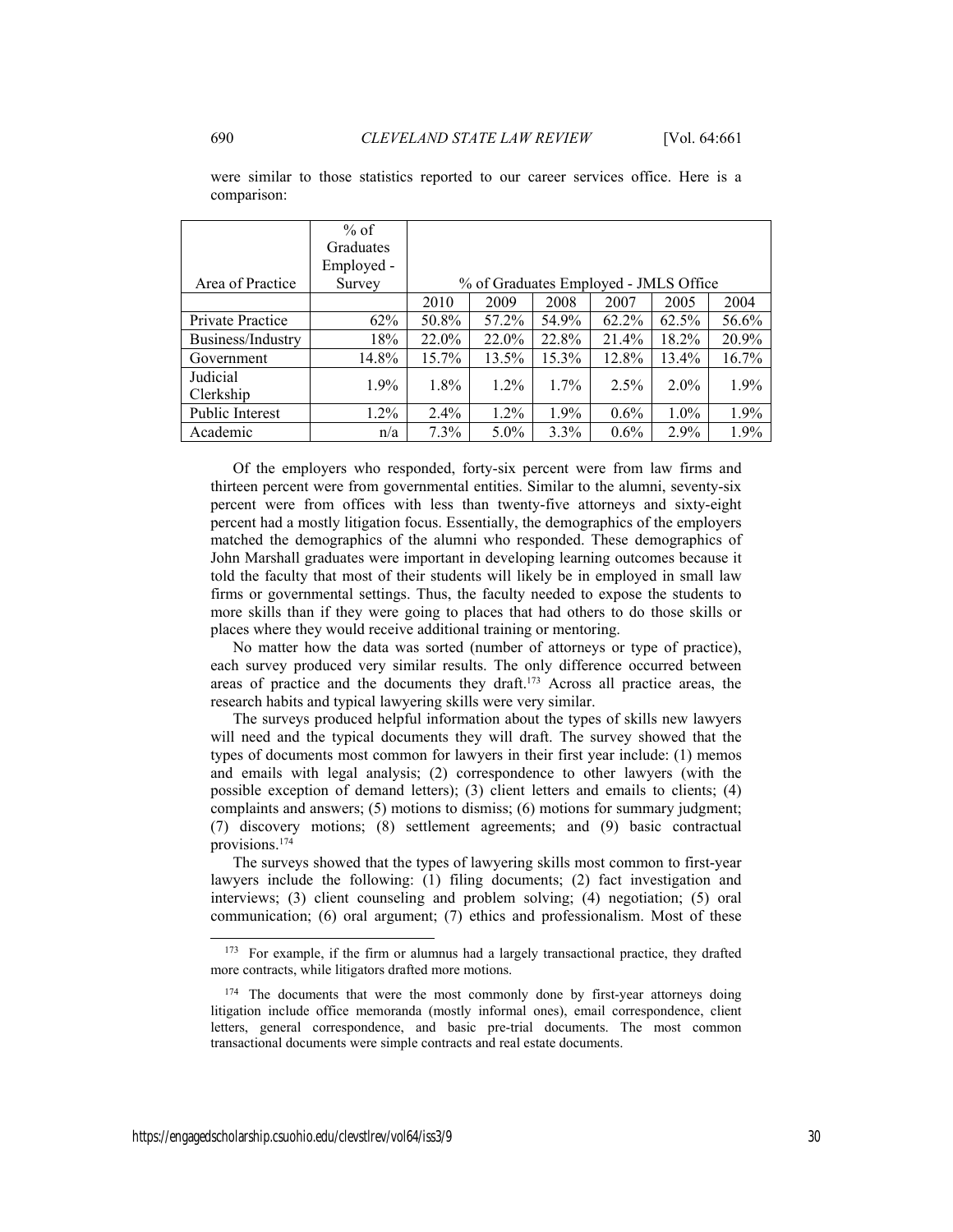were similar to those statistics reported to our career services office. Here is a comparison:

| Area of Practice | % of Graduates Employed - Survey | % of Graduates Employed - JMLS Office | | | | | |
|---|---|---|---|---|---|---|---|
| | | 2010 | 2009 | 2008 | 2007 | 2005 | 2004 |
| Private Practice | 62% | 50.8% | 57.2% | 54.9% | 62.2% | 62.5% | 56.6% |
| Business/Industry | 18% | 22.0% | 22.0% | 22.8% | 21.4% | 18.2% | 20.9% |
| Government | 14.8% | 15.7% | 13.5% | 15.3% | 12.8% | 13.4% | 16.7% |
| Judicial Clerkship | 1.9% | 1.8% | 1.2% | 1.7% | 2.5% | 2.0% | 1.9% |
| Public Interest | 1.2% | 2.4% | 1.2% | 1.9% | 0.6% | 1.0% | 1.9% |
| Academic | n/a | 7.3% | 5.0% | 3.3% | 0.6% | 2.9% | 1.9% |

Of the employers who responded, forty-six percent were from law firms and thirteen percent were from governmental entities. Similar to the alumni, seventy-six percent were from offices with less than twenty-five attorneys and sixty-eight percent had a mostly litigation focus. Essentially, the demographics of the employers matched the demographics of the alumni who responded. These demographics of John Marshall graduates were important in developing learning outcomes because it told the faculty that most of their students will likely be in employed in small law firms or governmental settings. Thus, the faculty needed to expose the students to more skills than if they were going to places that had others to do those skills or places where they would receive additional training or mentoring.

No matter how the data was sorted (number of attorneys or type of practice), each survey produced very similar results. The only difference occurred between areas of practice and the documents they draft.[173] Across all practice areas, the research habits and typical lawyering skills were very similar.

The surveys produced helpful information about the types of skills new lawyers will need and the typical documents they will draft. The survey showed that the types of documents most common for lawyers in their first year include: (1) memos and emails with legal analysis; (2) correspondence to other lawyers (with the possible exception of demand letters); (3) client letters and emails to clients; (4) complaints and answers; (5) motions to dismiss; (6) motions for summary judgment; (7) discovery motions; (8) settlement agreements; and (9) basic contractual provisions.[174]

The surveys showed that the types of lawyering skills most common to first-year lawyers include the following: (1) filing documents; (2) fact investigation and interviews; (3) client counseling and problem solving; (4) negotiation; (5) oral communication; (6) oral argument; (7) ethics and professionalism. Most of these

---

[173] For example, if the firm or alumnus had a largely transactional practice, they drafted more contracts, while litigators drafted more motions.

[174] The documents that were the most commonly done by first-year attorneys doing litigation include office memoranda (mostly informal ones), email correspondence, client letters, general correspondence, and basic pre-trial documents. The most common transactional documents were simple contracts and real estate documents.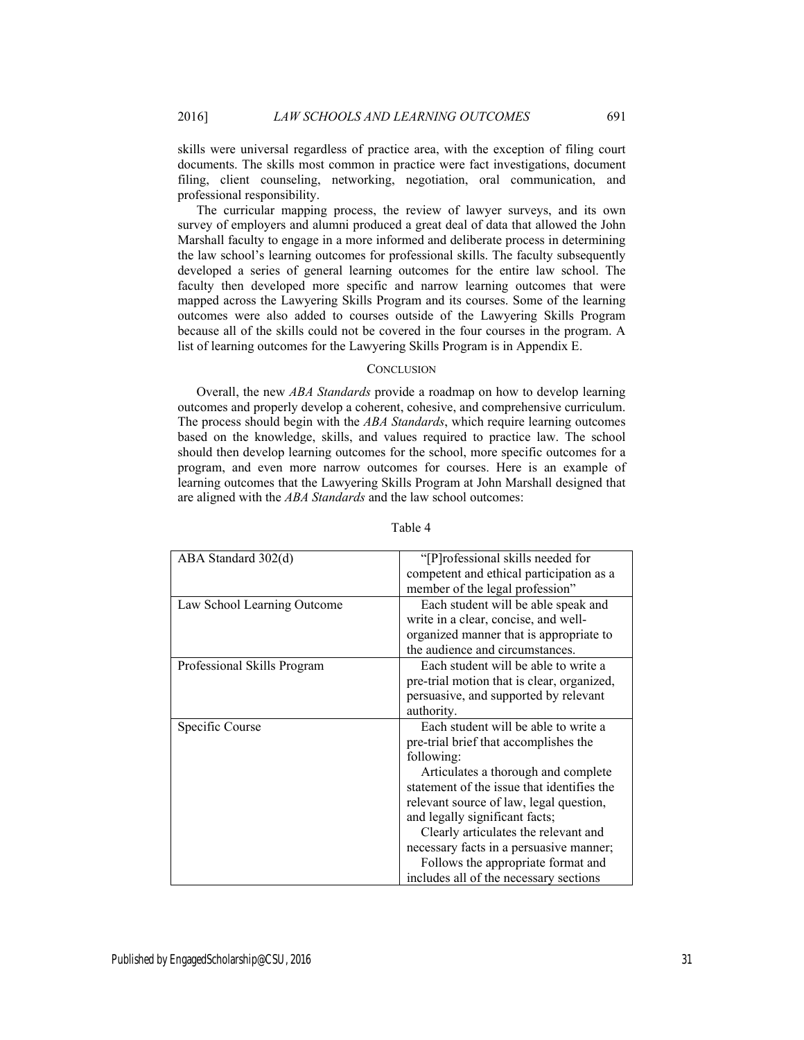skills were universal regardless of practice area, with the exception of filing court documents. The skills most common in practice were fact investigations, document filing, client counseling, networking, negotiation, oral communication, and professional responsibility.

The curricular mapping process, the review of lawyer surveys, and its own survey of employers and alumni produced a great deal of data that allowed the John Marshall faculty to engage in a more informed and deliberate process in determining the law school's learning outcomes for professional skills. The faculty subsequently developed a series of general learning outcomes for the entire law school. The faculty then developed more specific and narrow learning outcomes that were mapped across the Lawyering Skills Program and its courses. Some of the learning outcomes were also added to courses outside of the Lawyering Skills Program because all of the skills could not be covered in the four courses in the program. A list of learning outcomes for the Lawyering Skills Program is in Appendix E.

## CONCLUSION

Overall, the new *ABA Standards* provide a roadmap on how to develop learning outcomes and properly develop a coherent, cohesive, and comprehensive curriculum. The process should begin with the *ABA Standards*, which require learning outcomes based on the knowledge, skills, and values required to practice law. The school should then develop learning outcomes for the school, more specific outcomes for a program, and even more narrow outcomes for courses. Here is an example of learning outcomes that the Lawyering Skills Program at John Marshall designed that are aligned with the *ABA Standards* and the law school outcomes:

Table 4

| | |
|---|---|
| ABA Standard 302(d) | "[P]rofessional skills needed for competent and ethical participation as a member of the legal profession" |
| Law School Learning Outcome | Each student will be able speak and write in a clear, concise, and well-organized manner that is appropriate to the audience and circumstances. |
| Professional Skills Program | Each student will be able to write a pre-trial motion that is clear, organized, persuasive, and supported by relevant authority. |
| Specific Course | Each student will be able to write a pre-trial brief that accomplishes the following: Articulates a thorough and complete statement of the issue that identifies the relevant source of law, legal question, and legally significant facts; Clearly articulates the relevant and necessary facts in a persuasive manner; Follows the appropriate format and includes all of the necessary sections |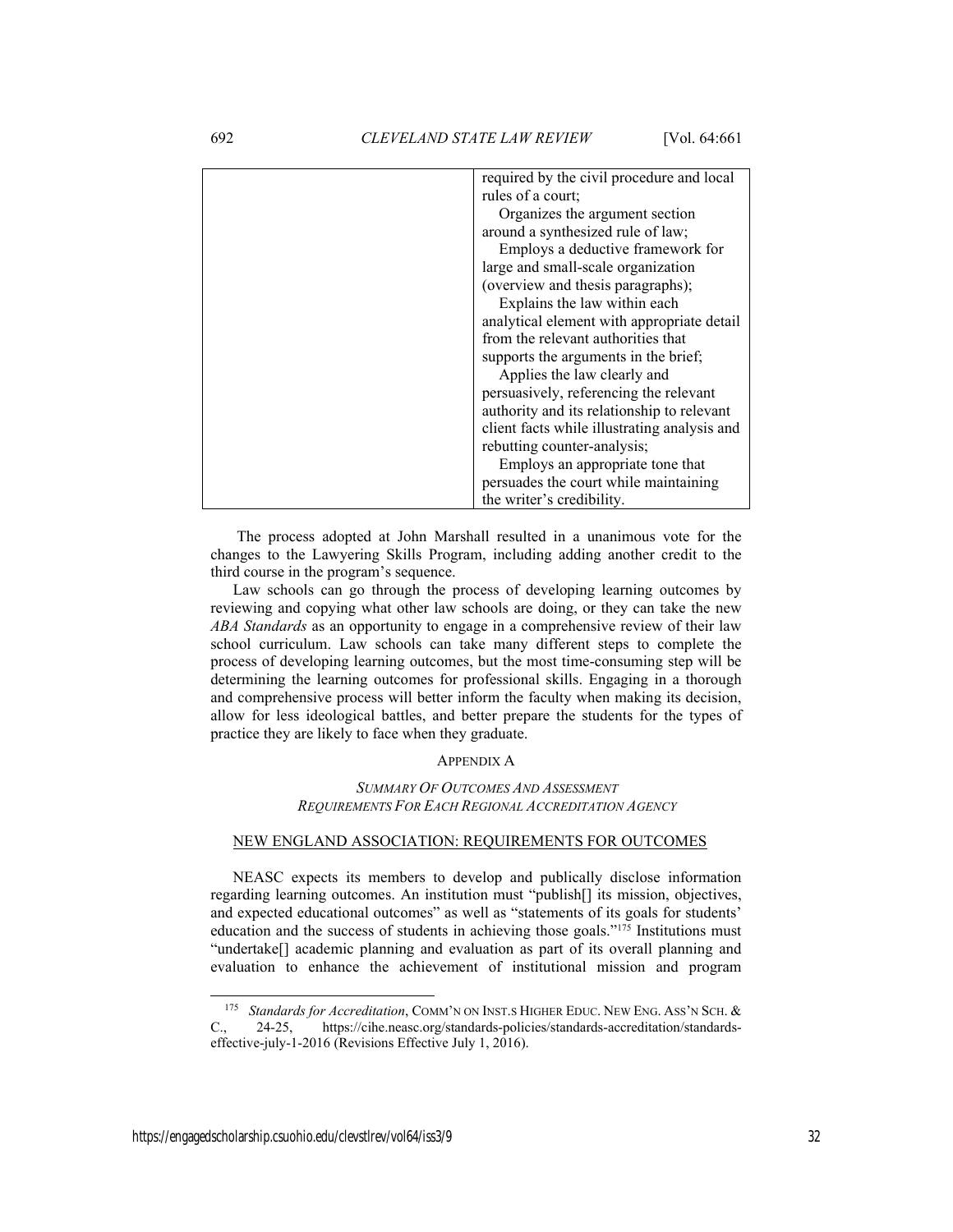| | |
|---|---|
| | required by the civil procedure and local rules of a court; <br> Organizes the argument section around a synthesized rule of law; <br> Employs a deductive framework for large and small-scale organization (overview and thesis paragraphs); <br> Explains the law within each analytical element with appropriate detail from the relevant authorities that supports the arguments in the brief; <br> Applies the law clearly and persuasively, referencing the relevant authority and its relationship to relevant client facts while illustrating analysis and rebutting counter-analysis; <br> Employs an appropriate tone that persuades the court while maintaining the writer's credibility. |

The process adopted at John Marshall resulted in a unanimous vote for the changes to the Lawyering Skills Program, including adding another credit to the third course in the program's sequence.

Law schools can go through the process of developing learning outcomes by reviewing and copying what other law schools are doing, or they can take the new *ABA Standards* as an opportunity to engage in a comprehensive review of their law school curriculum. Law schools can take many different steps to complete the process of developing learning outcomes, but the most time-consuming step will be determining the learning outcomes for professional skills. Engaging in a thorough and comprehensive process will better inform the faculty when making its decision, allow for less ideological battles, and better prepare the students for the types of practice they are likely to face when they graduate.

## APPENDIX A

### *SUMMARY OF OUTCOMES AND ASSESSMENT REQUIREMENTS FOR EACH REGIONAL ACCREDITATION AGENCY*

#### NEW ENGLAND ASSOCIATION: REQUIREMENTS FOR OUTCOMES

NEASC expects its members to develop and publically disclose information regarding learning outcomes. An institution must "publish[] its mission, objectives, and expected educational outcomes" as well as "statements of its goals for students' education and the success of students in achieving those goals."[175] Institutions must "undertake[] academic planning and evaluation as part of its overall planning and evaluation to enhance the achievement of institutional mission and program

---

[175] *Standards for Accreditation*, COMM'N ON INST.S HIGHER EDUC. NEW ENG. ASS'N SCH. & C., 24-25, https://cihe.neasc.org/standards-policies/standards-accreditation/standards-effective-july-1-2016 (Revisions Effective July 1, 2016).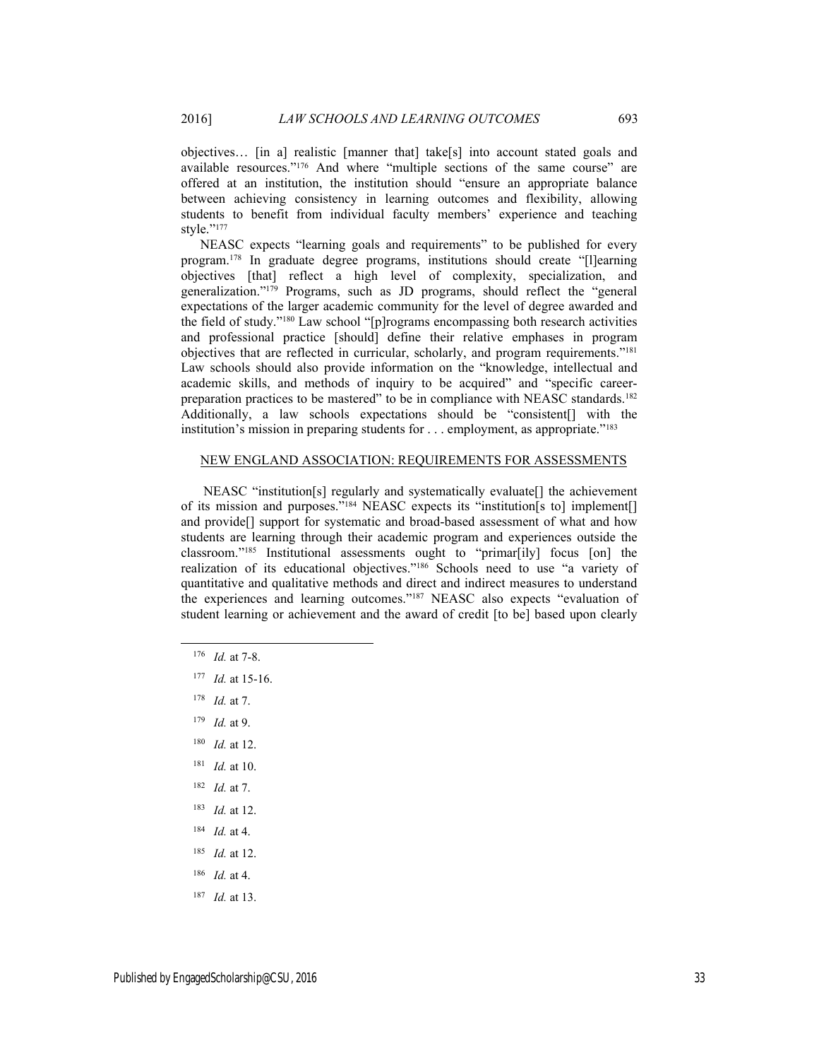objectives… [in a] realistic [manner that] take[s] into account stated goals and available resources."[176] And where "multiple sections of the same course" are offered at an institution, the institution should "ensure an appropriate balance between achieving consistency in learning outcomes and flexibility, allowing students to benefit from individual faculty members' experience and teaching style."[177]

NEASC expects "learning goals and requirements" to be published for every program.[178] In graduate degree programs, institutions should create "[l]earning objectives [that] reflect a high level of complexity, specialization, and generalization."[179] Programs, such as JD programs, should reflect the "general expectations of the larger academic community for the level of degree awarded and the field of study."[180] Law school "[p]rograms encompassing both research activities and professional practice [should] define their relative emphases in program objectives that are reflected in curricular, scholarly, and program requirements."[181] Law schools should also provide information on the "knowledge, intellectual and academic skills, and methods of inquiry to be acquired" and "specific career-preparation practices to be mastered" to be in compliance with NEASC standards.[182] Additionally, a law schools expectations should be "consistent[] with the institution's mission in preparing students for . . . employment, as appropriate."[183]

## NEW ENGLAND ASSOCIATION: REQUIREMENTS FOR ASSESSMENTS

NEASC "institution[s] regularly and systematically evaluate[] the achievement of its mission and purposes."[184] NEASC expects its "institution[s to] implement[] and provide[] support for systematic and broad-based assessment of what and how students are learning through their academic program and experiences outside the classroom."[185] Institutional assessments ought to "primar[ily] focus [on] the realization of its educational objectives."[186] Schools need to use "a variety of quantitative and qualitative methods and direct and indirect measures to understand the experiences and learning outcomes."[187] NEASC also expects "evaluation of student learning or achievement and the award of credit [to be] based upon clearly

---

[176] *Id.* at 7-8.

[177] *Id.* at 15-16.

[178] *Id.* at 7.

[179] *Id.* at 9.

[180] *Id.* at 12.

[181] *Id.* at 10.

[182] *Id.* at 7.

[183] *Id.* at 12.

[184] *Id.* at 4.

[185] *Id.* at 12.

[186] *Id.* at 4.

[187] *Id.* at 13.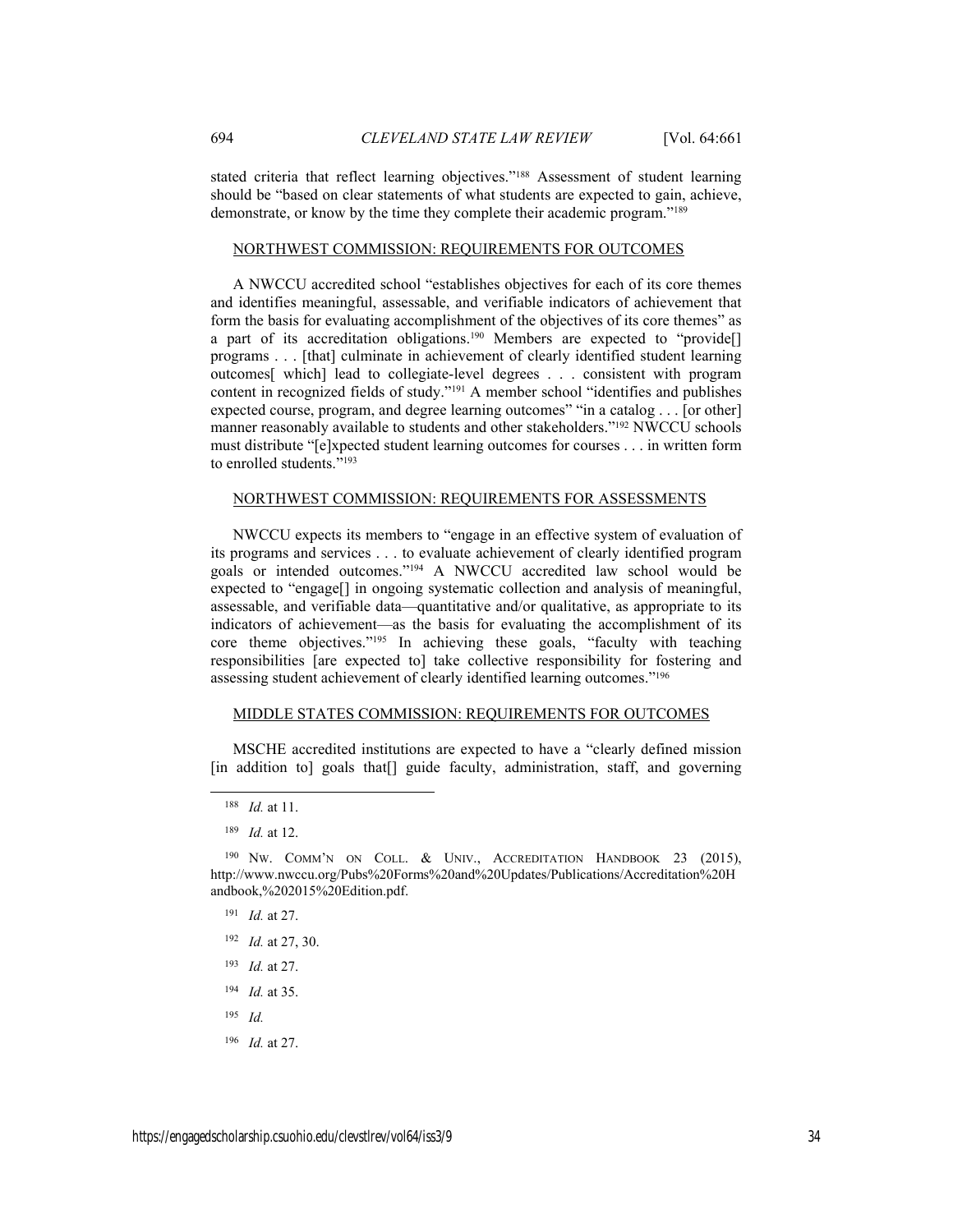stated criteria that reflect learning objectives."[188] Assessment of student learning should be "based on clear statements of what students are expected to gain, achieve, demonstrate, or know by the time they complete their academic program."[189]

NORTHWEST COMMISSION: REQUIREMENTS FOR OUTCOMES

A NWCCU accredited school "establishes objectives for each of its core themes and identifies meaningful, assessable, and verifiable indicators of achievement that form the basis for evaluating accomplishment of the objectives of its core themes" as a part of its accreditation obligations.[190] Members are expected to "provide[] programs . . . [that] culminate in achievement of clearly identified student learning outcomes[ which] lead to collegiate-level degrees . . . consistent with program content in recognized fields of study."[191] A member school "identifies and publishes expected course, program, and degree learning outcomes" "in a catalog . . . [or other] manner reasonably available to students and other stakeholders."[192] NWCCU schools must distribute "[e]xpected student learning outcomes for courses . . . in written form to enrolled students."[193]

NORTHWEST COMMISSION: REQUIREMENTS FOR ASSESSMENTS

NWCCU expects its members to "engage in an effective system of evaluation of its programs and services . . . to evaluate achievement of clearly identified program goals or intended outcomes."[194] A NWCCU accredited law school would be expected to "engage[] in ongoing systematic collection and analysis of meaningful, assessable, and verifiable data—quantitative and/or qualitative, as appropriate to its indicators of achievement—as the basis for evaluating the accomplishment of its core theme objectives."[195] In achieving these goals, "faculty with teaching responsibilities [are expected to] take collective responsibility for fostering and assessing student achievement of clearly identified learning outcomes."[196]

MIDDLE STATES COMMISSION: REQUIREMENTS FOR OUTCOMES

MSCHE accredited institutions are expected to have a "clearly defined mission [in addition to] goals that[] guide faculty, administration, staff, and governing

---

[188] *Id.* at 11.

[189] *Id.* at 12.

[190] NW. COMM'N ON COLL. & UNIV., ACCREDITATION HANDBOOK 23 (2015), http://www.nwccu.org/Pubs%20Forms%20and%20Updates/Publications/Accreditation%20Handbook,%202015%20Edition.pdf.

[191] *Id.* at 27.

[192] *Id.* at 27, 30.

[193] *Id.* at 27.

[194] *Id.* at 35.

[195] *Id.*

[196] *Id.* at 27.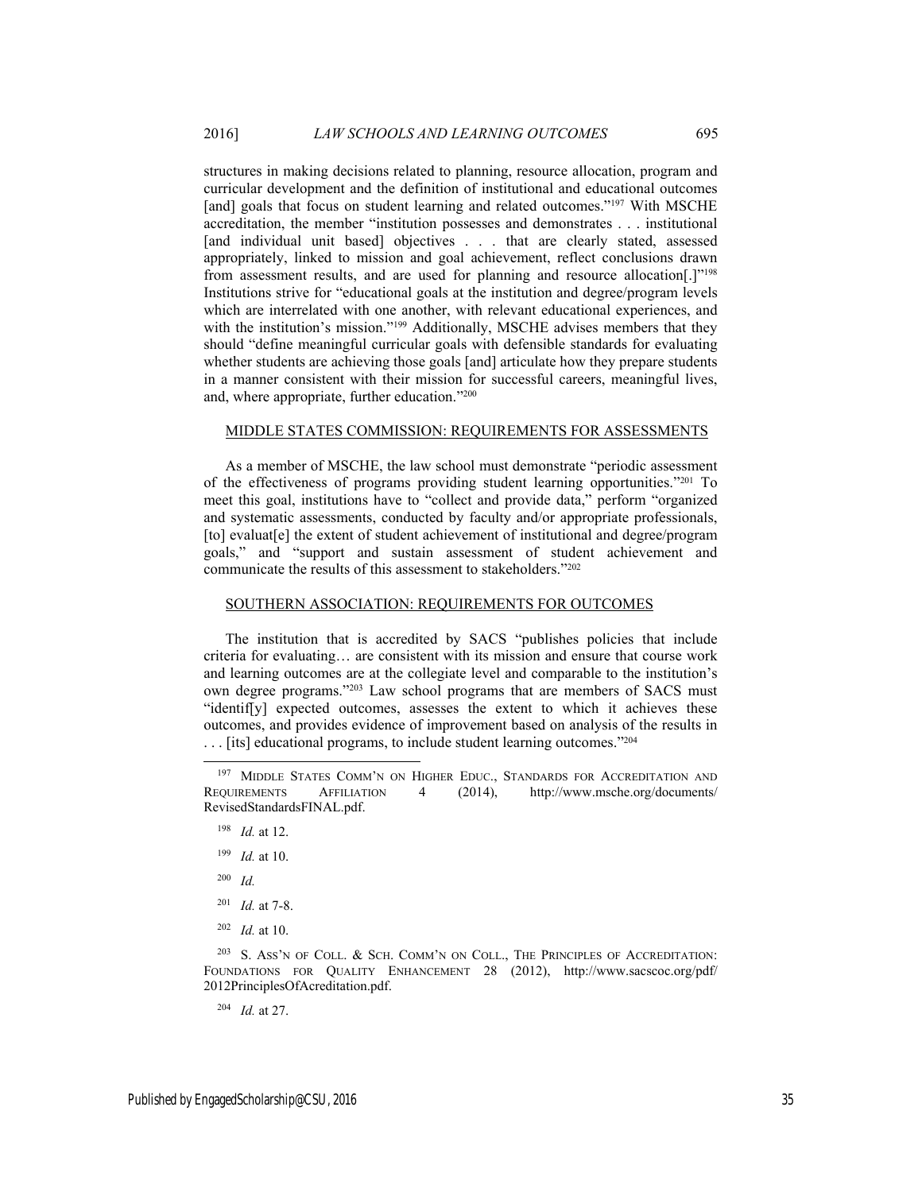structures in making decisions related to planning, resource allocation, program and curricular development and the definition of institutional and educational outcomes [and] goals that focus on student learning and related outcomes."[197] With MSCHE accreditation, the member "institution possesses and demonstrates . . . institutional [and individual unit based] objectives . . . that are clearly stated, assessed appropriately, linked to mission and goal achievement, reflect conclusions drawn from assessment results, and are used for planning and resource allocation[.]"[198] Institutions strive for "educational goals at the institution and degree/program levels which are interrelated with one another, with relevant educational experiences, and with the institution's mission."[199] Additionally, MSCHE advises members that they should "define meaningful curricular goals with defensible standards for evaluating whether students are achieving those goals [and] articulate how they prepare students in a manner consistent with their mission for successful careers, meaningful lives, and, where appropriate, further education."[200]

## MIDDLE STATES COMMISSION: REQUIREMENTS FOR ASSESSMENTS

As a member of MSCHE, the law school must demonstrate "periodic assessment of the effectiveness of programs providing student learning opportunities."[201] To meet this goal, institutions have to "collect and provide data," perform "organized and systematic assessments, conducted by faculty and/or appropriate professionals, [to] evaluat[e] the extent of student achievement of institutional and degree/program goals," and "support and sustain assessment of student achievement and communicate the results of this assessment to stakeholders."[202]

## SOUTHERN ASSOCIATION: REQUIREMENTS FOR OUTCOMES

The institution that is accredited by SACS "publishes policies that include criteria for evaluating… are consistent with its mission and ensure that course work and learning outcomes are at the collegiate level and comparable to the institution's own degree programs."[203] Law school programs that are members of SACS must "identif[y] expected outcomes, assesses the extent to which it achieves these outcomes, and provides evidence of improvement based on analysis of the results in . . . [its] educational programs, to include student learning outcomes."[204]

---

[197] MIDDLE STATES COMM'N ON HIGHER EDUC., STANDARDS FOR ACCREDITATION AND REQUIREMENTS AFFILIATION 4 (2014), http://www.msche.org/documents/RevisedStandardsFINAL.pdf.

[198] *Id.* at 12.

[199] *Id.* at 10.

[200] *Id.*

[201] *Id.* at 7-8.

[202] *Id.* at 10.

[203] S. ASS'N OF COLL. & SCH. COMM'N ON COLL., THE PRINCIPLES OF ACCREDITATION: FOUNDATIONS FOR QUALITY ENHANCEMENT 28 (2012), http://www.sacscoc.org/pdf/2012PrinciplesOfAcreditation.pdf.

[204] *Id.* at 27.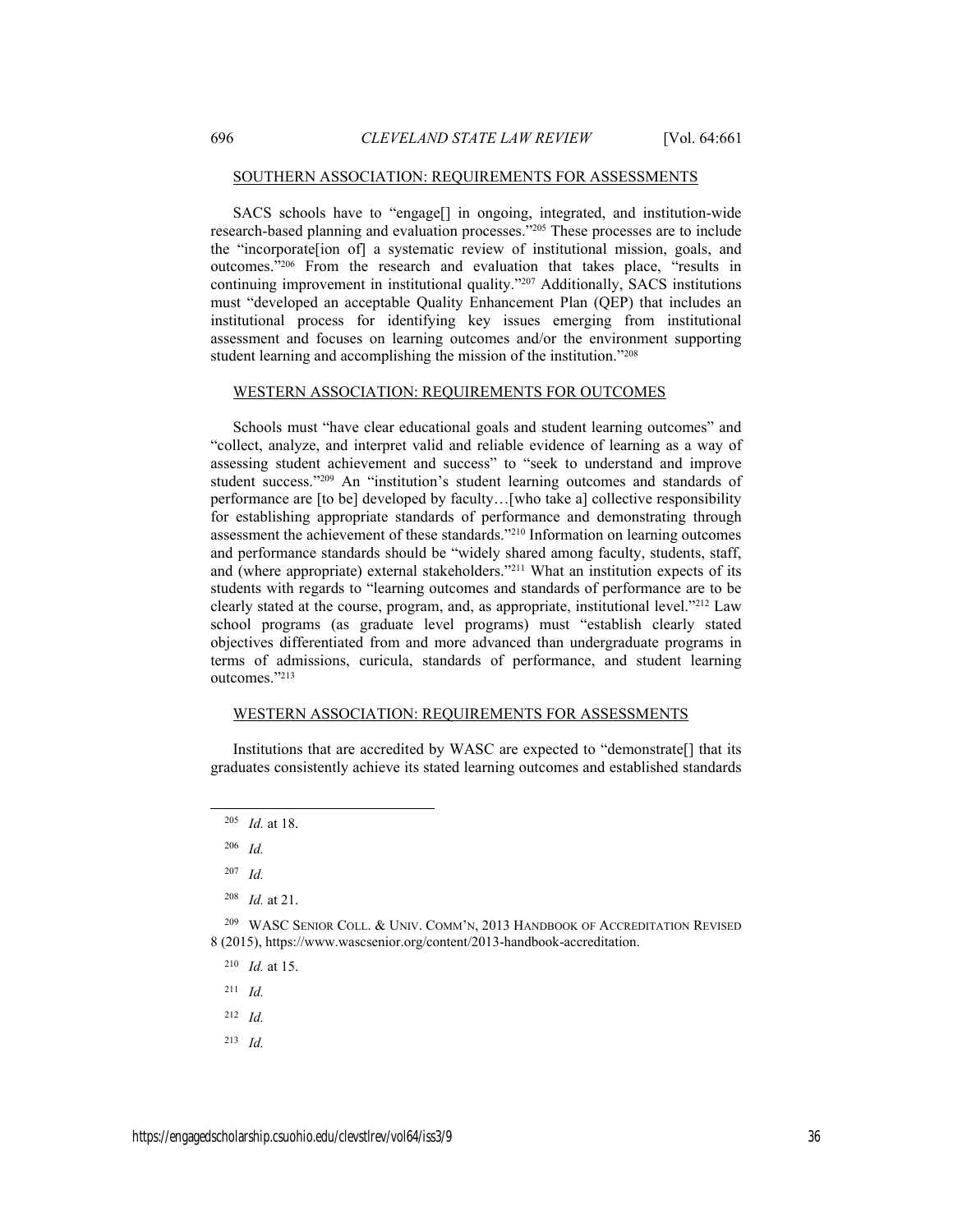<u>SOUTHERN ASSOCIATION: REQUIREMENTS FOR ASSESSMENTS</u>

SACS schools have to "engage[] in ongoing, integrated, and institution-wide research-based planning and evaluation processes."[205] These processes are to include the "incorporate[ion of] a systematic review of institutional mission, goals, and outcomes."[206] From the research and evaluation that takes place, "results in continuing improvement in institutional quality."[207] Additionally, SACS institutions must "developed an acceptable Quality Enhancement Plan (QEP) that includes an institutional process for identifying key issues emerging from institutional assessment and focuses on learning outcomes and/or the environment supporting student learning and accomplishing the mission of the institution."[208]

<u>WESTERN ASSOCIATION: REQUIREMENTS FOR OUTCOMES</u>

Schools must "have clear educational goals and student learning outcomes" and "collect, analyze, and interpret valid and reliable evidence of learning as a way of assessing student achievement and success" to "seek to understand and improve student success."[209] An "institution's student learning outcomes and standards of performance are [to be] developed by faculty…[who take a] collective responsibility for establishing appropriate standards of performance and demonstrating through assessment the achievement of these standards."[210] Information on learning outcomes and performance standards should be "widely shared among faculty, students, staff, and (where appropriate) external stakeholders."[211] What an institution expects of its students with regards to "learning outcomes and standards of performance are to be clearly stated at the course, program, and, as appropriate, institutional level."[212] Law school programs (as graduate level programs) must "establish clearly stated objectives differentiated from and more advanced than undergraduate programs in terms of admissions, curicula, standards of performance, and student learning outcomes."[213]

<u>WESTERN ASSOCIATION: REQUIREMENTS FOR ASSESSMENTS</u>

Institutions that are accredited by WASC are expected to "demonstrate[] that its graduates consistently achieve its stated learning outcomes and established standards

---

[205] *Id.* at 18.

[206] *Id.*

[207] *Id.*

[208] *Id.* at 21.

[209] WASC SENIOR COLL. & UNIV. COMM'N, 2013 HANDBOOK OF ACCREDITATION REVISED 8 (2015), https://www.wascsenior.org/content/2013-handbook-accreditation.

[210] *Id.* at 15.

[211] *Id.*

[212] *Id.*

[213] *Id.*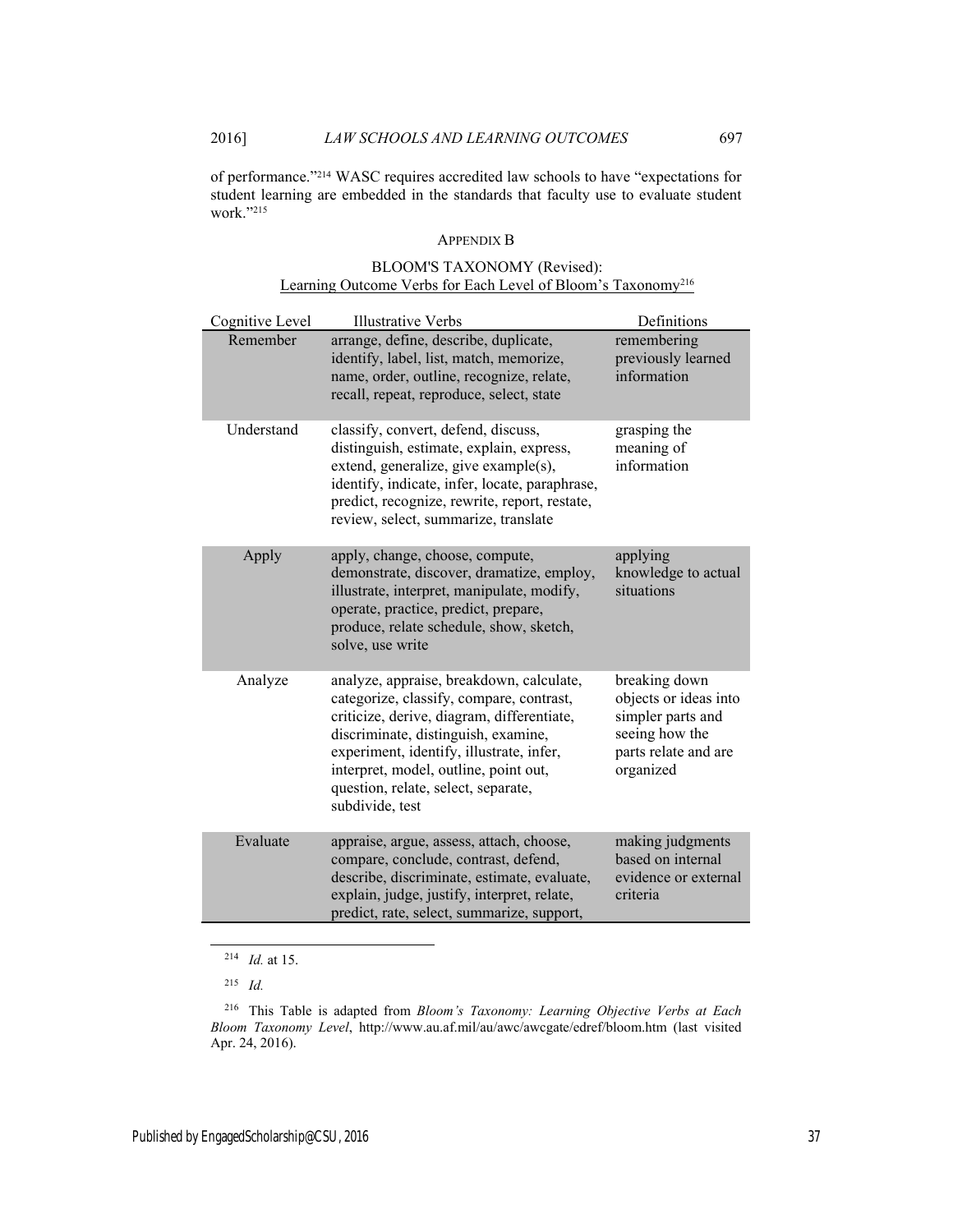of performance."[214] WASC requires accredited law schools to have "expectations for student learning are embedded in the standards that faculty use to evaluate student work."[215]

## APPENDIX B

### BLOOM'S TAXONOMY (Revised): Learning Outcome Verbs for Each Level of Bloom's Taxonomy[216]

| Cognitive Level | Illustrative Verbs | Definitions |
|---|---|---|
| Remember | arrange, define, describe, duplicate, identify, label, list, match, memorize, name, order, outline, recognize, relate, recall, repeat, reproduce, select, state | remembering previously learned information |
| Understand | classify, convert, defend, discuss, distinguish, estimate, explain, express, extend, generalize, give example(s), identify, indicate, infer, locate, paraphrase, predict, recognize, rewrite, report, restate, review, select, summarize, translate | grasping the meaning of information |
| Apply | apply, change, choose, compute, demonstrate, discover, dramatize, employ, illustrate, interpret, manipulate, modify, operate, practice, predict, prepare, produce, relate schedule, show, sketch, solve, use write | applying knowledge to actual situations |
| Analyze | analyze, appraise, breakdown, calculate, categorize, classify, compare, contrast, criticize, derive, diagram, differentiate, discriminate, distinguish, examine, experiment, identify, illustrate, infer, interpret, model, outline, point out, question, relate, select, separate, subdivide, test | breaking down objects or ideas into simpler parts and seeing how the parts relate and are organized |
| Evaluate | appraise, argue, assess, attach, choose, compare, conclude, contrast, defend, describe, discriminate, estimate, evaluate, explain, judge, justify, interpret, relate, predict, rate, select, summarize, support, | making judgments based on internal evidence or external criteria |

[214] *Id.* at 15.

[215] *Id.*

[216] This Table is adapted from *Bloom's Taxonomy: Learning Objective Verbs at Each Bloom Taxonomy Level*, http://www.au.af.mil/au/awc/awcgate/edref/bloom.htm (last visited Apr. 24, 2016).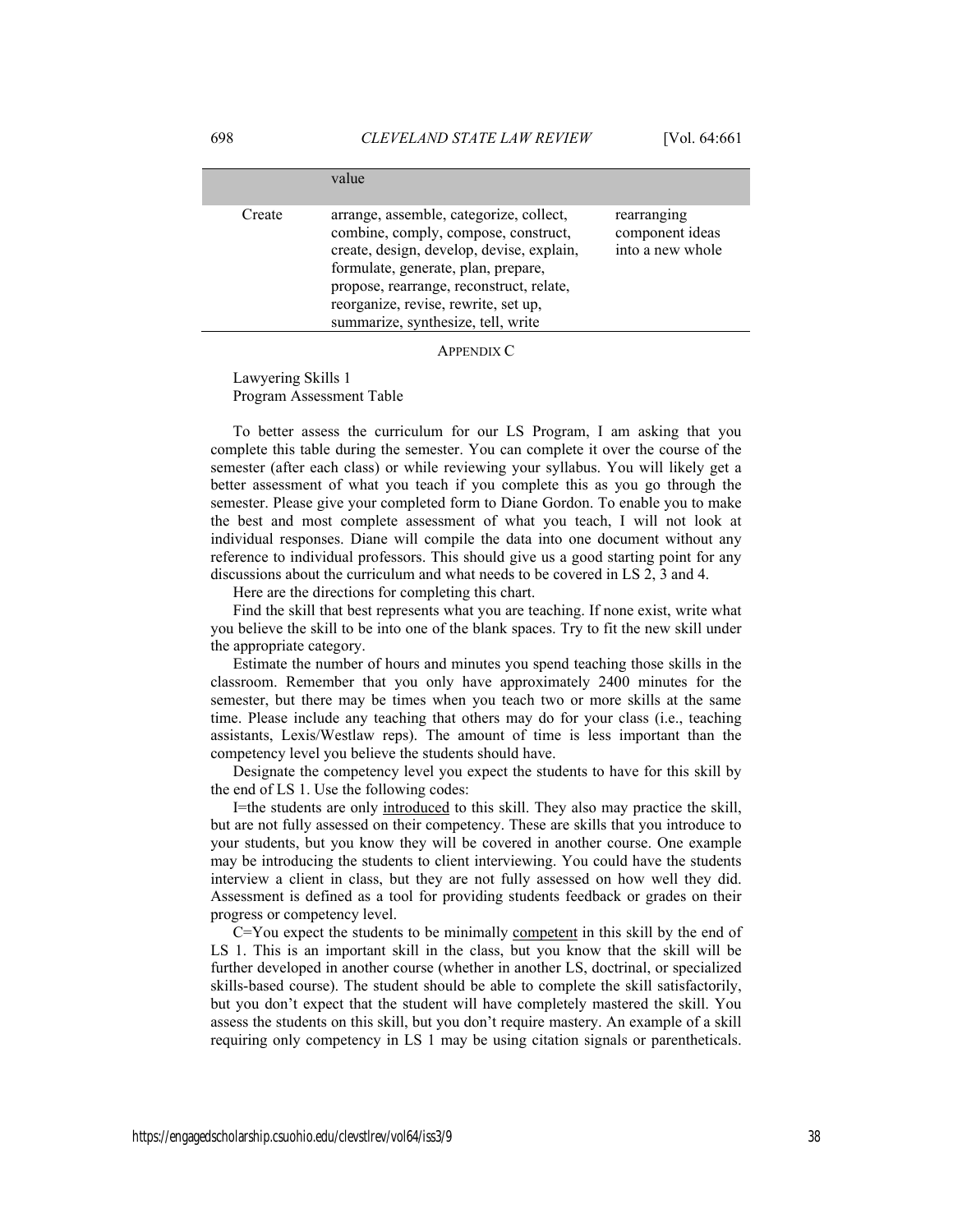| | | |
|---|---|---|
| | value | |
| Create | arrange, assemble, categorize, collect, combine, comply, compose, construct, create, design, develop, devise, explain, formulate, generate, plan, prepare, propose, rearrange, reconstruct, relate, reorganize, revise, rewrite, set up, summarize, synthesize, tell, write | rearranging component ideas into a new whole |

## APPENDIX C

Lawyering Skills 1
Program Assessment Table

To better assess the curriculum for our LS Program, I am asking that you complete this table during the semester. You can complete it over the course of the semester (after each class) or while reviewing your syllabus. You will likely get a better assessment of what you teach if you complete this as you go through the semester. Please give your completed form to Diane Gordon. To enable you to make the best and most complete assessment of what you teach, I will not look at individual responses. Diane will compile the data into one document without any reference to individual professors. This should give us a good starting point for any discussions about the curriculum and what needs to be covered in LS 2, 3 and 4.

Here are the directions for completing this chart.

Find the skill that best represents what you are teaching. If none exist, write what you believe the skill to be into one of the blank spaces. Try to fit the new skill under the appropriate category.

Estimate the number of hours and minutes you spend teaching those skills in the classroom. Remember that you only have approximately 2400 minutes for the semester, but there may be times when you teach two or more skills at the same time. Please include any teaching that others may do for your class (i.e., teaching assistants, Lexis/Westlaw reps). The amount of time is less important than the competency level you believe the students should have.

Designate the competency level you expect the students to have for this skill by the end of LS 1. Use the following codes:

I=the students are only introduced to this skill. They also may practice the skill, but are not fully assessed on their competency. These are skills that you introduce to your students, but you know they will be covered in another course. One example may be introducing the students to client interviewing. You could have the students interview a client in class, but they are not fully assessed on how well they did. Assessment is defined as a tool for providing students feedback or grades on their progress or competency level.

C=You expect the students to be minimally competent in this skill by the end of LS 1. This is an important skill in the class, but you know that the skill will be further developed in another course (whether in another LS, doctrinal, or specialized skills-based course). The student should be able to complete the skill satisfactorily, but you don't expect that the student will have completely mastered the skill. You assess the students on this skill, but you don't require mastery. An example of a skill requiring only competency in LS 1 may be using citation signals or parentheticals.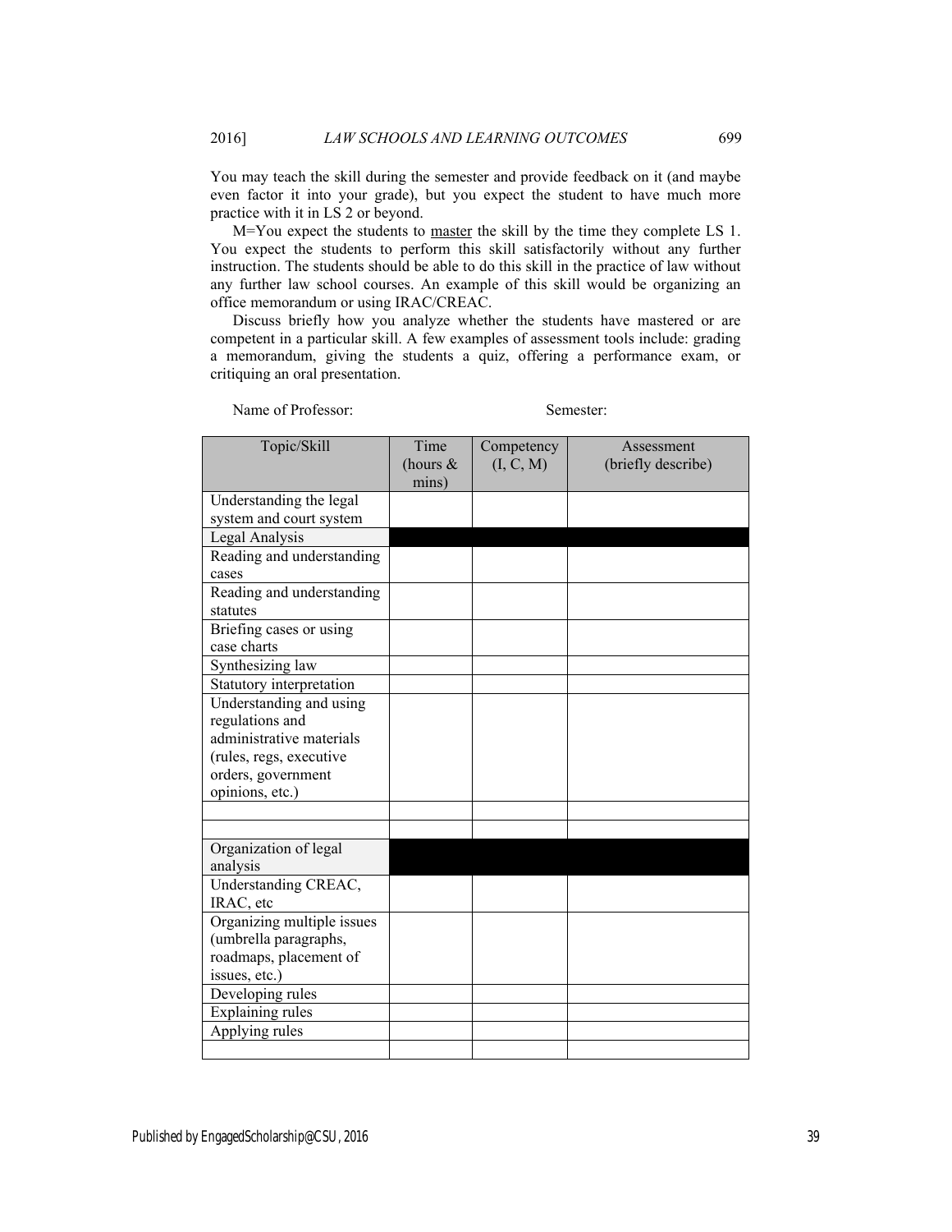You may teach the skill during the semester and provide feedback on it (and maybe even factor it into your grade), but you expect the student to have much more practice with it in LS 2 or beyond.

M=You expect the students to master the skill by the time they complete LS 1. You expect the students to perform this skill satisfactorily without any further instruction. The students should be able to do this skill in the practice of law without any further law school courses. An example of this skill would be organizing an office memorandum or using IRAC/CREAC.

Discuss briefly how you analyze whether the students have mastered or are competent in a particular skill. A few examples of assessment tools include: grading a memorandum, giving the students a quiz, offering a performance exam, or critiquing an oral presentation.

Name of Professor: Semester:

| Topic/Skill | Time (hours & mins) | Competency (I, C, M) | Assessment (briefly describe) |
|---|---|---|---|
| Understanding the legal system and court system | | | |
| Legal Analysis | | | |
| Reading and understanding cases | | | |
| Reading and understanding statutes | | | |
| Briefing cases or using case charts | | | |
| Synthesizing law | | | |
| Statutory interpretation | | | |
| Understanding and using regulations and administrative materials (rules, regs, executive orders, government opinions, etc.) | | | |
| | | | |
| | | | |
| Organization of legal analysis | | | |
| Understanding CREAC, IRAC, etc | | | |
| Organizing multiple issues (umbrella paragraphs, roadmaps, placement of issues, etc.) | | | |
| Developing rules | | | |
| Explaining rules | | | |
| Applying rules | | | |
| | | | |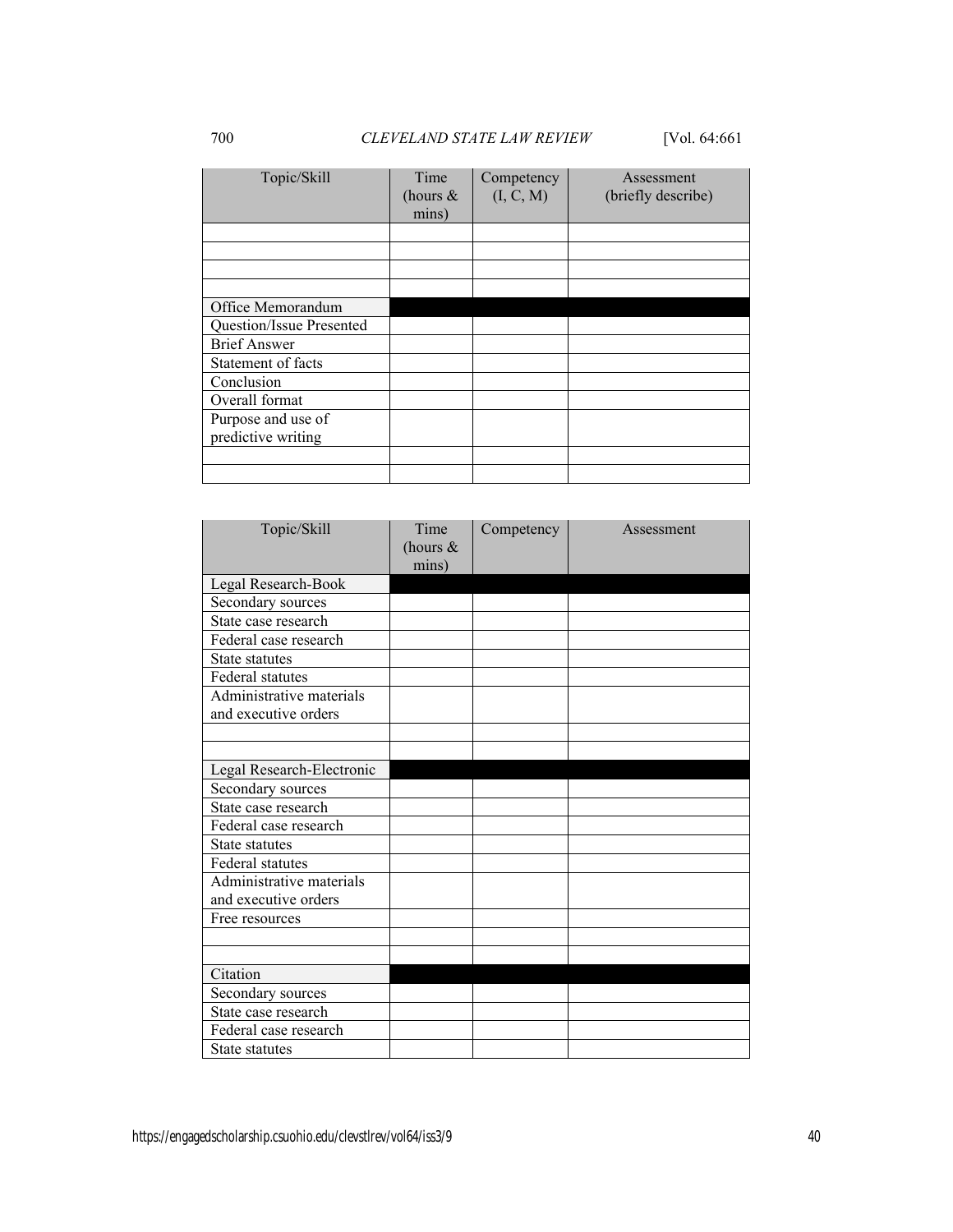| Topic/Skill | Time (hours & mins) | Competency (I, C, M) | Assessment (briefly describe) |
|---|---|---|---|
| | | | |
| | | | |
| | | | |
| | | | |
| Office Memorandum | | | |
| Question/Issue Presented | | | |
| Brief Answer | | | |
| Statement of facts | | | |
| Conclusion | | | |
| Overall format | | | |
| Purpose and use of predictive writing | | | |
| | | | |
| | | | |

| Topic/Skill | Time (hours & mins) | Competency | Assessment |
|---|---|---|---|
| Legal Research-Book | | | |
| Secondary sources | | | |
| State case research | | | |
| Federal case research | | | |
| State statutes | | | |
| Federal statutes | | | |
| Administrative materials and executive orders | | | |
| | | | |
| | | | |
| Legal Research-Electronic | | | |
| Secondary sources | | | |
| State case research | | | |
| Federal case research | | | |
| State statutes | | | |
| Federal statutes | | | |
| Administrative materials and executive orders | | | |
| Free resources | | | |
| | | | |
| | | | |
| Citation | | | |
| Secondary sources | | | |
| State case research | | | |
| Federal case research | | | |
| State statutes | | | |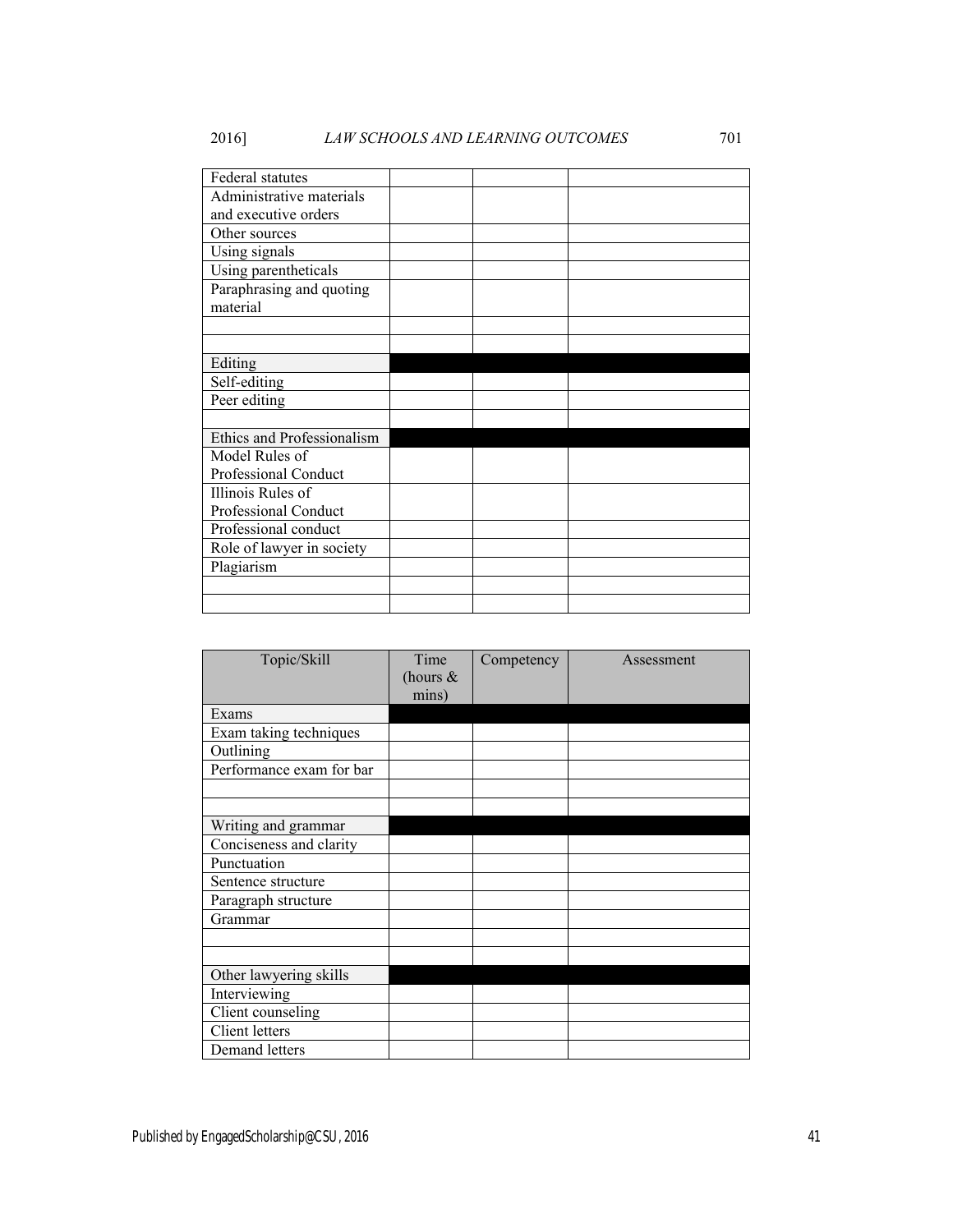| | | | |
|---|---|---|---|
| Federal statutes | | | |
| Administrative materials and executive orders | | | |
| Other sources | | | |
| Using signals | | | |
| Using parentheticals | | | |
| Paraphrasing and quoting material | | | |
| | | | |
| | | | |
| Editing | | | |
| Self-editing | | | |
| Peer editing | | | |
| | | | |
| Ethics and Professionalism | | | |
| Model Rules of Professional Conduct | | | |
| Illinois Rules of Professional Conduct | | | |
| Professional conduct | | | |
| Role of lawyer in society | | | |
| Plagiarism | | | |
| | | | |
| | | | |

| Topic/Skill | Time (hours & mins) | Competency | Assessment |
|---|---|---|---|
| Exams | | | |
| Exam taking techniques | | | |
| Outlining | | | |
| Performance exam for bar | | | |
| | | | |
| | | | |
| Writing and grammar | | | |
| Conciseness and clarity | | | |
| Punctuation | | | |
| Sentence structure | | | |
| Paragraph structure | | | |
| Grammar | | | |
| | | | |
| | | | |
| Other lawyering skills | | | |
| Interviewing | | | |
| Client counseling | | | |
| Client letters | | | |
| Demand letters | | | |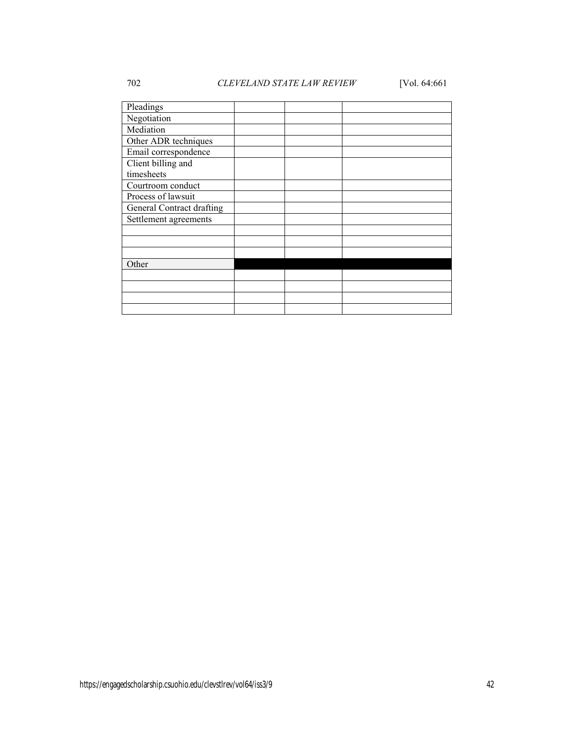| | | | |
|---|---|---|---|
| Pleadings | | | |
| Negotiation | | | |
| Mediation | | | |
| Other ADR techniques | | | |
| Email correspondence | | | |
| Client billing and timesheets | | | |
| Courtroom conduct | | | |
| Process of lawsuit | | | |
| General Contract drafting | | | |
| Settlement agreements | | | |
| | | | |
| | | | |
| | | | |
| Other | | | |
| | | | |
| | | | |
| | | | |
| | | | |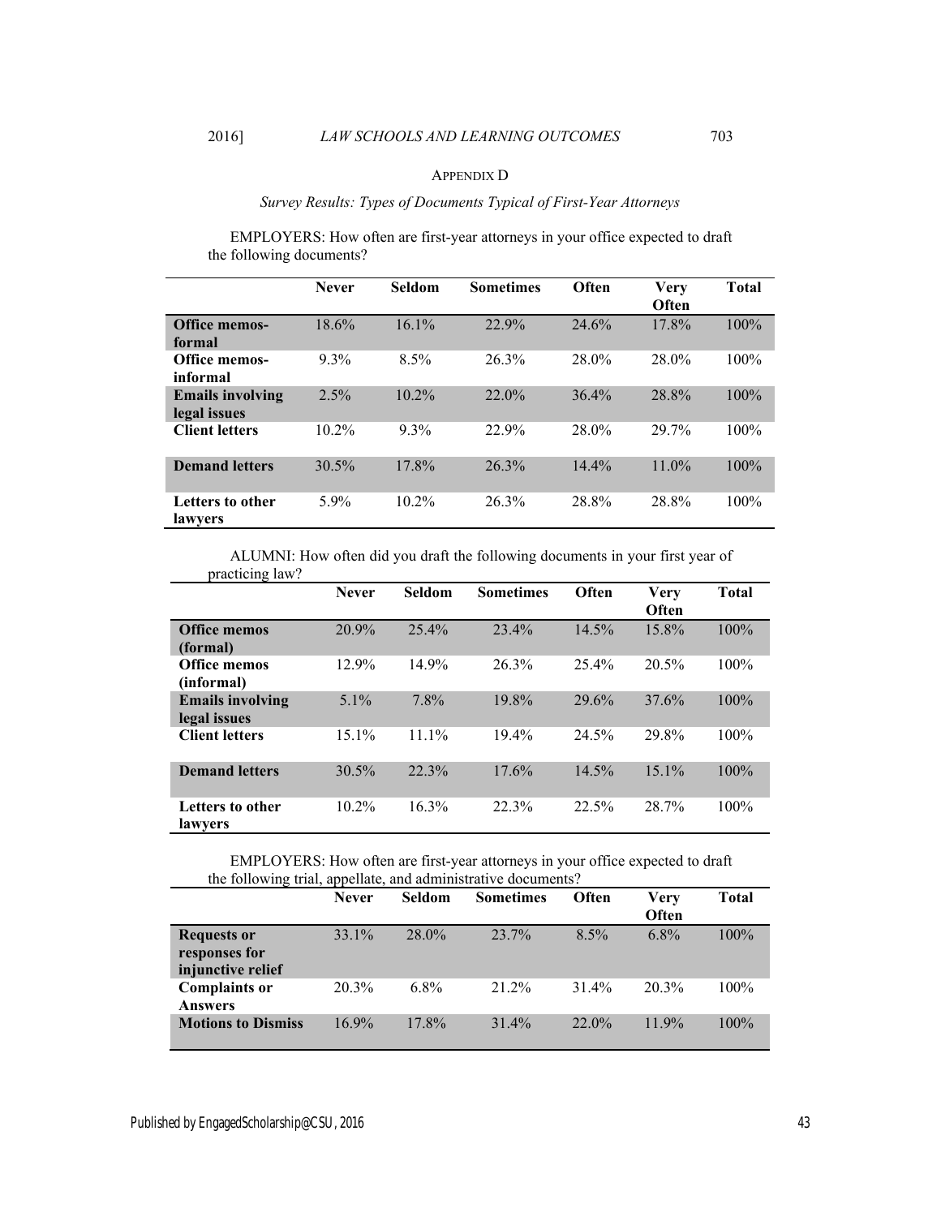## Appendix D

*Survey Results: Types of Documents Typical of First-Year Attorneys*

EMPLOYERS: How often are first-year attorneys in your office expected to draft the following documents?

| | Never | Seldom | Sometimes | Often | Very Often | Total |
|---|---|---|---|---|---|---|
| **Office memos-formal** | 18.6% | 16.1% | 22.9% | 24.6% | 17.8% | 100% |
| **Office memos-informal** | 9.3% | 8.5% | 26.3% | 28.0% | 28.0% | 100% |
| **Emails involving legal issues** | 2.5% | 10.2% | 22.0% | 36.4% | 28.8% | 100% |
| **Client letters** | 10.2% | 9.3% | 22.9% | 28.0% | 29.7% | 100% |
| **Demand letters** | 30.5% | 17.8% | 26.3% | 14.4% | 11.0% | 100% |
| **Letters to other lawyers** | 5.9% | 10.2% | 26.3% | 28.8% | 28.8% | 100% |

ALUMNI: How often did you draft the following documents in your first year of practicing law?

| | Never | Seldom | Sometimes | Often | Very Often | Total |
|---|---|---|---|---|---|---|
| **Office memos (formal)** | 20.9% | 25.4% | 23.4% | 14.5% | 15.8% | 100% |
| **Office memos (informal)** | 12.9% | 14.9% | 26.3% | 25.4% | 20.5% | 100% |
| **Emails involving legal issues** | 5.1% | 7.8% | 19.8% | 29.6% | 37.6% | 100% |
| **Client letters** | 15.1% | 11.1% | 19.4% | 24.5% | 29.8% | 100% |
| **Demand letters** | 30.5% | 22.3% | 17.6% | 14.5% | 15.1% | 100% |
| **Letters to other lawyers** | 10.2% | 16.3% | 22.3% | 22.5% | 28.7% | 100% |

EMPLOYERS: How often are first-year attorneys in your office expected to draft the following trial, appellate, and administrative documents?

| | Never | Seldom | Sometimes | Often | Very Often | Total |
|---|---|---|---|---|---|---|
| **Requests or responses for injunctive relief** | 33.1% | 28.0% | 23.7% | 8.5% | 6.8% | 100% |
| **Complaints or Answers** | 20.3% | 6.8% | 21.2% | 31.4% | 20.3% | 100% |
| **Motions to Dismiss** | 16.9% | 17.8% | 31.4% | 22.0% | 11.9% | 100% |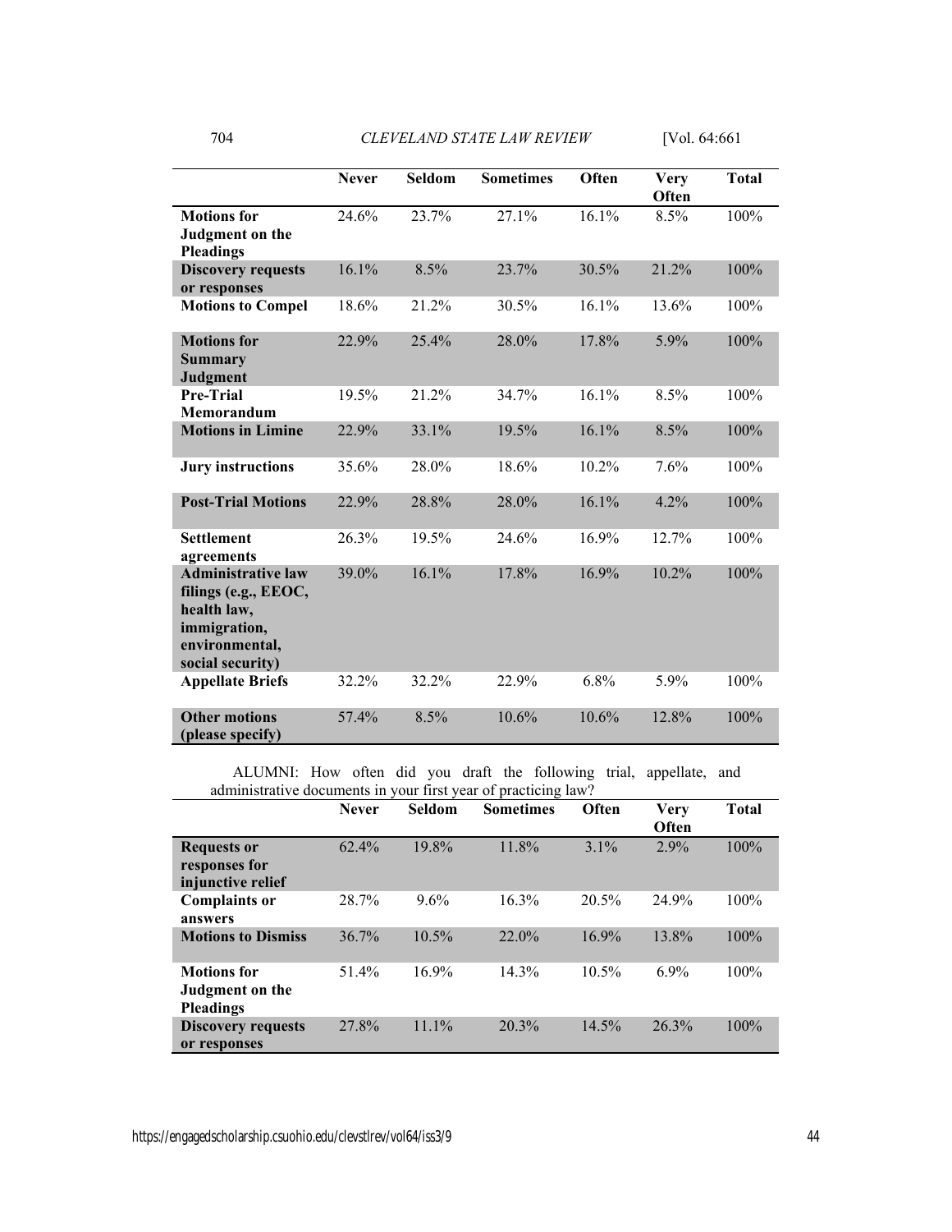| | Never | Seldom | Sometimes | Often | Very Often | Total |
|---|---|---|---|---|---|---|
| **Motions for Judgment on the Pleadings** | 24.6% | 23.7% | 27.1% | 16.1% | 8.5% | 100% |
| **Discovery requests or responses** | 16.1% | 8.5% | 23.7% | 30.5% | 21.2% | 100% |
| **Motions to Compel** | 18.6% | 21.2% | 30.5% | 16.1% | 13.6% | 100% |
| **Motions for Summary Judgment** | 22.9% | 25.4% | 28.0% | 17.8% | 5.9% | 100% |
| **Pre-Trial Memorandum** | 19.5% | 21.2% | 34.7% | 16.1% | 8.5% | 100% |
| **Motions in Limine** | 22.9% | 33.1% | 19.5% | 16.1% | 8.5% | 100% |
| **Jury instructions** | 35.6% | 28.0% | 18.6% | 10.2% | 7.6% | 100% |
| **Post-Trial Motions** | 22.9% | 28.8% | 28.0% | 16.1% | 4.2% | 100% |
| **Settlement agreements** | 26.3% | 19.5% | 24.6% | 16.9% | 12.7% | 100% |
| **Administrative law filings (e.g., EEOC, health law, immigration, environmental, social security)** | 39.0% | 16.1% | 17.8% | 16.9% | 10.2% | 100% |
| **Appellate Briefs** | 32.2% | 32.2% | 22.9% | 6.8% | 5.9% | 100% |
| **Other motions (please specify)** | 57.4% | 8.5% | 10.6% | 10.6% | 12.8% | 100% |

ALUMNI: How often did you draft the following trial, appellate, and administrative documents in your first year of practicing law?

| | Never | Seldom | Sometimes | Often | Very Often | Total |
|---|---|---|---|---|---|---|
| **Requests or responses for injunctive relief** | 62.4% | 19.8% | 11.8% | 3.1% | 2.9% | 100% |
| **Complaints or answers** | 28.7% | 9.6% | 16.3% | 20.5% | 24.9% | 100% |
| **Motions to Dismiss** | 36.7% | 10.5% | 22.0% | 16.9% | 13.8% | 100% |
| **Motions for Judgment on the Pleadings** | 51.4% | 16.9% | 14.3% | 10.5% | 6.9% | 100% |
| **Discovery requests or responses** | 27.8% | 11.1% | 20.3% | 14.5% | 26.3% | 100% |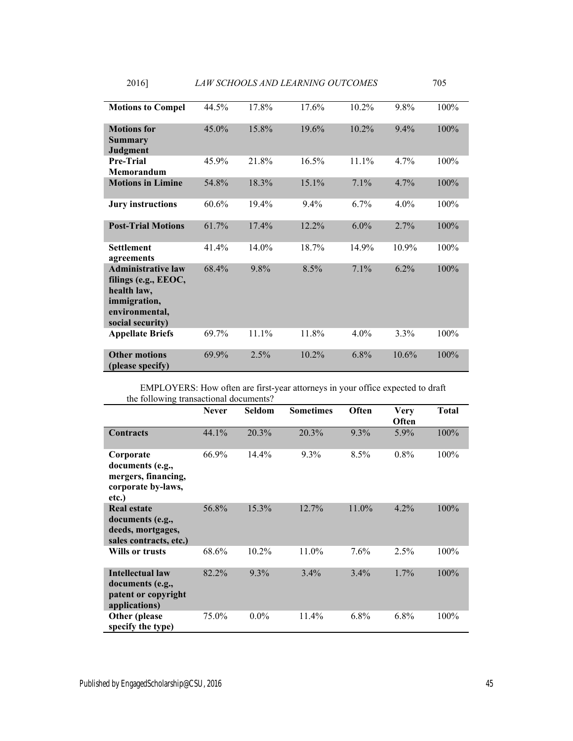| | | | | | | |
|---|---|---|---|---|---|---|
| **Motions to Compel** | 44.5% | 17.8% | 17.6% | 10.2% | 9.8% | 100% |
| **Motions for Summary Judgment** | 45.0% | 15.8% | 19.6% | 10.2% | 9.4% | 100% |
| **Pre-Trial Memorandum** | 45.9% | 21.8% | 16.5% | 11.1% | 4.7% | 100% |
| **Motions in Limine** | 54.8% | 18.3% | 15.1% | 7.1% | 4.7% | 100% |
| **Jury instructions** | 60.6% | 19.4% | 9.4% | 6.7% | 4.0% | 100% |
| **Post-Trial Motions** | 61.7% | 17.4% | 12.2% | 6.0% | 2.7% | 100% |
| **Settlement agreements** | 41.4% | 14.0% | 18.7% | 14.9% | 10.9% | 100% |
| **Administrative law filings (e.g., EEOC, health law, immigration, environmental, social security)** | 68.4% | 9.8% | 8.5% | 7.1% | 6.2% | 100% |
| **Appellate Briefs** | 69.7% | 11.1% | 11.8% | 4.0% | 3.3% | 100% |
| **Other motions (please specify)** | 69.9% | 2.5% | 10.2% | 6.8% | 10.6% | 100% |

EMPLOYERS: How often are first-year attorneys in your office expected to draft the following transactional documents?

| | **Never** | **Seldom** | **Sometimes** | **Often** | **Very Often** | **Total** |
|---|---|---|---|---|---|---|
| **Contracts** | 44.1% | 20.3% | 20.3% | 9.3% | 5.9% | 100% |
| **Corporate documents (e.g., mergers, financing, corporate by-laws, etc.)** | 66.9% | 14.4% | 9.3% | 8.5% | 0.8% | 100% |
| **Real estate documents (e.g., deeds, mortgages, sales contracts, etc.)** | 56.8% | 15.3% | 12.7% | 11.0% | 4.2% | 100% |
| **Wills or trusts** | 68.6% | 10.2% | 11.0% | 7.6% | 2.5% | 100% |
| **Intellectual law documents (e.g., patent or copyright applications)** | 82.2% | 9.3% | 3.4% | 3.4% | 1.7% | 100% |
| **Other (please specify the type)** | 75.0% | 0.0% | 11.4% | 6.8% | 6.8% | 100% |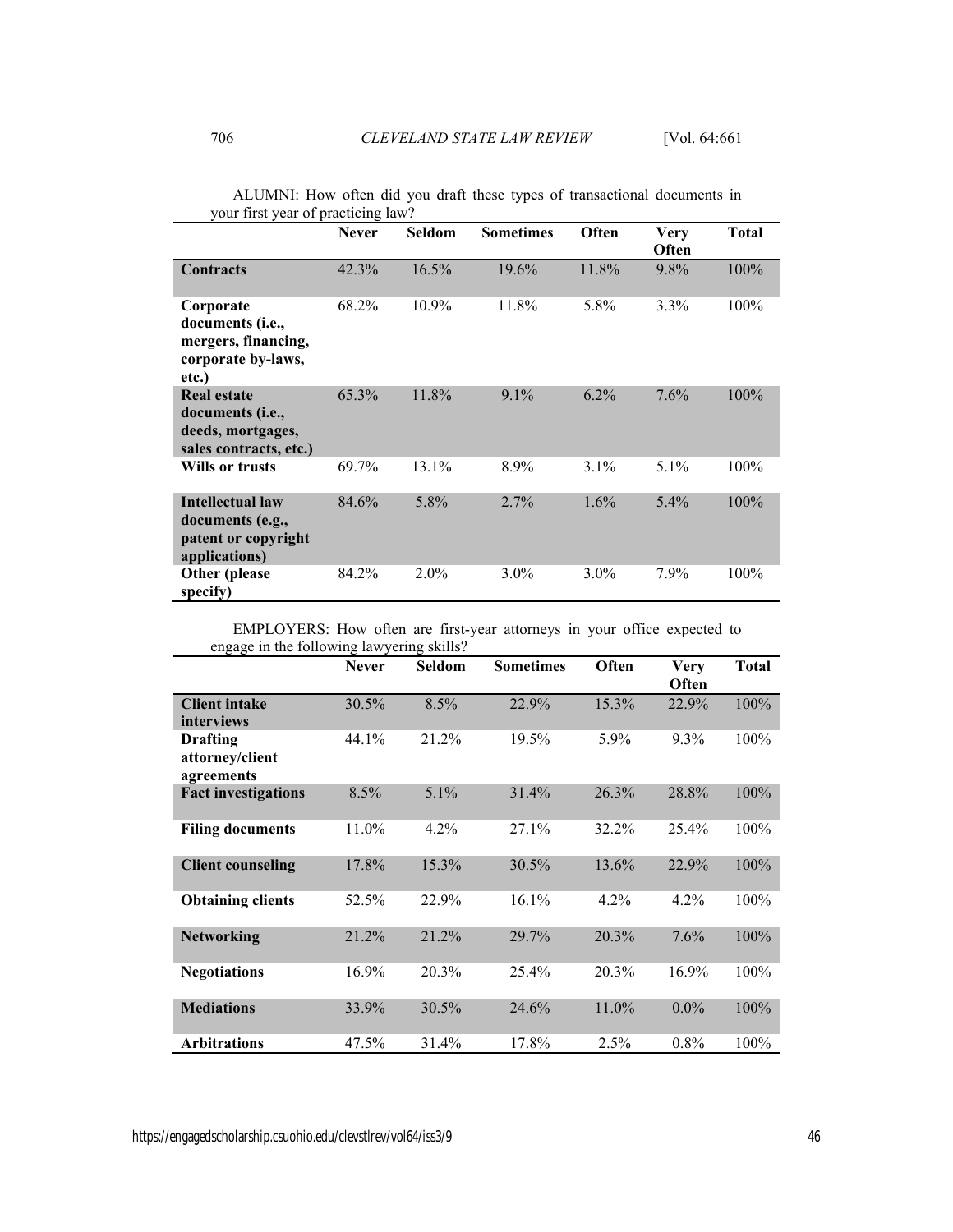ALUMNI: How often did you draft these types of transactional documents in your first year of practicing law?

| | Never | Seldom | Sometimes | Often | Very Often | Total |
|---|---|---|---|---|---|---|
| **Contracts** | 42.3% | 16.5% | 19.6% | 11.8% | 9.8% | 100% |
| **Corporate documents (i.e., mergers, financing, corporate by-laws, etc.)** | 68.2% | 10.9% | 11.8% | 5.8% | 3.3% | 100% |
| **Real estate documents (i.e., deeds, mortgages, sales contracts, etc.)** | 65.3% | 11.8% | 9.1% | 6.2% | 7.6% | 100% |
| **Wills or trusts** | 69.7% | 13.1% | 8.9% | 3.1% | 5.1% | 100% |
| **Intellectual law documents (e.g., patent or copyright applications)** | 84.6% | 5.8% | 2.7% | 1.6% | 5.4% | 100% |
| **Other (please specify)** | 84.2% | 2.0% | 3.0% | 3.0% | 7.9% | 100% |

EMPLOYERS: How often are first-year attorneys in your office expected to engage in the following lawyering skills?

| | Never | Seldom | Sometimes | Often | Very Often | Total |
|---|---|---|---|---|---|---|
| **Client intake interviews** | 30.5% | 8.5% | 22.9% | 15.3% | 22.9% | 100% |
| **Drafting attorney/client agreements** | 44.1% | 21.2% | 19.5% | 5.9% | 9.3% | 100% |
| **Fact investigations** | 8.5% | 5.1% | 31.4% | 26.3% | 28.8% | 100% |
| **Filing documents** | 11.0% | 4.2% | 27.1% | 32.2% | 25.4% | 100% |
| **Client counseling** | 17.8% | 15.3% | 30.5% | 13.6% | 22.9% | 100% |
| **Obtaining clients** | 52.5% | 22.9% | 16.1% | 4.2% | 4.2% | 100% |
| **Networking** | 21.2% | 21.2% | 29.7% | 20.3% | 7.6% | 100% |
| **Negotiations** | 16.9% | 20.3% | 25.4% | 20.3% | 16.9% | 100% |
| **Mediations** | 33.9% | 30.5% | 24.6% | 11.0% | 0.0% | 100% |
| **Arbitrations** | 47.5% | 31.4% | 17.8% | 2.5% | 0.8% | 100% |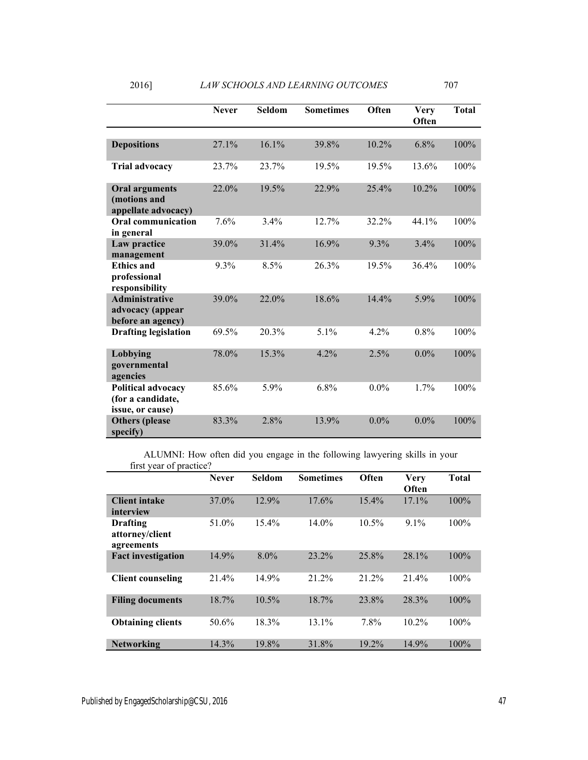| | Never | Seldom | Sometimes | Often | Very Often | Total |
|---|---|---|---|---|---|---|
| **Depositions** | 27.1% | 16.1% | 39.8% | 10.2% | 6.8% | 100% |
| **Trial advocacy** | 23.7% | 23.7% | 19.5% | 19.5% | 13.6% | 100% |
| **Oral arguments (motions and appellate advocacy)** | 22.0% | 19.5% | 22.9% | 25.4% | 10.2% | 100% |
| **Oral communication in general** | 7.6% | 3.4% | 12.7% | 32.2% | 44.1% | 100% |
| **Law practice management** | 39.0% | 31.4% | 16.9% | 9.3% | 3.4% | 100% |
| **Ethics and professional responsibility** | 9.3% | 8.5% | 26.3% | 19.5% | 36.4% | 100% |
| **Administrative advocacy (appear before an agency)** | 39.0% | 22.0% | 18.6% | 14.4% | 5.9% | 100% |
| **Drafting legislation** | 69.5% | 20.3% | 5.1% | 4.2% | 0.8% | 100% |
| **Lobbying governmental agencies** | 78.0% | 15.3% | 4.2% | 2.5% | 0.0% | 100% |
| **Political advocacy (for a candidate, issue, or cause)** | 85.6% | 5.9% | 6.8% | 0.0% | 1.7% | 100% |
| **Others (please specify)** | 83.3% | 2.8% | 13.9% | 0.0% | 0.0% | 100% |

ALUMNI: How often did you engage in the following lawyering skills in your first year of practice?

| | Never | Seldom | Sometimes | Often | Very Often | Total |
|---|---|---|---|---|---|---|
| **Client intake interview** | 37.0% | 12.9% | 17.6% | 15.4% | 17.1% | 100% |
| **Drafting attorney/client agreements** | 51.0% | 15.4% | 14.0% | 10.5% | 9.1% | 100% |
| **Fact investigation** | 14.9% | 8.0% | 23.2% | 25.8% | 28.1% | 100% |
| **Client counseling** | 21.4% | 14.9% | 21.2% | 21.2% | 21.4% | 100% |
| **Filing documents** | 18.7% | 10.5% | 18.7% | 23.8% | 28.3% | 100% |
| **Obtaining clients** | 50.6% | 18.3% | 13.1% | 7.8% | 10.2% | 100% |
| **Networking** | 14.3% | 19.8% | 31.8% | 19.2% | 14.9% | 100% |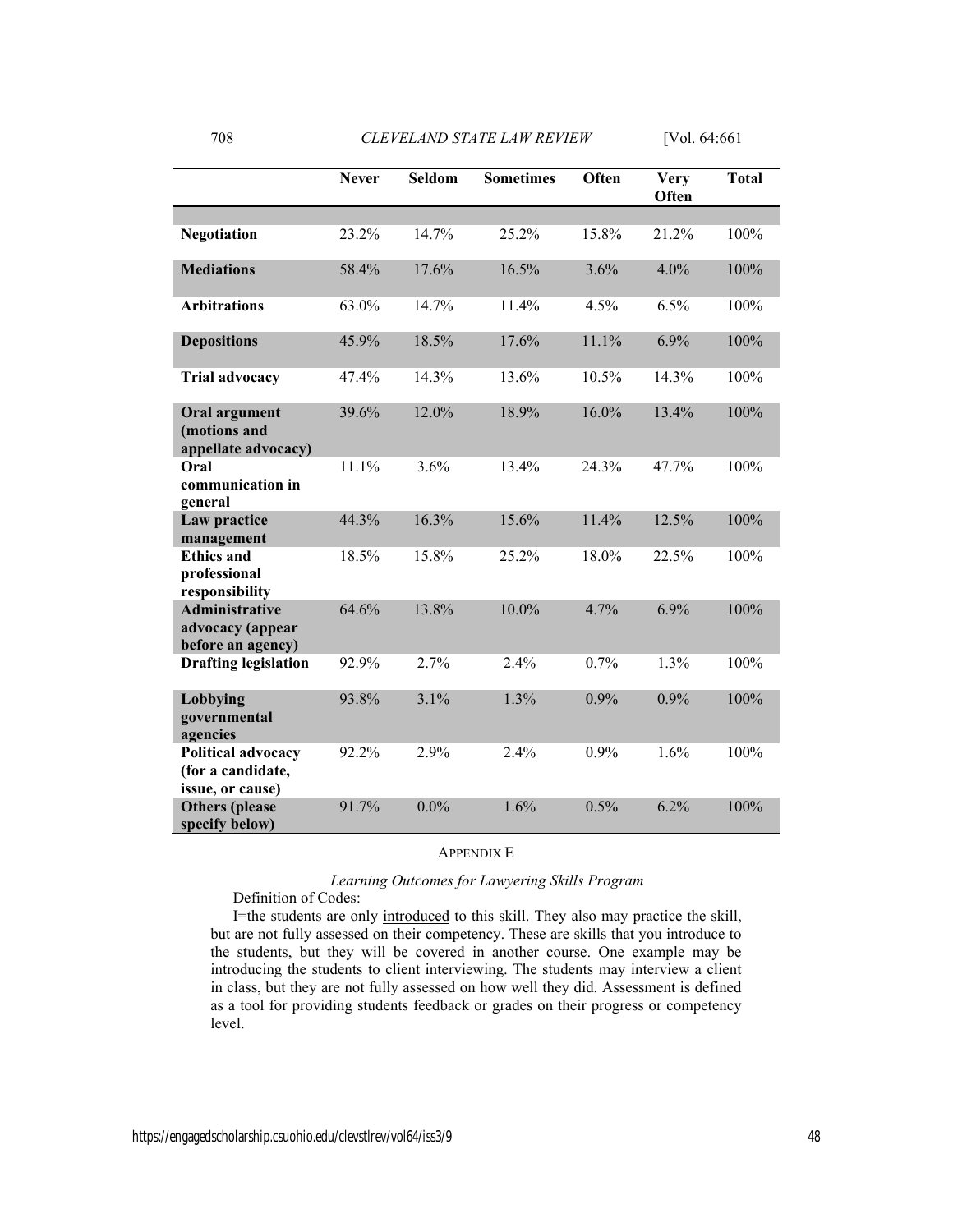| | Never | Seldom | Sometimes | Often | Very Often | Total |
|---|---|---|---|---|---|---|
| **Negotiation** | 23.2% | 14.7% | 25.2% | 15.8% | 21.2% | 100% |
| **Mediations** | 58.4% | 17.6% | 16.5% | 3.6% | 4.0% | 100% |
| **Arbitrations** | 63.0% | 14.7% | 11.4% | 4.5% | 6.5% | 100% |
| **Depositions** | 45.9% | 18.5% | 17.6% | 11.1% | 6.9% | 100% |
| **Trial advocacy** | 47.4% | 14.3% | 13.6% | 10.5% | 14.3% | 100% |
| **Oral argument (motions and appellate advocacy)** | 39.6% | 12.0% | 18.9% | 16.0% | 13.4% | 100% |
| **Oral communication in general** | 11.1% | 3.6% | 13.4% | 24.3% | 47.7% | 100% |
| **Law practice management** | 44.3% | 16.3% | 15.6% | 11.4% | 12.5% | 100% |
| **Ethics and professional responsibility** | 18.5% | 15.8% | 25.2% | 18.0% | 22.5% | 100% |
| **Administrative advocacy (appear before an agency)** | 64.6% | 13.8% | 10.0% | 4.7% | 6.9% | 100% |
| **Drafting legislation** | 92.9% | 2.7% | 2.4% | 0.7% | 1.3% | 100% |
| **Lobbying governmental agencies** | 93.8% | 3.1% | 1.3% | 0.9% | 0.9% | 100% |
| **Political advocacy (for a candidate, issue, or cause)** | 92.2% | 2.9% | 2.4% | 0.9% | 1.6% | 100% |
| **Others (please specify below)** | 91.7% | 0.0% | 1.6% | 0.5% | 6.2% | 100% |

## APPENDIX E

*Learning Outcomes for Lawyering Skills Program*

Definition of Codes:

I=the students are only introduced to this skill. They also may practice the skill, but are not fully assessed on their competency. These are skills that you introduce to the students, but they will be covered in another course. One example may be introducing the students to client interviewing. The students may interview a client in class, but they are not fully assessed on how well they did. Assessment is defined as a tool for providing students feedback or grades on their progress or competency level.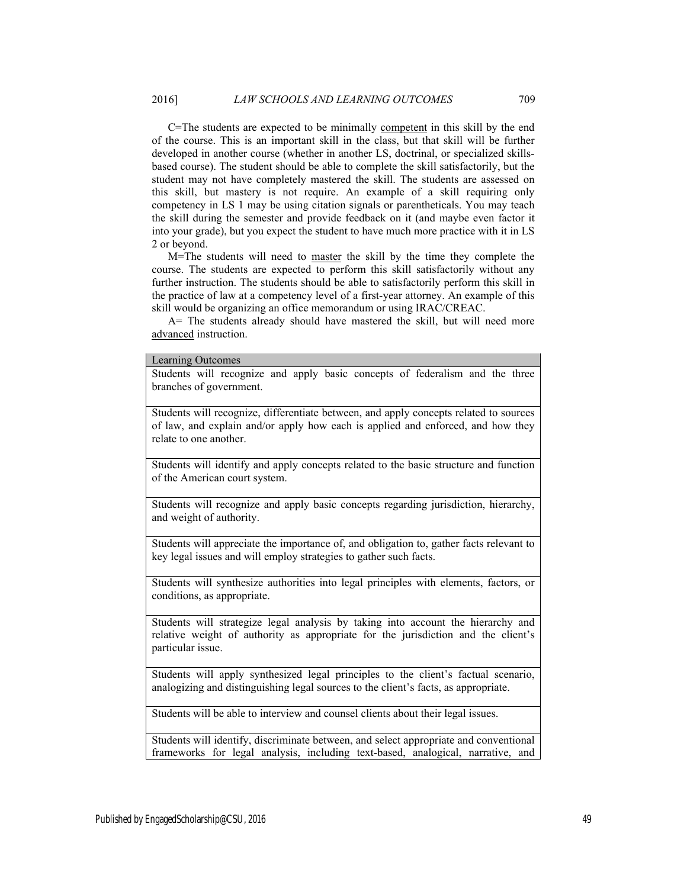C=The students are expected to be minimally <u>competent</u> in this skill by the end of the course. This is an important skill in the class, but that skill will be further developed in another course (whether in another LS, doctrinal, or specialized skills-based course). The student should be able to complete the skill satisfactorily, but the student may not have completely mastered the skill. The students are assessed on this skill, but mastery is not require. An example of a skill requiring only competency in LS 1 may be using citation signals or parentheticals. You may teach the skill during the semester and provide feedback on it (and maybe even factor it into your grade), but you expect the student to have much more practice with it in LS 2 or beyond.

M=The students will need to <u>master</u> the skill by the time they complete the course. The students are expected to perform this skill satisfactorily without any further instruction. The students should be able to satisfactorily perform this skill in the practice of law at a competency level of a first-year attorney. An example of this skill would be organizing an office memorandum or using IRAC/CREAC.

A= The students already should have mastered the skill, but will need more <u>advanced</u> instruction.

| Learning Outcomes |
| --- |
| Students will recognize and apply basic concepts of federalism and the three branches of government. |
| Students will recognize, differentiate between, and apply concepts related to sources of law, and explain and/or apply how each is applied and enforced, and how they relate to one another. |
| Students will identify and apply concepts related to the basic structure and function of the American court system. |
| Students will recognize and apply basic concepts regarding jurisdiction, hierarchy, and weight of authority. |
| Students will appreciate the importance of, and obligation to, gather facts relevant to key legal issues and will employ strategies to gather such facts. |
| Students will synthesize authorities into legal principles with elements, factors, or conditions, as appropriate. |
| Students will strategize legal analysis by taking into account the hierarchy and relative weight of authority as appropriate for the jurisdiction and the client's particular issue. |
| Students will apply synthesized legal principles to the client's factual scenario, analogizing and distinguishing legal sources to the client's facts, as appropriate. |
| Students will be able to interview and counsel clients about their legal issues. |
| Students will identify, discriminate between, and select appropriate and conventional frameworks for legal analysis, including text-based, analogical, narrative, and |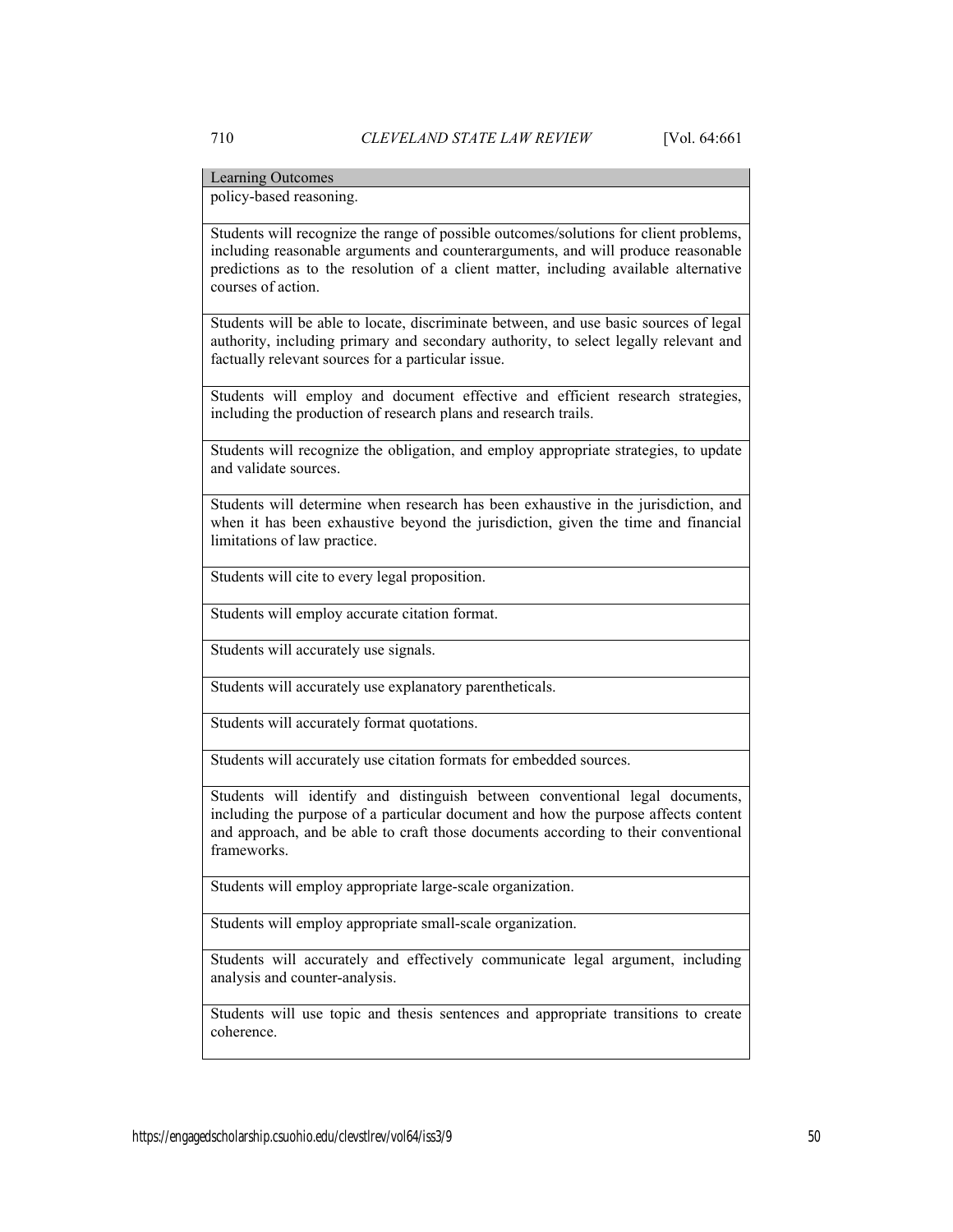| Learning Outcomes |
|---|
| policy-based reasoning. |
| Students will recognize the range of possible outcomes/solutions for client problems, including reasonable arguments and counterarguments, and will produce reasonable predictions as to the resolution of a client matter, including available alternative courses of action. |
| Students will be able to locate, discriminate between, and use basic sources of legal authority, including primary and secondary authority, to select legally relevant and factually relevant sources for a particular issue. |
| Students will employ and document effective and efficient research strategies, including the production of research plans and research trails. |
| Students will recognize the obligation, and employ appropriate strategies, to update and validate sources. |
| Students will determine when research has been exhaustive in the jurisdiction, and when it has been exhaustive beyond the jurisdiction, given the time and financial limitations of law practice. |
| Students will cite to every legal proposition. |
| Students will employ accurate citation format. |
| Students will accurately use signals. |
| Students will accurately use explanatory parentheticals. |
| Students will accurately format quotations. |
| Students will accurately use citation formats for embedded sources. |
| Students will identify and distinguish between conventional legal documents, including the purpose of a particular document and how the purpose affects content and approach, and be able to craft those documents according to their conventional frameworks. |
| Students will employ appropriate large-scale organization. |
| Students will employ appropriate small-scale organization. |
| Students will accurately and effectively communicate legal argument, including analysis and counter-analysis. |
| Students will use topic and thesis sentences and appropriate transitions to create coherence. |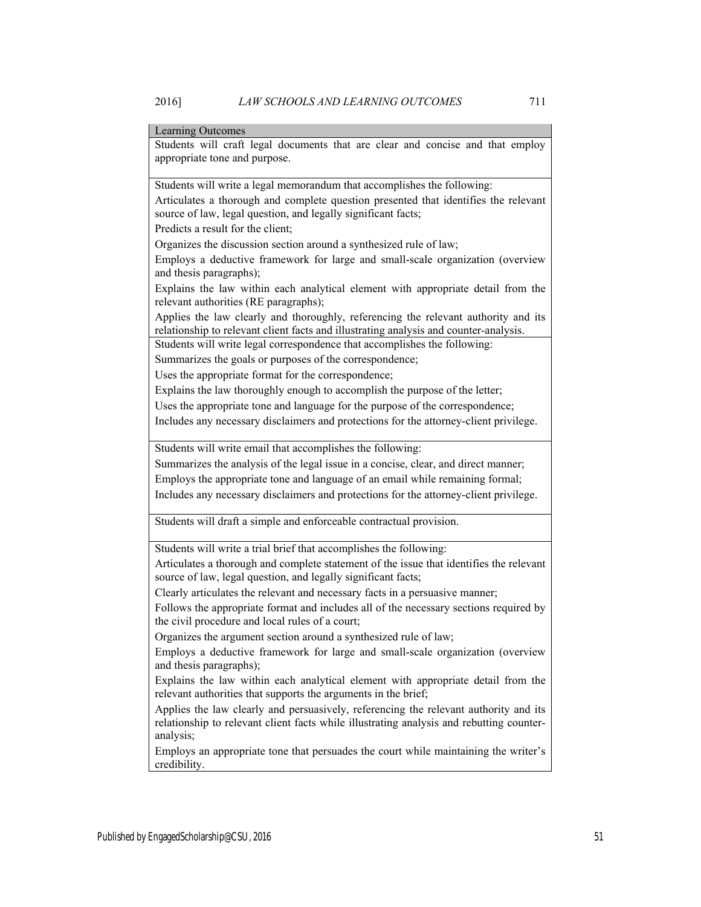| Learning Outcomes |
|---|
| Students will craft legal documents that are clear and concise and that employ appropriate tone and purpose. |
| Students will write a legal memorandum that accomplishes the following:<br>Articulates a thorough and complete question presented that identifies the relevant source of law, legal question, and legally significant facts;<br>Predicts a result for the client;<br>Organizes the discussion section around a synthesized rule of law;<br>Employs a deductive framework for large and small-scale organization (overview and thesis paragraphs);<br>Explains the law within each analytical element with appropriate detail from the relevant authorities (RE paragraphs);<br>Applies the law clearly and thoroughly, referencing the relevant authority and its relationship to relevant client facts and illustrating analysis and counter-analysis. |
| Students will write legal correspondence that accomplishes the following:<br>Summarizes the goals or purposes of the correspondence;<br>Uses the appropriate format for the correspondence;<br>Explains the law thoroughly enough to accomplish the purpose of the letter;<br>Uses the appropriate tone and language for the purpose of the correspondence;<br>Includes any necessary disclaimers and protections for the attorney-client privilege. |
| Students will write email that accomplishes the following:<br>Summarizes the analysis of the legal issue in a concise, clear, and direct manner;<br>Employs the appropriate tone and language of an email while remaining formal;<br>Includes any necessary disclaimers and protections for the attorney-client privilege. |
| Students will draft a simple and enforceable contractual provision. |
| Students will write a trial brief that accomplishes the following:<br>Articulates a thorough and complete statement of the issue that identifies the relevant source of law, legal question, and legally significant facts;<br>Clearly articulates the relevant and necessary facts in a persuasive manner;<br>Follows the appropriate format and includes all of the necessary sections required by the civil procedure and local rules of a court;<br>Organizes the argument section around a synthesized rule of law;<br>Employs a deductive framework for large and small-scale organization (overview and thesis paragraphs);<br>Explains the law within each analytical element with appropriate detail from the relevant authorities that supports the arguments in the brief;<br>Applies the law clearly and persuasively, referencing the relevant authority and its relationship to relevant client facts while illustrating analysis and rebutting counter-analysis;<br>Employs an appropriate tone that persuades the court while maintaining the writer's credibility. |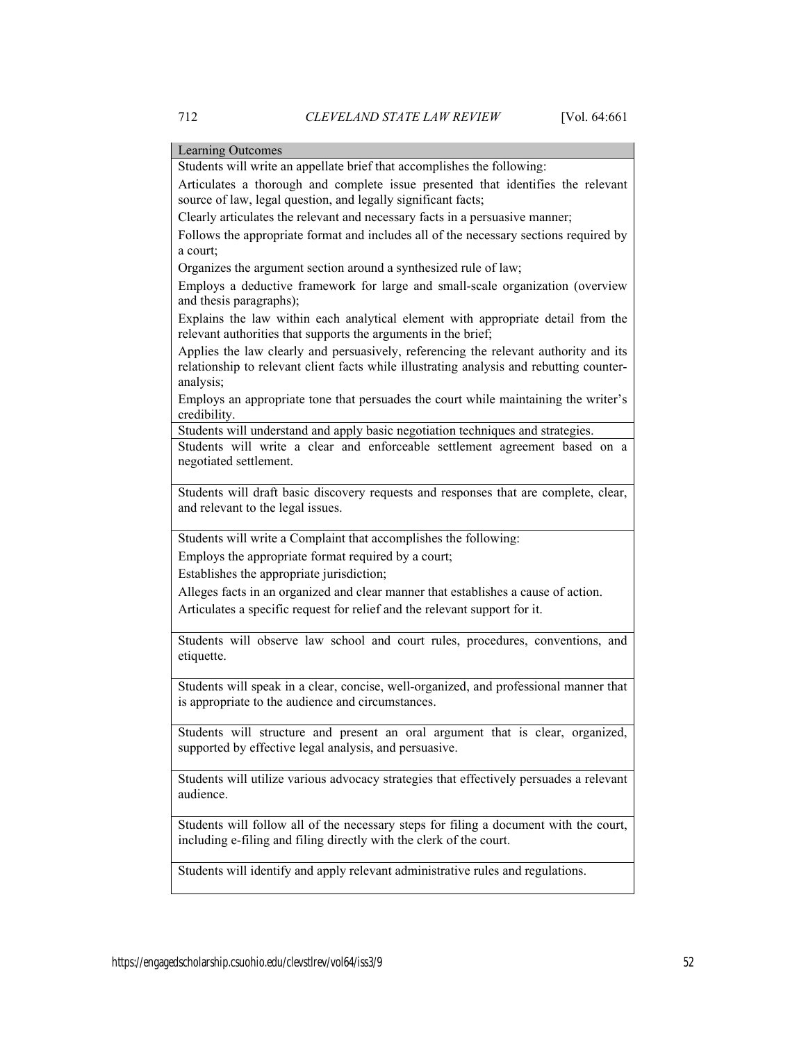| Learning Outcomes |
| --- |
| Students will write an appellate brief that accomplishes the following:<br>Articulates a thorough and complete issue presented that identifies the relevant source of law, legal question, and legally significant facts;<br>Clearly articulates the relevant and necessary facts in a persuasive manner;<br>Follows the appropriate format and includes all of the necessary sections required by a court;<br>Organizes the argument section around a synthesized rule of law;<br>Employs a deductive framework for large and small-scale organization (overview and thesis paragraphs);<br>Explains the law within each analytical element with appropriate detail from the relevant authorities that supports the arguments in the brief;<br>Applies the law clearly and persuasively, referencing the relevant authority and its relationship to relevant client facts while illustrating analysis and rebutting counter-analysis;<br>Employs an appropriate tone that persuades the court while maintaining the writer's credibility. |
| Students will understand and apply basic negotiation techniques and strategies. |
| Students will write a clear and enforceable settlement agreement based on a negotiated settlement. |
| Students will draft basic discovery requests and responses that are complete, clear, and relevant to the legal issues. |
| Students will write a Complaint that accomplishes the following:<br>Employs the appropriate format required by a court;<br>Establishes the appropriate jurisdiction;<br>Alleges facts in an organized and clear manner that establishes a cause of action.<br>Articulates a specific request for relief and the relevant support for it. |
| Students will observe law school and court rules, procedures, conventions, and etiquette. |
| Students will speak in a clear, concise, well-organized, and professional manner that is appropriate to the audience and circumstances. |
| Students will structure and present an oral argument that is clear, organized, supported by effective legal analysis, and persuasive. |
| Students will utilize various advocacy strategies that effectively persuades a relevant audience. |
| Students will follow all of the necessary steps for filing a document with the court, including e-filing and filing directly with the clerk of the court. |
| Students will identify and apply relevant administrative rules and regulations. |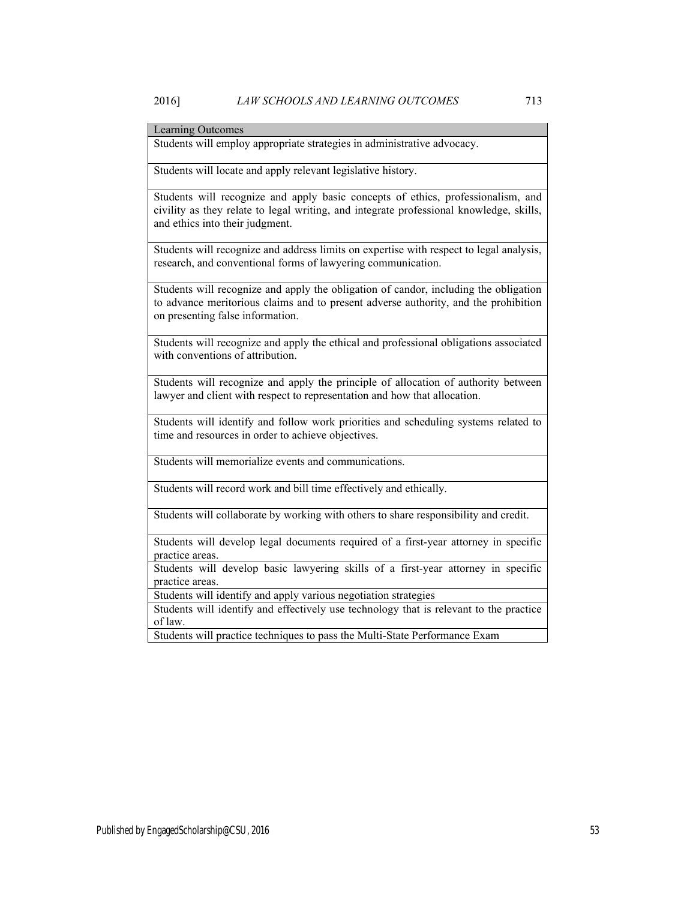| Learning Outcomes |
| --- |
| Students will employ appropriate strategies in administrative advocacy. |
| Students will locate and apply relevant legislative history. |
| Students will recognize and apply basic concepts of ethics, professionalism, and civility as they relate to legal writing, and integrate professional knowledge, skills, and ethics into their judgment. |
| Students will recognize and address limits on expertise with respect to legal analysis, research, and conventional forms of lawyering communication. |
| Students will recognize and apply the obligation of candor, including the obligation to advance meritorious claims and to present adverse authority, and the prohibition on presenting false information. |
| Students will recognize and apply the ethical and professional obligations associated with conventions of attribution. |
| Students will recognize and apply the principle of allocation of authority between lawyer and client with respect to representation and how that allocation. |
| Students will identify and follow work priorities and scheduling systems related to time and resources in order to achieve objectives. |
| Students will memorialize events and communications. |
| Students will record work and bill time effectively and ethically. |
| Students will collaborate by working with others to share responsibility and credit. |
| Students will develop legal documents required of a first-year attorney in specific practice areas. |
| Students will develop basic lawyering skills of a first-year attorney in specific practice areas. |
| Students will identify and apply various negotiation strategies |
| Students will identify and effectively use technology that is relevant to the practice of law. |
| Students will practice techniques to pass the Multi-State Performance Exam |